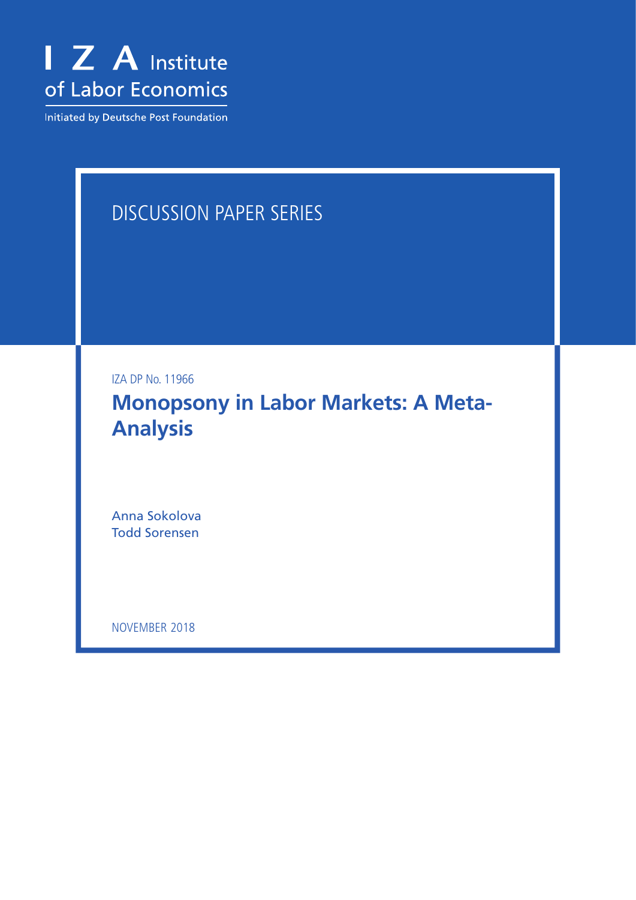I Z A Institute of Labor Economics

Initiated by Deutsche Post Foundation

DISCUSSION PAPER SERIES

IZA DP No. 11966

# Monopsony in Labor Markets: A Meta-Analysis

Anna Sokolova
Todd Sorensen

NOVEMBER 2018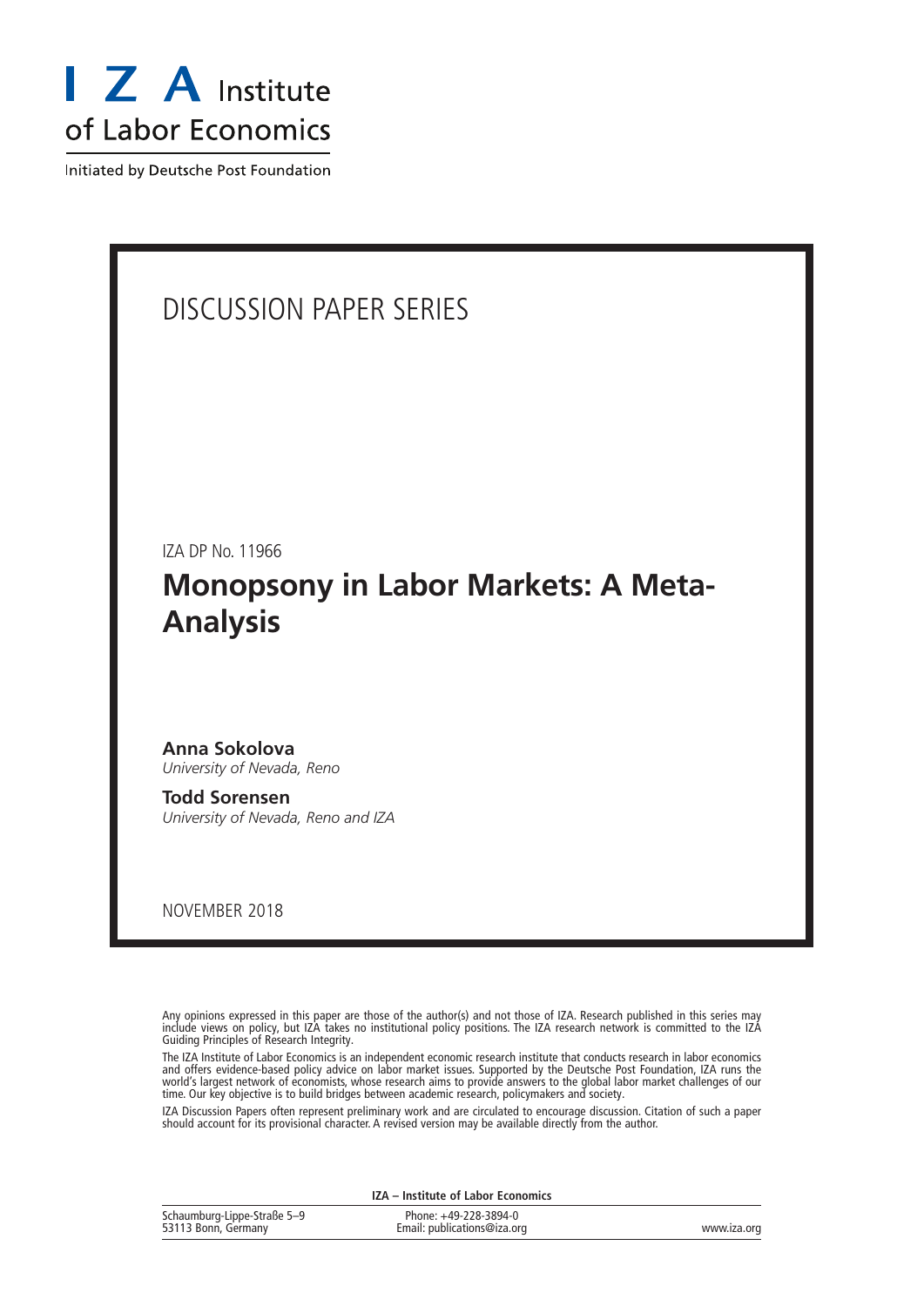# I Z A Institute of Labor Economics

Initiated by Deutsche Post Foundation

DISCUSSION PAPER SERIES

IZA DP No. 11966

# Monopsony in Labor Markets: A Meta-Analysis

**Anna Sokolova**
*University of Nevada, Reno*

**Todd Sorensen**
*University of Nevada, Reno and IZA*

NOVEMBER 2018

Any opinions expressed in this paper are those of the author(s) and not those of IZA. Research published in this series may include views on policy, but IZA takes no institutional policy positions. The IZA research network is committed to the IZA Guiding Principles of Research Integrity.

The IZA Institute of Labor Economics is an independent economic research institute that conducts research in labor economics and offers evidence-based policy advice on labor market issues. Supported by the Deutsche Post Foundation, IZA runs the world's largest network of economists, whose research aims to provide answers to the global labor market challenges of our time. Our key objective is to build bridges between academic research, policymakers and society.

IZA Discussion Papers often represent preliminary work and are circulated to encourage discussion. Citation of such a paper should account for its provisional character. A revised version may be available directly from the author.

**IZA – Institute of Labor Economics**

Schaumburg-Lippe-Straße 5–9
53113 Bonn, Germany

Phone: +49-228-3894-0
Email: publications@iza.org

www.iza.org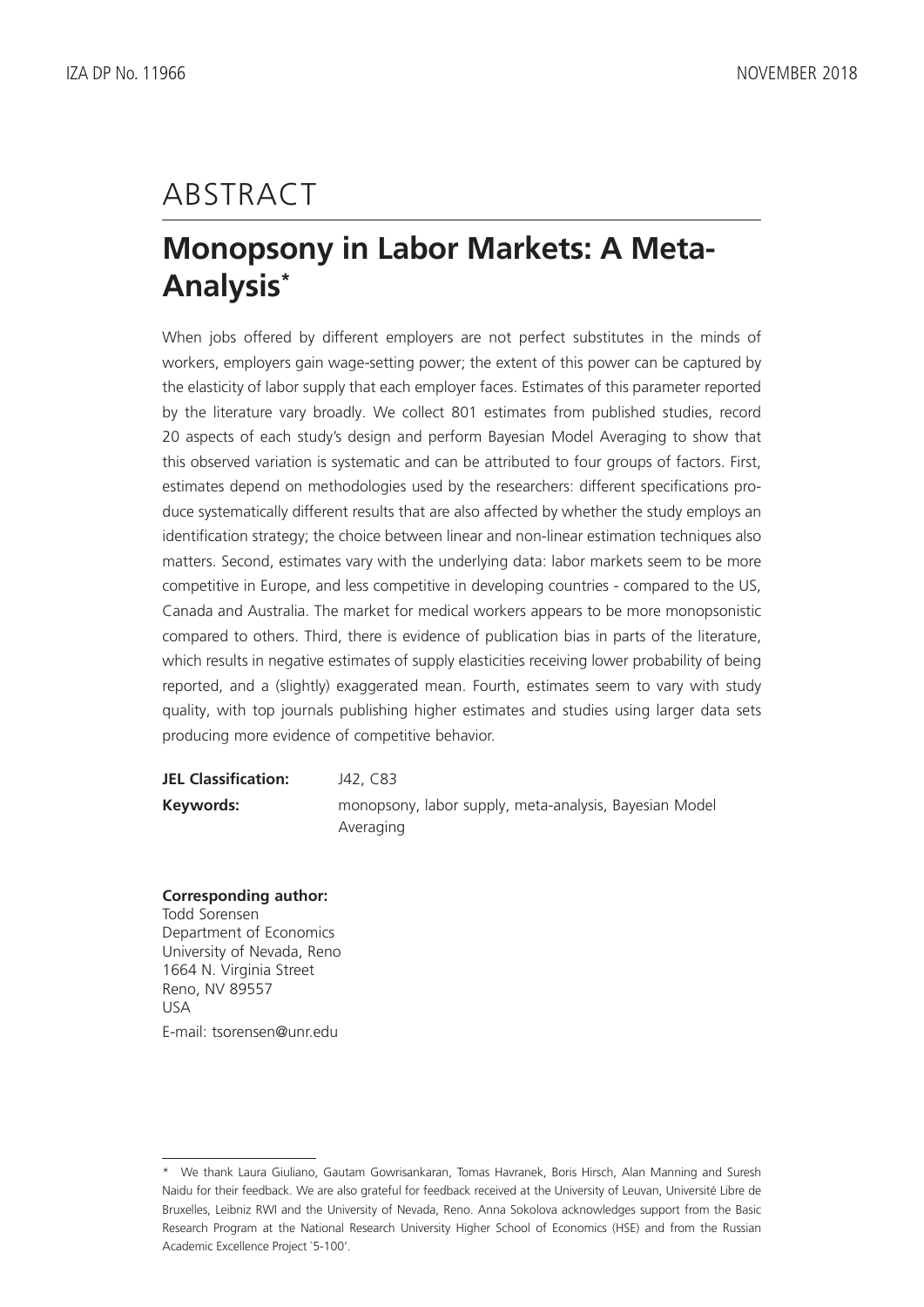# ABSTRACT

## Monopsony in Labor Markets: A Meta-Analysis*

When jobs offered by different employers are not perfect substitutes in the minds of workers, employers gain wage-setting power; the extent of this power can be captured by the elasticity of labor supply that each employer faces. Estimates of this parameter reported by the literature vary broadly. We collect 801 estimates from published studies, record 20 aspects of each study's design and perform Bayesian Model Averaging to show that this observed variation is systematic and can be attributed to four groups of factors. First, estimates depend on methodologies used by the researchers: different specifications produce systematically different results that are also affected by whether the study employs an identification strategy; the choice between linear and non-linear estimation techniques also matters. Second, estimates vary with the underlying data: labor markets seem to be more competitive in Europe, and less competitive in developing countries - compared to the US, Canada and Australia. The market for medical workers appears to be more monopsonistic compared to others. Third, there is evidence of publication bias in parts of the literature, which results in negative estimates of supply elasticities receiving lower probability of being reported, and a (slightly) exaggerated mean. Fourth, estimates seem to vary with study quality, with top journals publishing higher estimates and studies using larger data sets producing more evidence of competitive behavior.

**JEL Classification:** J42, C83

**Keywords:** monopsony, labor supply, meta-analysis, Bayesian Model Averaging

**Corresponding author:**
Todd Sorensen
Department of Economics
University of Nevada, Reno
1664 N. Virginia Street
Reno, NV 89557
USA
E-mail: tsorensen@unr.edu

---

* We thank Laura Giuliano, Gautam Gowrisankaran, Tomas Havranek, Boris Hirsch, Alan Manning and Suresh Naidu for their feedback. We are also grateful for feedback received at the University of Leuvan, Université Libre de Bruxelles, Leibniz RWI and the University of Nevada, Reno. Anna Sokolova acknowledges support from the Basic Research Program at the National Research University Higher School of Economics (HSE) and from the Russian Academic Excellence Project `5-100'.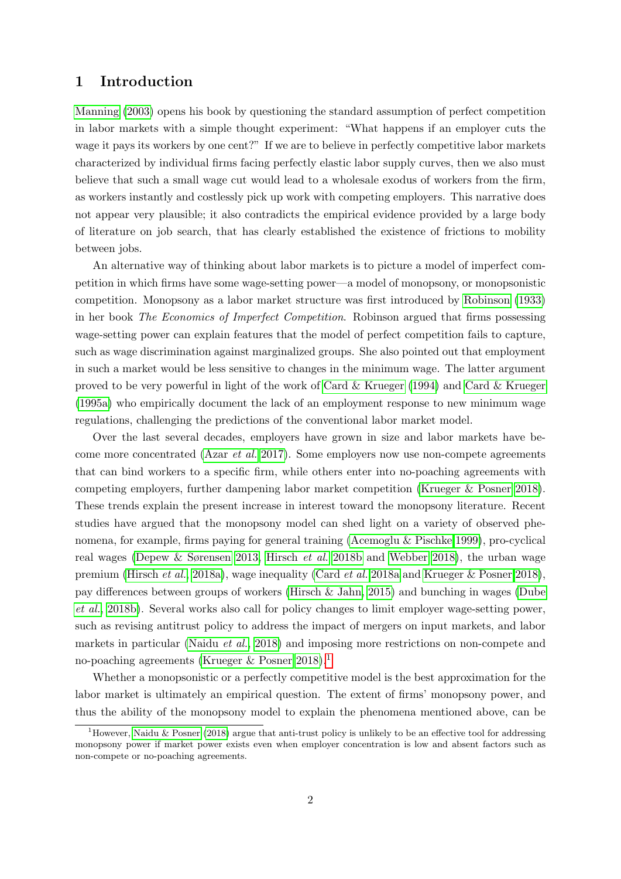# 1 Introduction

Manning (2003) opens his book by questioning the standard assumption of perfect competition in labor markets with a simple thought experiment: "What happens if an employer cuts the wage it pays its workers by one cent?" If we are to believe in perfectly competitive labor markets characterized by individual firms facing perfectly elastic labor supply curves, then we also must believe that such a small wage cut would lead to a wholesale exodus of workers from the firm, as workers instantly and costlessly pick up work with competing employers. This narrative does not appear very plausible; it also contradicts the empirical evidence provided by a large body of literature on job search, that has clearly established the existence of frictions to mobility between jobs.

An alternative way of thinking about labor markets is to picture a model of imperfect competition in which firms have some wage-setting power—a model of monopsony, or monopsonistic competition. Monopsony as a labor market structure was first introduced by Robinson (1933) in her book *The Economics of Imperfect Competition*. Robinson argued that firms possessing wage-setting power can explain features that the model of perfect competition fails to capture, such as wage discrimination against marginalized groups. She also pointed out that employment in such a market would be less sensitive to changes in the minimum wage. The latter argument proved to be very powerful in light of the work of Card & Krueger (1994) and Card & Krueger (1995a) who empirically document the lack of an employment response to new minimum wage regulations, challenging the predictions of the conventional labor market model.

Over the last several decades, employers have grown in size and labor markets have become more concentrated (Azar *et al.* 2017). Some employers now use non-compete agreements that can bind workers to a specific firm, while others enter into no-poaching agreements with competing employers, further dampening labor market competition (Krueger & Posner 2018). These trends explain the present increase in interest toward the monopsony literature. Recent studies have argued that the monopsony model can shed light on a variety of observed phenomena, for example, firms paying for general training (Acemoglu & Pischke 1999), pro-cyclical real wages (Depew & Sørensen 2013, Hirsch *et al.* 2018b and Webber 2018), the urban wage premium (Hirsch *et al.*, 2018a), wage inequality (Card *et al.* 2018a and Krueger & Posner 2018), pay differences between groups of workers (Hirsch & Jahn, 2015) and bunching in wages (Dube *et al.*, 2018b). Several works also call for policy changes to limit employer wage-setting power, such as revising antitrust policy to address the impact of mergers on input markets, and labor markets in particular (Naidu *et al.*, 2018) and imposing more restrictions on non-compete and no-poaching agreements (Krueger & Posner 2018).[1]

Whether a monopsonistic or a perfectly competitive model is the best approximation for the labor market is ultimately an empirical question. The extent of firms' monopsony power, and thus the ability of the monopsony model to explain the phenomena mentioned above, can be

[1] However, Naidu & Posner (2018) argue that anti-trust policy is unlikely to be an effective tool for addressing monopsony power if market power exists even when employer concentration is low and absent factors such as non-compete or no-poaching agreements.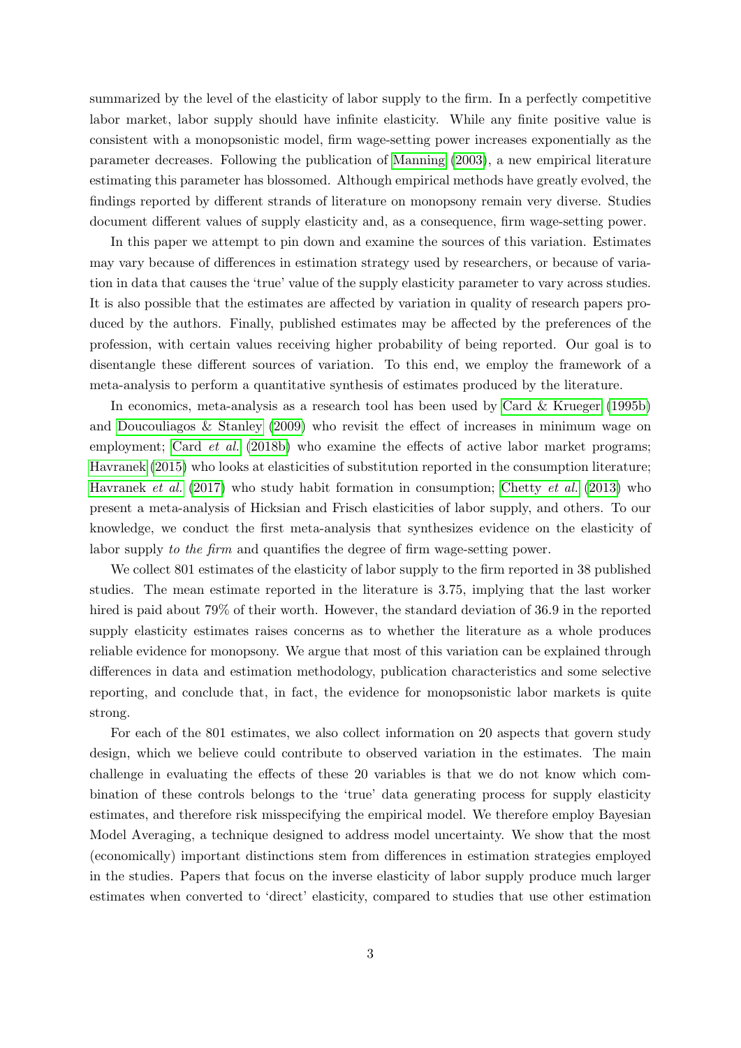summarized by the level of the elasticity of labor supply to the firm. In a perfectly competitive labor market, labor supply should have infinite elasticity. While any finite positive value is consistent with a monopsonistic model, firm wage-setting power increases exponentially as the parameter decreases. Following the publication of Manning (2003), a new empirical literature estimating this parameter has blossomed. Although empirical methods have greatly evolved, the findings reported by different strands of literature on monopsony remain very diverse. Studies document different values of supply elasticity and, as a consequence, firm wage-setting power.

In this paper we attempt to pin down and examine the sources of this variation. Estimates may vary because of differences in estimation strategy used by researchers, or because of variation in data that causes the 'true' value of the supply elasticity parameter to vary across studies. It is also possible that the estimates are affected by variation in quality of research papers produced by the authors. Finally, published estimates may be affected by the preferences of the profession, with certain values receiving higher probability of being reported. Our goal is to disentangle these different sources of variation. To this end, we employ the framework of a meta-analysis to perform a quantitative synthesis of estimates produced by the literature.

In economics, meta-analysis as a research tool has been used by Card & Krueger (1995b) and Doucouliagos & Stanley (2009) who revisit the effect of increases in minimum wage on employment; Card *et al.* (2018b) who examine the effects of active labor market programs; Havranek (2015) who looks at elasticities of substitution reported in the consumption literature; Havranek *et al.* (2017) who study habit formation in consumption; Chetty *et al.* (2013) who present a meta-analysis of Hicksian and Frisch elasticities of labor supply, and others. To our knowledge, we conduct the first meta-analysis that synthesizes evidence on the elasticity of labor supply *to the firm* and quantifies the degree of firm wage-setting power.

We collect 801 estimates of the elasticity of labor supply to the firm reported in 38 published studies. The mean estimate reported in the literature is 3.75, implying that the last worker hired is paid about 79% of their worth. However, the standard deviation of 36.9 in the reported supply elasticity estimates raises concerns as to whether the literature as a whole produces reliable evidence for monopsony. We argue that most of this variation can be explained through differences in data and estimation methodology, publication characteristics and some selective reporting, and conclude that, in fact, the evidence for monopsonistic labor markets is quite strong.

For each of the 801 estimates, we also collect information on 20 aspects that govern study design, which we believe could contribute to observed variation in the estimates. The main challenge in evaluating the effects of these 20 variables is that we do not know which combination of these controls belongs to the 'true' data generating process for supply elasticity estimates, and therefore risk misspecifying the empirical model. We therefore employ Bayesian Model Averaging, a technique designed to address model uncertainty. We show that the most (economically) important distinctions stem from differences in estimation strategies employed in the studies. Papers that focus on the inverse elasticity of labor supply produce much larger estimates when converted to 'direct' elasticity, compared to studies that use other estimation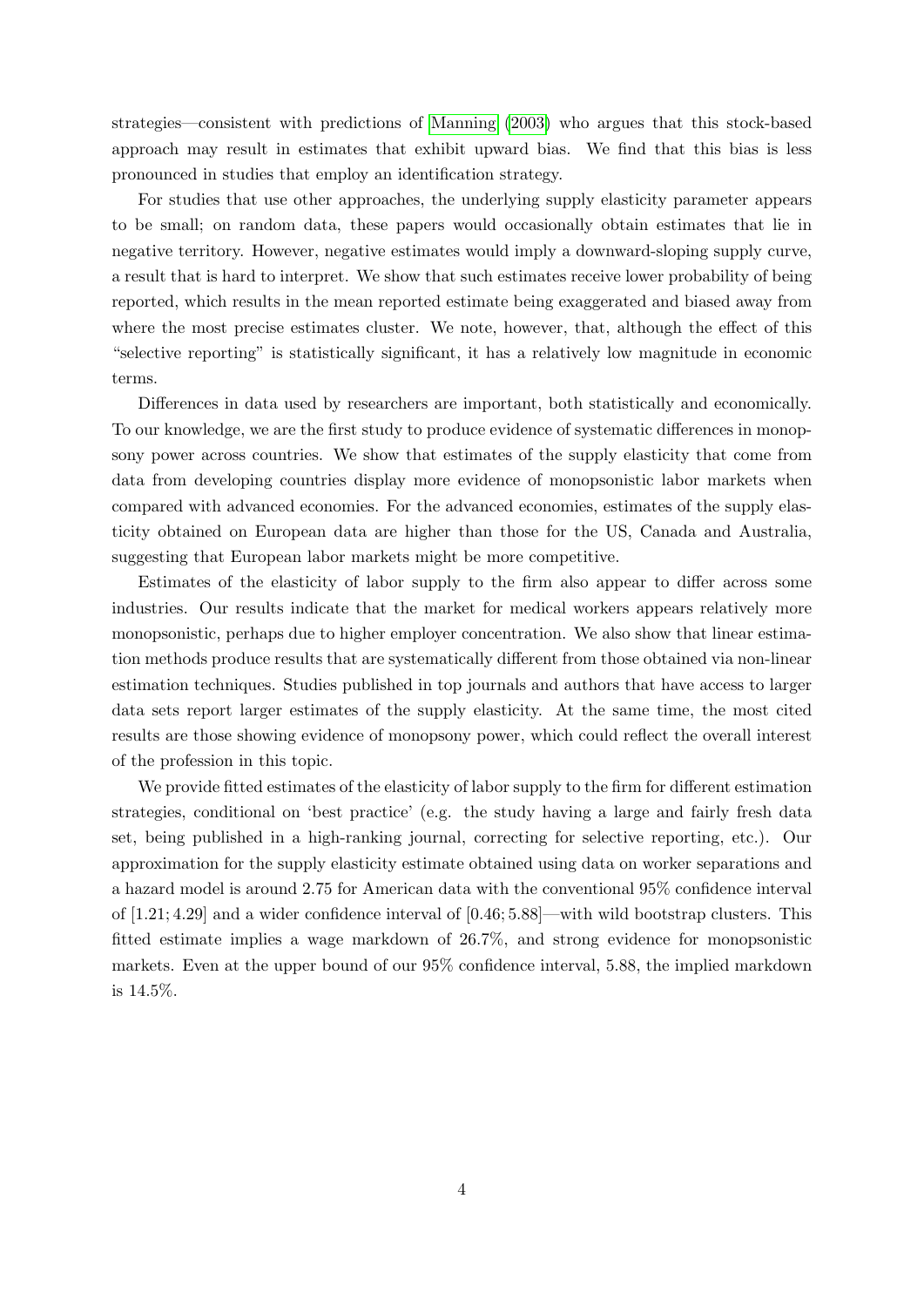strategies—consistent with predictions of Manning (2003) who argues that this stock-based approach may result in estimates that exhibit upward bias. We find that this bias is less pronounced in studies that employ an identification strategy.

For studies that use other approaches, the underlying supply elasticity parameter appears to be small; on random data, these papers would occasionally obtain estimates that lie in negative territory. However, negative estimates would imply a downward-sloping supply curve, a result that is hard to interpret. We show that such estimates receive lower probability of being reported, which results in the mean reported estimate being exaggerated and biased away from where the most precise estimates cluster. We note, however, that, although the effect of this "selective reporting" is statistically significant, it has a relatively low magnitude in economic terms.

Differences in data used by researchers are important, both statistically and economically. To our knowledge, we are the first study to produce evidence of systematic differences in monopsony power across countries. We show that estimates of the supply elasticity that come from data from developing countries display more evidence of monopsonistic labor markets when compared with advanced economies. For the advanced economies, estimates of the supply elasticity obtained on European data are higher than those for the US, Canada and Australia, suggesting that European labor markets might be more competitive.

Estimates of the elasticity of labor supply to the firm also appear to differ across some industries. Our results indicate that the market for medical workers appears relatively more monopsonistic, perhaps due to higher employer concentration. We also show that linear estimation methods produce results that are systematically different from those obtained via non-linear estimation techniques. Studies published in top journals and authors that have access to larger data sets report larger estimates of the supply elasticity. At the same time, the most cited results are those showing evidence of monopsony power, which could reflect the overall interest of the profession in this topic.

We provide fitted estimates of the elasticity of labor supply to the firm for different estimation strategies, conditional on 'best practice' (e.g. the study having a large and fairly fresh data set, being published in a high-ranking journal, correcting for selective reporting, etc.). Our approximation for the supply elasticity estimate obtained using data on worker separations and a hazard model is around 2.75 for American data with the conventional 95% confidence interval of $[1.21; 4.29]$ and a wider confidence interval of $[0.46; 5.88]$—with wild bootstrap clusters. This fitted estimate implies a wage markdown of 26.7%, and strong evidence for monopsonistic markets. Even at the upper bound of our 95% confidence interval, 5.88, the implied markdown is 14.5%.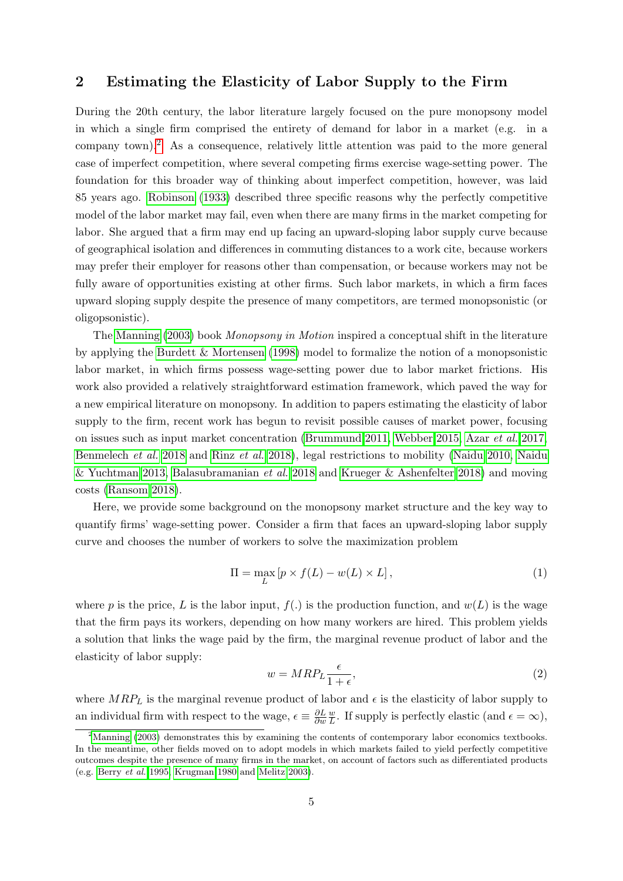## 2 Estimating the Elasticity of Labor Supply to the Firm

During the 20th century, the labor literature largely focused on the pure monopsony model in which a single firm comprised the entirety of demand for labor in a market (e.g. in a company town).[2] As a consequence, relatively little attention was paid to the more general case of imperfect competition, where several competing firms exercise wage-setting power. The foundation for this broader way of thinking about imperfect competition, however, was laid 85 years ago. Robinson (1933) described three specific reasons why the perfectly competitive model of the labor market may fail, even when there are many firms in the market competing for labor. She argued that a firm may end up facing an upward-sloping labor supply curve because of geographical isolation and differences in commuting distances to a work cite, because workers may prefer their employer for reasons other than compensation, or because workers may not be fully aware of opportunities existing at other firms. Such labor markets, in which a firm faces upward sloping supply despite the presence of many competitors, are termed monopsonistic (or oligopsonistic).

The Manning (2003) book *Monopsony in Motion* inspired a conceptual shift in the literature by applying the Burdett & Mortensen (1998) model to formalize the notion of a monopsonistic labor market, in which firms possess wage-setting power due to labor market frictions. His work also provided a relatively straightforward estimation framework, which paved the way for a new empirical literature on monopsony. In addition to papers estimating the elasticity of labor supply to the firm, recent work has begun to revisit possible causes of market power, focusing on issues such as input market concentration (Brummund 2011, Webber 2015, Azar *et al.* 2017, Benmelech *et al.* 2018 and Rinz *et al.* 2018), legal restrictions to mobility (Naidu 2010, Naidu & Yuchtman 2013, Balasubramanian *et al.* 2018 and Krueger & Ashenfelter 2018) and moving costs (Ransom 2018).

Here, we provide some background on the monopsony market structure and the key way to quantify firms' wage-setting power. Consider a firm that faces an upward-sloping labor supply curve and chooses the number of workers to solve the maximization problem

$$\Pi = \max_{L} \left[ p \times f(L) - w(L) \times L \right], \tag{1}$$

where $p$ is the price, $L$ is the labor input, $f(.)$ is the production function, and $w(L)$ is the wage that the firm pays its workers, depending on how many workers are hired. This problem yields a solution that links the wage paid by the firm, the marginal revenue product of labor and the elasticity of labor supply:

$$w = MRP_L \frac{\epsilon}{1+\epsilon}, \tag{2}$$

where $MRP_L$ is the marginal revenue product of labor and $\epsilon$ is the elasticity of labor supply to an individual firm with respect to the wage, $\epsilon \equiv \frac{\partial L}{\partial w} \frac{w}{L}$. If supply is perfectly elastic (and $\epsilon = \infty$),

[2] Manning (2003) demonstrates this by examining the contents of contemporary labor economics textbooks. In the meantime, other fields moved on to adopt models in which markets failed to yield perfectly competitive outcomes despite the presence of many firms in the market, on account of factors such as differentiated products (e.g. Berry *et al.* 1995, Krugman 1980 and Melitz 2003).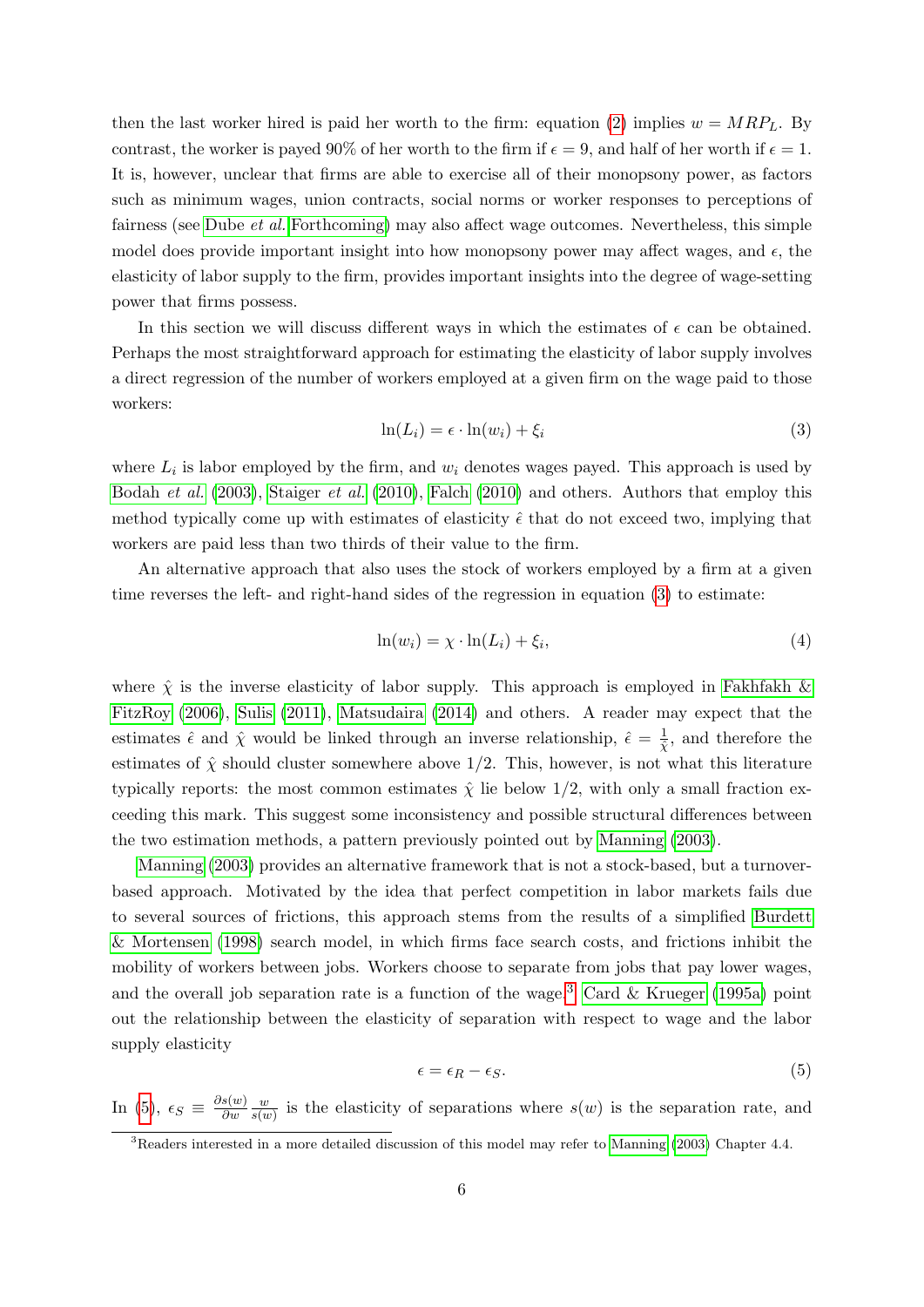then the last worker hired is paid her worth to the firm: equation (2) implies $w = MRP_L$. By contrast, the worker is payed 90% of her worth to the firm if $\epsilon = 9$, and half of her worth if $\epsilon = 1$. It is, however, unclear that firms are able to exercise all of their monopsony power, as factors such as minimum wages, union contracts, social norms or worker responses to perceptions of fairness (see Dube *et al.* Forthcoming) may also affect wage outcomes. Nevertheless, this simple model does provide important insight into how monopsony power may affect wages, and $\epsilon$, the elasticity of labor supply to the firm, provides important insights into the degree of wage-setting power that firms possess.

In this section we will discuss different ways in which the estimates of $\epsilon$ can be obtained. Perhaps the most straightforward approach for estimating the elasticity of labor supply involves a direct regression of the number of workers employed at a given firm on the wage paid to those workers:

$$\ln(L_i) = \epsilon \cdot \ln(w_i) + \xi_i \tag{3}$$

where $L_i$ is labor employed by the firm, and $w_i$ denotes wages payed. This approach is used by Bodah *et al.* (2003), Staiger *et al.* (2010), Falch (2010) and others. Authors that employ this method typically come up with estimates of elasticity $\hat{\epsilon}$ that do not exceed two, implying that workers are paid less than two thirds of their value to the firm.

An alternative approach that also uses the stock of workers employed by a firm at a given time reverses the left- and right-hand sides of the regression in equation (3) to estimate:

$$\ln(w_i) = \chi \cdot \ln(L_i) + \xi_i, \tag{4}$$

where $\hat{\chi}$ is the inverse elasticity of labor supply. This approach is employed in Fakhfakh & FitzRoy (2006), Sulis (2011), Matsudaira (2014) and others. A reader may expect that the estimates $\hat{\epsilon}$ and $\hat{\chi}$ would be linked through an inverse relationship, $\hat{\epsilon} = \frac{1}{\hat{\chi}}$, and therefore the estimates of $\hat{\chi}$ should cluster somewhere above 1/2. This, however, is not what this literature typically reports: the most common estimates $\hat{\chi}$ lie below 1/2, with only a small fraction exceeding this mark. This suggest some inconsistency and possible structural differences between the two estimation methods, a pattern previously pointed out by Manning (2003).

Manning (2003) provides an alternative framework that is not a stock-based, but a turnover-based approach. Motivated by the idea that perfect competition in labor markets fails due to several sources of frictions, this approach stems from the results of a simplified Burdett & Mortensen (1998) search model, in which firms face search costs, and frictions inhibit the mobility of workers between jobs. Workers choose to separate from jobs that pay lower wages, and the overall job separation rate is a function of the wage.[3] Card & Krueger (1995a) point out the relationship between the elasticity of separation with respect to wage and the labor supply elasticity

$$\epsilon = \epsilon_R - \epsilon_S. \tag{5}$$

In (5), $\epsilon_S \equiv \frac{\partial s(w)}{\partial w} \frac{w}{s(w)}$ is the elasticity of separations where $s(w)$ is the separation rate, and

[3] Readers interested in a more detailed discussion of this model may refer to Manning (2003) Chapter 4.4.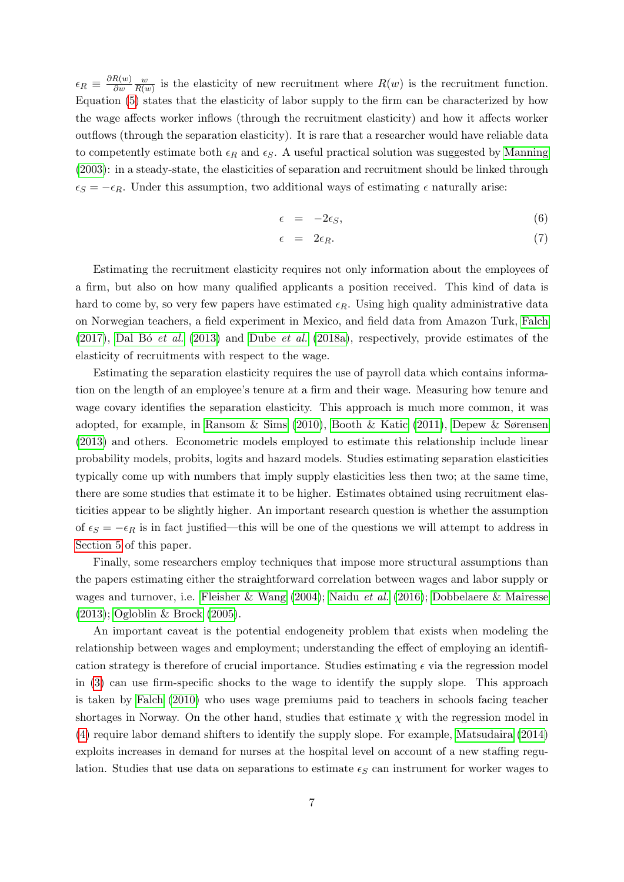$\epsilon_R \equiv \frac{\partial R(w)}{\partial w} \frac{w}{R(w)}$ is the elasticity of new recruitment where $R(w)$ is the recruitment function. Equation (5) states that the elasticity of labor supply to the firm can be characterized by how the wage affects worker inflows (through the recruitment elasticity) and how it affects worker outflows (through the separation elasticity). It is rare that a researcher would have reliable data to competently estimate both $\epsilon_R$ and $\epsilon_S$. A useful practical solution was suggested by Manning (2003): in a steady-state, the elasticities of separation and recruitment should be linked through $\epsilon_S = -\epsilon_R$. Under this assumption, two additional ways of estimating $\epsilon$ naturally arise:

$$\epsilon = -2\epsilon_S, \tag{6}$$

$$\epsilon = 2\epsilon_R. \tag{7}$$

Estimating the recruitment elasticity requires not only information about the employees of a firm, but also on how many qualified applicants a position received. This kind of data is hard to come by, so very few papers have estimated $\epsilon_R$. Using high quality administrative data on Norwegian teachers, a field experiment in Mexico, and field data from Amazon Turk, Falch (2017), Dal Bó *et al.* (2013) and Dube *et al.* (2018a), respectively, provide estimates of the elasticity of recruitments with respect to the wage.

Estimating the separation elasticity requires the use of payroll data which contains information on the length of an employee's tenure at a firm and their wage. Measuring how tenure and wage covary identifies the separation elasticity. This approach is much more common, it was adopted, for example, in Ransom & Sims (2010), Booth & Katic (2011), Depew & Sørensen (2013) and others. Econometric models employed to estimate this relationship include linear probability models, probits, logits and hazard models. Studies estimating separation elasticities typically come up with numbers that imply supply elasticities less then two; at the same time, there are some studies that estimate it to be higher. Estimates obtained using recruitment elasticities appear to be slightly higher. An important research question is whether the assumption of $\epsilon_S = -\epsilon_R$ is in fact justified—this will be one of the questions we will attempt to address in Section 5 of this paper.

Finally, some researchers employ techniques that impose more structural assumptions than the papers estimating either the straightforward correlation between wages and labor supply or wages and turnover, i.e. Fleisher & Wang (2004); Naidu *et al.* (2016); Dobbelaere & Mairesse (2013); Ogloblin & Brock (2005).

An important caveat is the potential endogeneity problem that exists when modeling the relationship between wages and employment; understanding the effect of employing an identification strategy is therefore of crucial importance. Studies estimating $\epsilon$ via the regression model in (3) can use firm-specific shocks to the wage to identify the supply slope. This approach is taken by Falch (2010) who uses wage premiums paid to teachers in schools facing teacher shortages in Norway. On the other hand, studies that estimate $\chi$ with the regression model in (4) require labor demand shifters to identify the supply slope. For example, Matsudaira (2014) exploits increases in demand for nurses at the hospital level on account of a new staffing regulation. Studies that use data on separations to estimate $\epsilon_S$ can instrument for worker wages to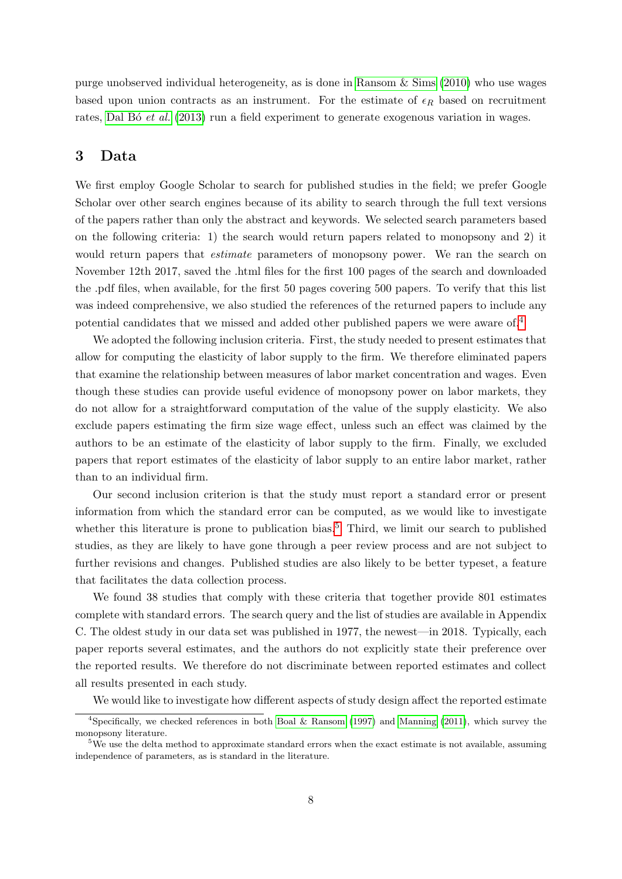purge unobserved individual heterogeneity, as is done in Ransom & Sims (2010) who use wages based upon union contracts as an instrument. For the estimate of $\epsilon_R$ based on recruitment rates, Dal Bó *et al.* (2013) run a field experiment to generate exogenous variation in wages.

## 3 Data

We first employ Google Scholar to search for published studies in the field; we prefer Google Scholar over other search engines because of its ability to search through the full text versions of the papers rather than only the abstract and keywords. We selected search parameters based on the following criteria: 1) the search would return papers related to monopsony and 2) it would return papers that *estimate* parameters of monopsony power. We ran the search on November 12th 2017, saved the .html files for the first 100 pages of the search and downloaded the .pdf files, when available, for the first 50 pages covering 500 papers. To verify that this list was indeed comprehensive, we also studied the references of the returned papers to include any potential candidates that we missed and added other published papers we were aware of.[4]

We adopted the following inclusion criteria. First, the study needed to present estimates that allow for computing the elasticity of labor supply to the firm. We therefore eliminated papers that examine the relationship between measures of labor market concentration and wages. Even though these studies can provide useful evidence of monopsony power on labor markets, they do not allow for a straightforward computation of the value of the supply elasticity. We also exclude papers estimating the firm size wage effect, unless such an effect was claimed by the authors to be an estimate of the elasticity of labor supply to the firm. Finally, we excluded papers that report estimates of the elasticity of labor supply to an entire labor market, rather than to an individual firm.

Our second inclusion criterion is that the study must report a standard error or present information from which the standard error can be computed, as we would like to investigate whether this literature is prone to publication bias.[5] Third, we limit our search to published studies, as they are likely to have gone through a peer review process and are not subject to further revisions and changes. Published studies are also likely to be better typeset, a feature that facilitates the data collection process.

We found 38 studies that comply with these criteria that together provide 801 estimates complete with standard errors. The search query and the list of studies are available in Appendix C. The oldest study in our data set was published in 1977, the newest—in 2018. Typically, each paper reports several estimates, and the authors do not explicitly state their preference over the reported results. We therefore do not discriminate between reported estimates and collect all results presented in each study.

We would like to investigate how different aspects of study design affect the reported estimate

[4] Specifically, we checked references in both Boal & Ransom (1997) and Manning (2011), which survey the monopsony literature.

[5] We use the delta method to approximate standard errors when the exact estimate is not available, assuming independence of parameters, as is standard in the literature.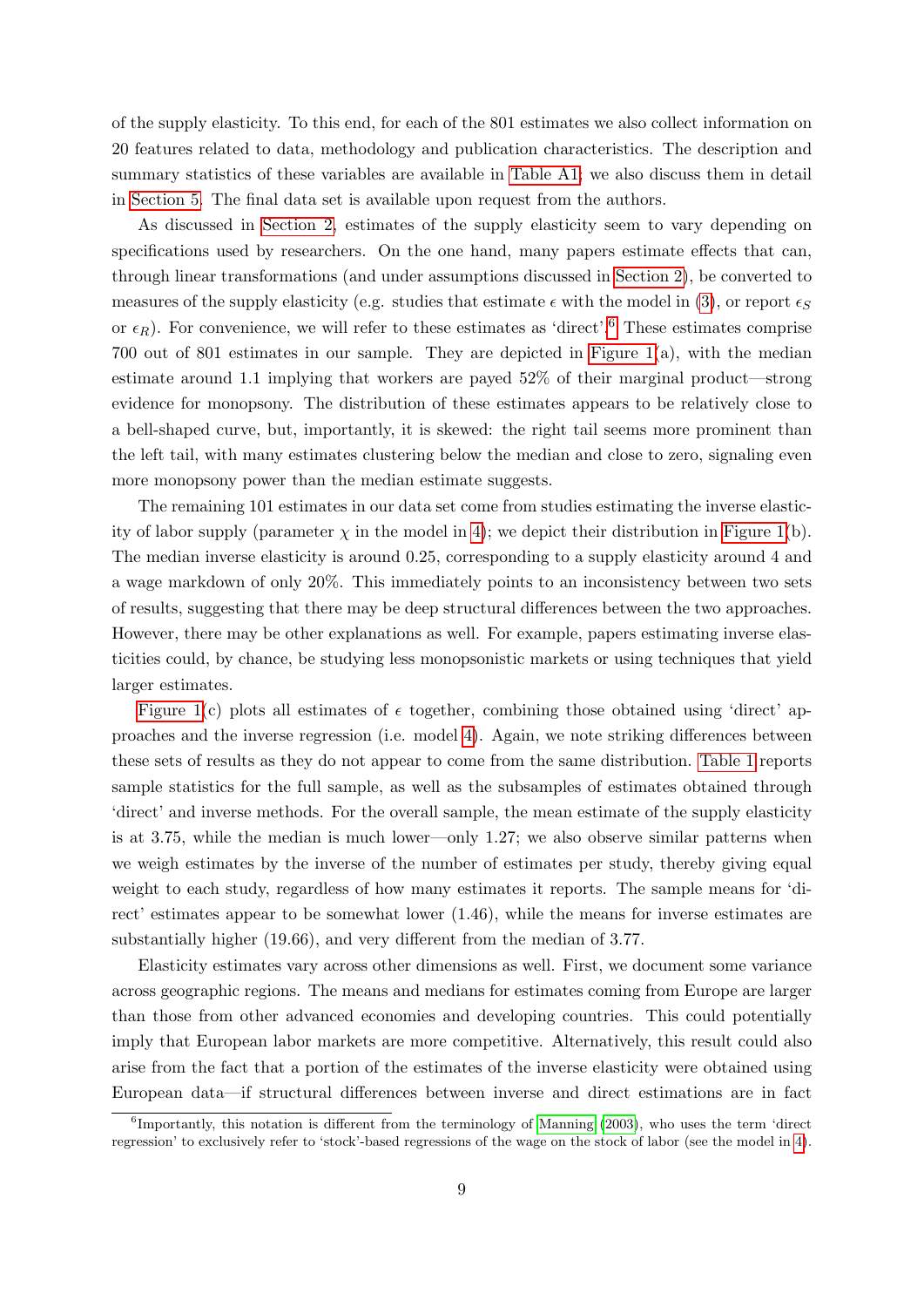of the supply elasticity. To this end, for each of the 801 estimates we also collect information on 20 features related to data, methodology and publication characteristics. The description and summary statistics of these variables are available in Table A1; we also discuss them in detail in Section 5. The final data set is available upon request from the authors.

As discussed in Section 2, estimates of the supply elasticity seem to vary depending on specifications used by researchers. On the one hand, many papers estimate effects that can, through linear transformations (and under assumptions discussed in Section 2), be converted to measures of the supply elasticity (e.g. studies that estimate $\epsilon$ with the model in (3), or report $\epsilon_S$ or $\epsilon_R$). For convenience, we will refer to these estimates as 'direct'.[6] These estimates comprise 700 out of 801 estimates in our sample. They are depicted in Figure 1(a), with the median estimate around 1.1 implying that workers are payed 52% of their marginal product—strong evidence for monopsony. The distribution of these estimates appears to be relatively close to a bell-shaped curve, but, importantly, it is skewed: the right tail seems more prominent than the left tail, with many estimates clustering below the median and close to zero, signaling even more monopsony power than the median estimate suggests.

The remaining 101 estimates in our data set come from studies estimating the inverse elasticity of labor supply (parameter $\chi$ in the model in 4); we depict their distribution in Figure 1(b). The median inverse elasticity is around 0.25, corresponding to a supply elasticity around 4 and a wage markdown of only 20%. This immediately points to an inconsistency between two sets of results, suggesting that there may be deep structural differences between the two approaches. However, there may be other explanations as well. For example, papers estimating inverse elasticities could, by chance, be studying less monopsonistic markets or using techniques that yield larger estimates.

Figure 1(c) plots all estimates of $\epsilon$ together, combining those obtained using 'direct' approaches and the inverse regression (i.e. model 4). Again, we note striking differences between these sets of results as they do not appear to come from the same distribution. Table 1 reports sample statistics for the full sample, as well as the subsamples of estimates obtained through 'direct' and inverse methods. For the overall sample, the mean estimate of the supply elasticity is at 3.75, while the median is much lower—only 1.27; we also observe similar patterns when we weigh estimates by the inverse of the number of estimates per study, thereby giving equal weight to each study, regardless of how many estimates it reports. The sample means for 'direct' estimates appear to be somewhat lower (1.46), while the means for inverse estimates are substantially higher (19.66), and very different from the median of 3.77.

Elasticity estimates vary across other dimensions as well. First, we document some variance across geographic regions. The means and medians for estimates coming from Europe are larger than those from other advanced economies and developing countries. This could potentially imply that European labor markets are more competitive. Alternatively, this result could also arise from the fact that a portion of the estimates of the inverse elasticity were obtained using European data—if structural differences between inverse and direct estimations are in fact

[6] Importantly, this notation is different from the terminology of Manning (2003), who uses the term 'direct regression' to exclusively refer to 'stock'-based regressions of the wage on the stock of labor (see the model in 4).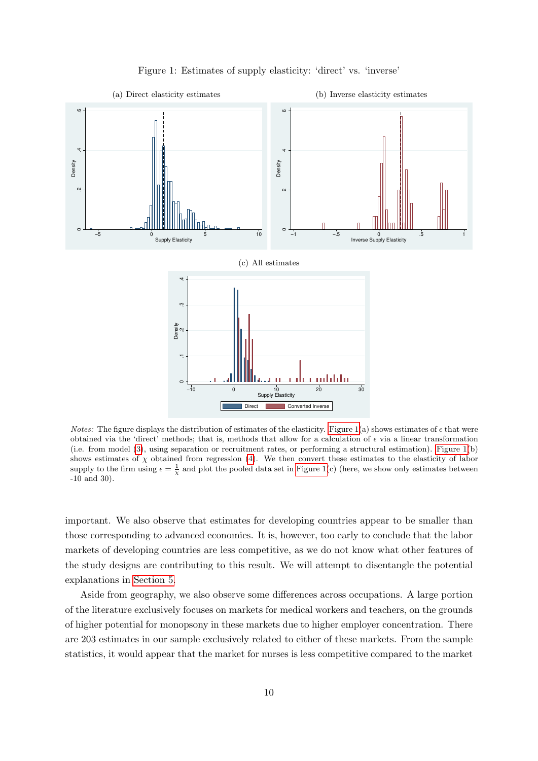Figure 1: Estimates of supply elasticity: 'direct' vs. 'inverse'

(a) Direct elasticity estimates

(b) Inverse elasticity estimates

(c) All estimates

*Notes:* The figure displays the distribution of estimates of the elasticity. Figure 1(a) shows estimates of $\epsilon$ that were obtained via the 'direct' methods; that is, methods that allow for a calculation of $\epsilon$ via a linear transformation (i.e. from model (3), using separation or recruitment rates, or performing a structural estimation). Figure 1(b) shows estimates of $\chi$ obtained from regression (4). We then convert these estimates to the elasticity of labor supply to the firm using $\epsilon = \frac{1}{\chi}$ and plot the pooled data set in Figure 1(c) (here, we show only estimates between -10 and 30).

important. We also observe that estimates for developing countries appear to be smaller than those corresponding to advanced economies. It is, however, too early to conclude that the labor markets of developing countries are less competitive, as we do not know what other features of the study designs are contributing to this result. We will attempt to disentangle the potential explanations in Section 5.

Aside from geography, we also observe some differences across occupations. A large portion of the literature exclusively focuses on markets for medical workers and teachers, on the grounds of higher potential for monopsony in these markets due to higher employer concentration. There are 203 estimates in our sample exclusively related to either of these markets. From the sample statistics, it would appear that the market for nurses is less competitive compared to the market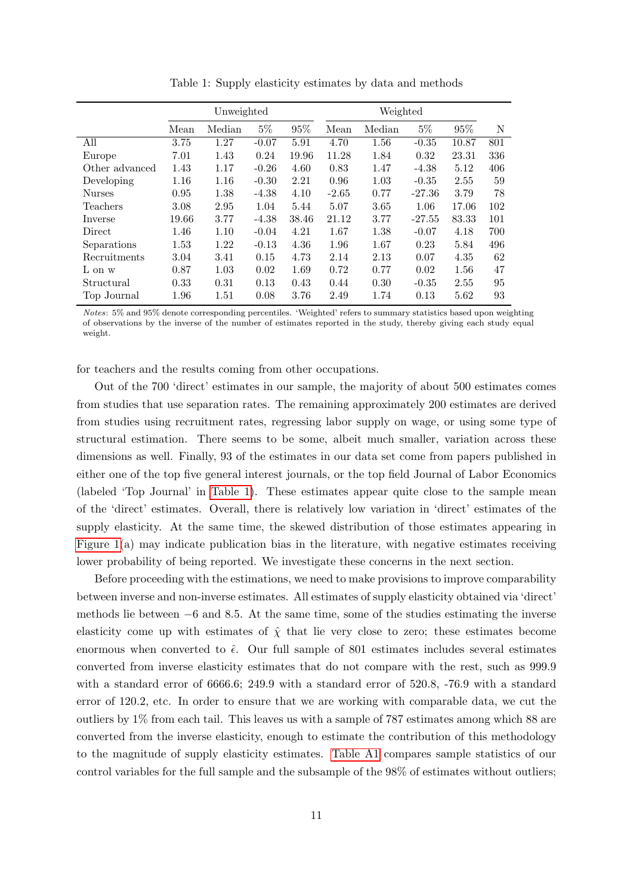Table 1: Supply elasticity estimates by data and methods

| | Unweighted | | | | Weighted | | | | |
|---|---|---|---|---|---|---|---|---|---|
| | Mean | Median | 5% | 95% | Mean | Median | 5% | 95% | N |
| All | 3.75 | 1.27 | -0.07 | 5.91 | 4.70 | 1.56 | -0.35 | 10.87 | 801 |
| Europe | 7.01 | 1.43 | 0.24 | 19.96 | 11.28 | 1.84 | 0.32 | 23.31 | 336 |
| Other advanced | 1.43 | 1.17 | -0.26 | 4.60 | 0.83 | 1.47 | -4.38 | 5.12 | 406 |
| Developing | 1.16 | 1.16 | -0.30 | 2.21 | 0.96 | 1.03 | -0.35 | 2.55 | 59 |
| Nurses | 0.95 | 1.38 | -4.38 | 4.10 | -2.65 | 0.77 | -27.36 | 3.79 | 78 |
| Teachers | 3.08 | 2.95 | 1.04 | 5.44 | 5.07 | 3.65 | 1.06 | 17.06 | 102 |
| Inverse | 19.66 | 3.77 | -4.38 | 38.46 | 21.12 | 3.77 | -27.55 | 83.33 | 101 |
| Direct | 1.46 | 1.10 | -0.04 | 4.21 | 1.67 | 1.38 | -0.07 | 4.18 | 700 |
| Separations | 1.53 | 1.22 | -0.13 | 4.36 | 1.96 | 1.67 | 0.23 | 5.84 | 496 |
| Recruitments | 3.04 | 3.41 | 0.15 | 4.73 | 2.14 | 2.13 | 0.07 | 4.35 | 62 |
| L on w | 0.87 | 1.03 | 0.02 | 1.69 | 0.72 | 0.77 | 0.02 | 1.56 | 47 |
| Structural | 0.33 | 0.31 | 0.13 | 0.43 | 0.44 | 0.30 | -0.35 | 2.55 | 95 |
| Top Journal | 1.96 | 1.51 | 0.08 | 3.76 | 2.49 | 1.74 | 0.13 | 5.62 | 93 |

*Notes*: 5% and 95% denote corresponding percentiles. 'Weighted' refers to summary statistics based upon weighting of observations by the inverse of the number of estimates reported in the study, thereby giving each study equal weight.

for teachers and the results coming from other occupations.

Out of the 700 'direct' estimates in our sample, the majority of about 500 estimates comes from studies that use separation rates. The remaining approximately 200 estimates are derived from studies using recruitment rates, regressing labor supply on wage, or using some type of structural estimation. There seems to be some, albeit much smaller, variation across these dimensions as well. Finally, 93 of the estimates in our data set come from papers published in either one of the top five general interest journals, or the top field Journal of Labor Economics (labeled 'Top Journal' in Table 1). These estimates appear quite close to the sample mean of the 'direct' estimates. Overall, there is relatively low variation in 'direct' estimates of the supply elasticity. At the same time, the skewed distribution of those estimates appearing in Figure 1(a) may indicate publication bias in the literature, with negative estimates receiving lower probability of being reported. We investigate these concerns in the next section.

Before proceeding with the estimations, we need to make provisions to improve comparability between inverse and non-inverse estimates. All estimates of supply elasticity obtained via 'direct' methods lie between $-6$ and 8.5. At the same time, some of the studies estimating the inverse elasticity come up with estimates of $\hat{\chi}$ that lie very close to zero; these estimates become enormous when converted to $\hat{\epsilon}$. Our full sample of 801 estimates includes several estimates converted from inverse elasticity estimates that do not compare with the rest, such as 999.9 with a standard error of 6666.6; 249.9 with a standard error of 520.8, -76.9 with a standard error of 120.2, etc. In order to ensure that we are working with comparable data, we cut the outliers by 1% from each tail. This leaves us with a sample of 787 estimates among which 88 are converted from the inverse elasticity, enough to estimate the contribution of this methodology to the magnitude of supply elasticity estimates. Table A1 compares sample statistics of our control variables for the full sample and the subsample of the 98% of estimates without outliers;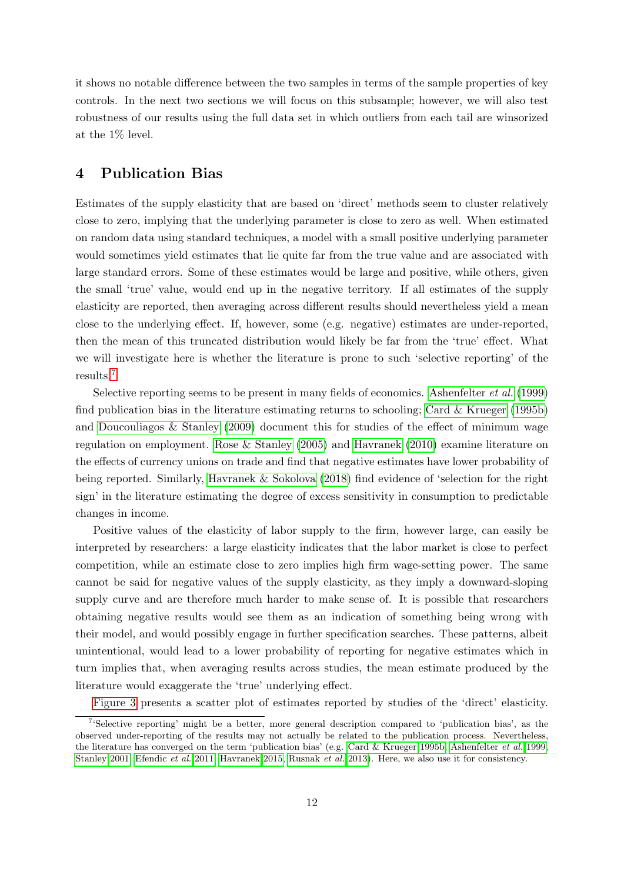it shows no notable difference between the two samples in terms of the sample properties of key controls. In the next two sections we will focus on this subsample; however, we will also test robustness of our results using the full data set in which outliers from each tail are winsorized at the 1% level.

# 4 Publication Bias

Estimates of the supply elasticity that are based on 'direct' methods seem to cluster relatively close to zero, implying that the underlying parameter is close to zero as well. When estimated on random data using standard techniques, a model with a small positive underlying parameter would sometimes yield estimates that lie quite far from the true value and are associated with large standard errors. Some of these estimates would be large and positive, while others, given the small 'true' value, would end up in the negative territory. If all estimates of the supply elasticity are reported, then averaging across different results should nevertheless yield a mean close to the underlying effect. If, however, some (e.g. negative) estimates are under-reported, then the mean of this truncated distribution would likely be far from the 'true' effect. What we will investigate here is whether the literature is prone to such 'selective reporting' of the results.[7]

Selective reporting seems to be present in many fields of economics. Ashenfelter *et al.* (1999) find publication bias in the literature estimating returns to schooling; Card & Krueger (1995b) and Doucouliagos & Stanley (2009) document this for studies of the effect of minimum wage regulation on employment. Rose & Stanley (2005) and Havranek (2010) examine literature on the effects of currency unions on trade and find that negative estimates have lower probability of being reported. Similarly, Havranek & Sokolova (2018) find evidence of 'selection for the right sign' in the literature estimating the degree of excess sensitivity in consumption to predictable changes in income.

Positive values of the elasticity of labor supply to the firm, however large, can easily be interpreted by researchers: a large elasticity indicates that the labor market is close to perfect competition, while an estimate close to zero implies high firm wage-setting power. The same cannot be said for negative values of the supply elasticity, as they imply a downward-sloping supply curve and are therefore much harder to make sense of. It is possible that researchers obtaining negative results would see them as an indication of something being wrong with their model, and would possibly engage in further specification searches. These patterns, albeit unintentional, would lead to a lower probability of reporting for negative estimates which in turn implies that, when averaging results across studies, the mean estimate produced by the literature would exaggerate the 'true' underlying effect.

Figure 3 presents a scatter plot of estimates reported by studies of the 'direct' elasticity.

[7] 'Selective reporting' might be a better, more general description compared to 'publication bias', as the observed under-reporting of the results may not actually be related to the publication process. Nevertheless, the literature has converged on the term 'publication bias' (e.g. Card & Krueger 1995b, Ashenfelter *et al.* 1999, Stanley 2001, Efendic *et al.* 2011, Havranek 2015, Rusnak *et al.* 2013). Here, we also use it for consistency.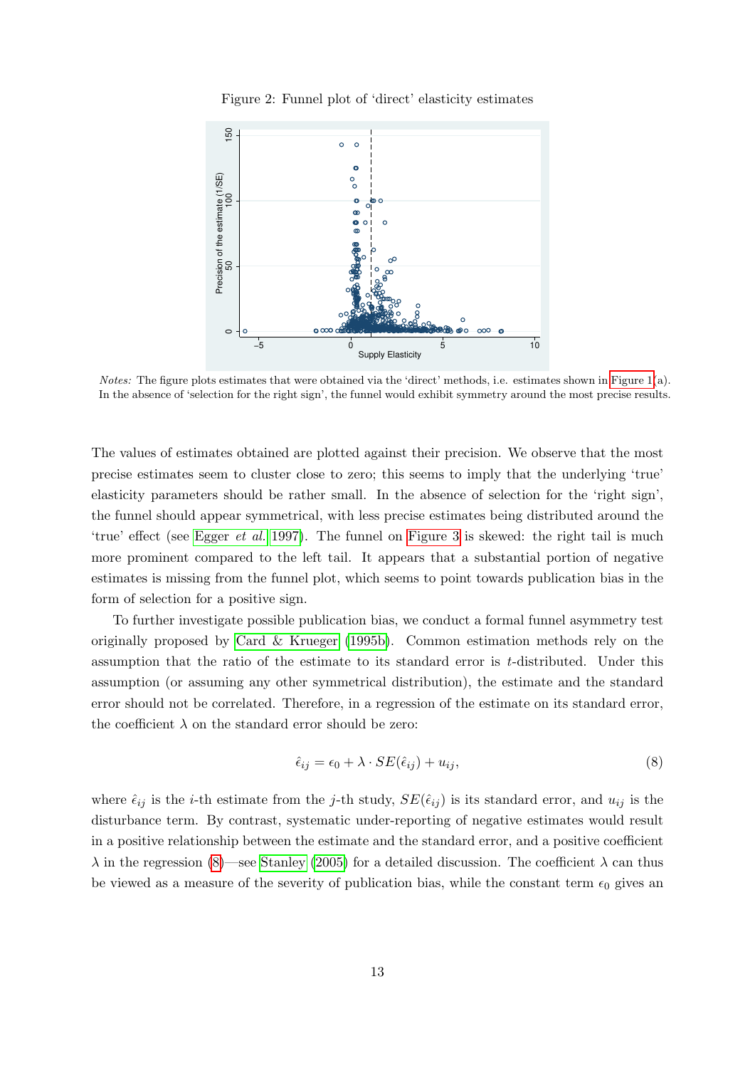Figure 2: Funnel plot of 'direct' elasticity estimates

*Notes:* The figure plots estimates that were obtained via the 'direct' methods, i.e. estimates shown in Figure 1(a). In the absence of 'selection for the right sign', the funnel would exhibit symmetry around the most precise results.

The values of estimates obtained are plotted against their precision. We observe that the most precise estimates seem to cluster close to zero; this seems to imply that the underlying 'true' elasticity parameters should be rather small. In the absence of selection for the 'right sign', the funnel should appear symmetrical, with less precise estimates being distributed around the 'true' effect (see Egger *et al.* 1997). The funnel on Figure 3 is skewed: the right tail is much more prominent compared to the left tail. It appears that a substantial portion of negative estimates is missing from the funnel plot, which seems to point towards publication bias in the form of selection for a positive sign.

To further investigate possible publication bias, we conduct a formal funnel asymmetry test originally proposed by Card & Krueger (1995b). Common estimation methods rely on the assumption that the ratio of the estimate to its standard error is $t$-distributed. Under this assumption (or assuming any other symmetrical distribution), the estimate and the standard error should not be correlated. Therefore, in a regression of the estimate on its standard error, the coefficient $\lambda$ on the standard error should be zero:

$$\hat{\epsilon}_{ij} = \epsilon_0 + \lambda \cdot SE(\hat{\epsilon}_{ij}) + u_{ij}, \tag{8}$$

where $\hat{\epsilon}_{ij}$ is the $i$-th estimate from the $j$-th study, $SE(\hat{\epsilon}_{ij})$ is its standard error, and $u_{ij}$ is the disturbance term. By contrast, systematic under-reporting of negative estimates would result in a positive relationship between the estimate and the standard error, and a positive coefficient $\lambda$ in the regression (8)—see Stanley (2005) for a detailed discussion. The coefficient $\lambda$ can thus be viewed as a measure of the severity of publication bias, while the constant term $\epsilon_0$ gives an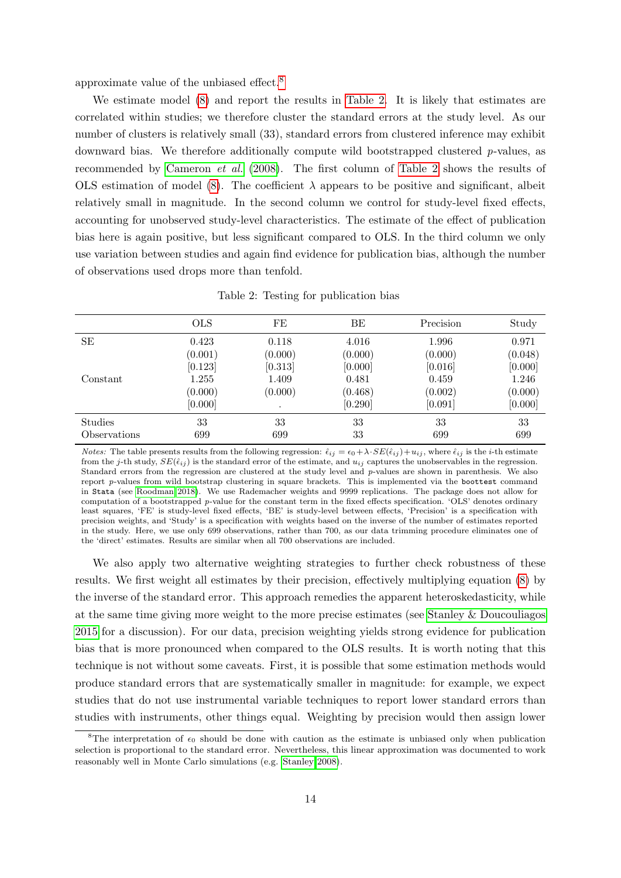approximate value of the unbiased effect.[8]

We estimate model (8) and report the results in Table 2. It is likely that estimates are correlated within studies; we therefore cluster the standard errors at the study level. As our number of clusters is relatively small (33), standard errors from clustered inference may exhibit downward bias. We therefore additionally compute wild bootstrapped clustered $p$-values, as recommended by Cameron *et al.* (2008). The first column of Table 2 shows the results of OLS estimation of model (8). The coefficient $\lambda$ appears to be positive and significant, albeit relatively small in magnitude. In the second column we control for study-level fixed effects, accounting for unobserved study-level characteristics. The estimate of the effect of publication bias here is again positive, but less significant compared to OLS. In the third column we only use variation between studies and again find evidence for publication bias, although the number of observations used drops more than tenfold.

Table 2: Testing for publication bias

| | OLS | FE | BE | Precision | Study |
|---|---|---|---|---|---|
| SE | 0.423 | 0.118 | 4.016 | 1.996 | 0.971 |
| | (0.001) | (0.000) | (0.000) | (0.000) | (0.048) |
| | [0.123] | [0.313] | [0.000] | [0.016] | [0.000] |
| Constant | 1.255 | 1.409 | 0.481 | 0.459 | 1.246 |
| | (0.000) | (0.000) | (0.468) | (0.002) | (0.000) |
| | [0.000] | . | [0.290] | [0.091] | [0.000] |
| Studies | 33 | 33 | 33 | 33 | 33 |
| Observations | 699 | 699 | 33 | 699 | 699 |

*Notes:* The table presents results from the following regression: $\hat{\epsilon}_{ij} = \epsilon_0 + \lambda \cdot SE(\hat{\epsilon}_{ij}) + u_{ij}$, where $\hat{\epsilon}_{ij}$ is the $i$-th estimate from the $j$-th study, $SE(\hat{\epsilon}_{ij})$ is the standard error of the estimate, and $u_{ij}$ captures the unobservables in the regression. Standard errors from the regression are clustered at the study level and $p$-values are shown in parenthesis. We also report $p$-values from wild bootstrap clustering in square brackets. This is implemented via the `boottest` command in `Stata` (see Roodman 2018). We use Rademacher weights and 9999 replications. The package does not allow for computation of a bootstrapped $p$-value for the constant term in the fixed effects specification. 'OLS' denotes ordinary least squares, 'FE' is study-level fixed effects, 'BE' is study-level between effects, 'Precision' is a specification with precision weights, and 'Study' is a specification with weights based on the inverse of the number of estimates reported in the study. Here, we use only 699 observations, rather than 700, as our data trimming procedure eliminates one of the 'direct' estimates. Results are similar when all 700 observations are included.

We also apply two alternative weighting strategies to further check robustness of these results. We first weight all estimates by their precision, effectively multiplying equation (8) by the inverse of the standard error. This approach remedies the apparent heteroskedasticity, while at the same time giving more weight to the more precise estimates (see Stanley & Doucouliagos 2015 for a discussion). For our data, precision weighting yields strong evidence for publication bias that is more pronounced when compared to the OLS results. It is worth noting that this technique is not without some caveats. First, it is possible that some estimation methods would produce standard errors that are systematically smaller in magnitude: for example, we expect studies that do not use instrumental variable techniques to report lower standard errors than studies with instruments, other things equal. Weighting by precision would then assign lower

[8] The interpretation of $\epsilon_0$ should be done with caution as the estimate is unbiased only when publication selection is proportional to the standard error. Nevertheless, this linear approximation was documented to work reasonably well in Monte Carlo simulations (e.g. Stanley 2008).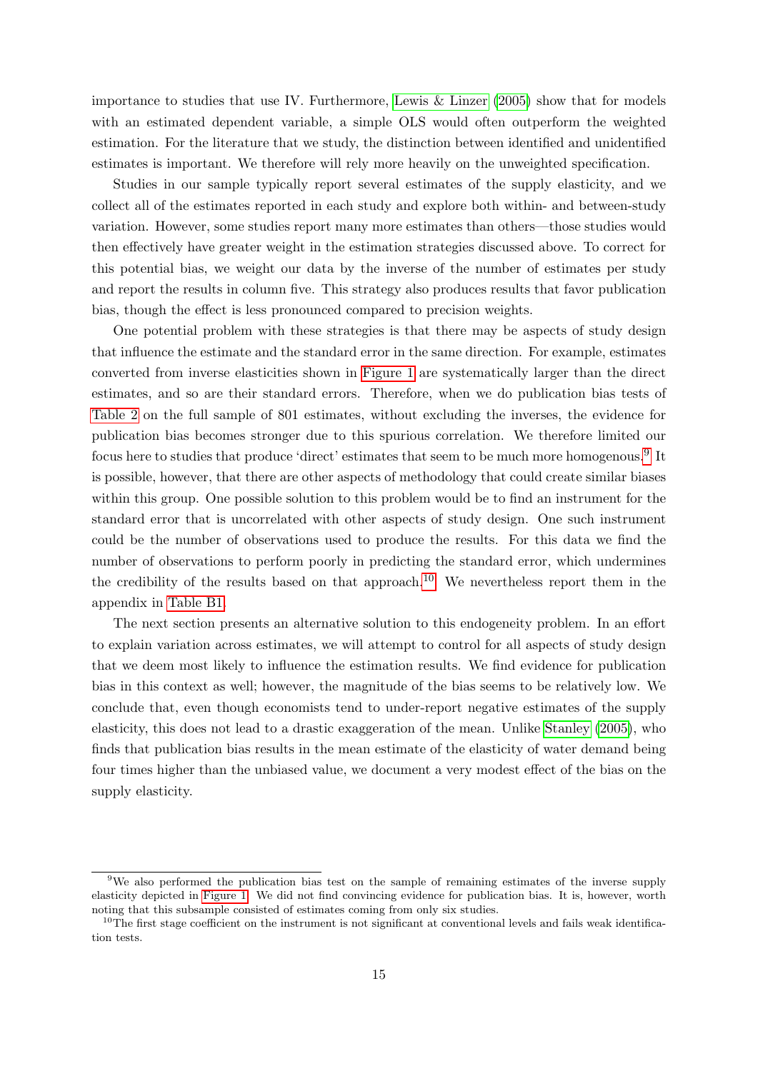importance to studies that use IV. Furthermore, Lewis & Linzer (2005) show that for models with an estimated dependent variable, a simple OLS would often outperform the weighted estimation. For the literature that we study, the distinction between identified and unidentified estimates is important. We therefore will rely more heavily on the unweighted specification.

Studies in our sample typically report several estimates of the supply elasticity, and we collect all of the estimates reported in each study and explore both within- and between-study variation. However, some studies report many more estimates than others—those studies would then effectively have greater weight in the estimation strategies discussed above. To correct for this potential bias, we weight our data by the inverse of the number of estimates per study and report the results in column five. This strategy also produces results that favor publication bias, though the effect is less pronounced compared to precision weights.

One potential problem with these strategies is that there may be aspects of study design that influence the estimate and the standard error in the same direction. For example, estimates converted from inverse elasticities shown in Figure 1 are systematically larger than the direct estimates, and so are their standard errors. Therefore, when we do publication bias tests of Table 2 on the full sample of 801 estimates, without excluding the inverses, the evidence for publication bias becomes stronger due to this spurious correlation. We therefore limited our focus here to studies that produce 'direct' estimates that seem to be much more homogenous.[9] It is possible, however, that there are other aspects of methodology that could create similar biases within this group. One possible solution to this problem would be to find an instrument for the standard error that is uncorrelated with other aspects of study design. One such instrument could be the number of observations used to produce the results. For this data we find the number of observations to perform poorly in predicting the standard error, which undermines the credibility of the results based on that approach.[10] We nevertheless report them in the appendix in Table B1.

The next section presents an alternative solution to this endogeneity problem. In an effort to explain variation across estimates, we will attempt to control for all aspects of study design that we deem most likely to influence the estimation results. We find evidence for publication bias in this context as well; however, the magnitude of the bias seems to be relatively low. We conclude that, even though economists tend to under-report negative estimates of the supply elasticity, this does not lead to a drastic exaggeration of the mean. Unlike Stanley (2005), who finds that publication bias results in the mean estimate of the elasticity of water demand being four times higher than the unbiased value, we document a very modest effect of the bias on the supply elasticity.

[9] We also performed the publication bias test on the sample of remaining estimates of the inverse supply elasticity depicted in Figure 1. We did not find convincing evidence for publication bias. It is, however, worth noting that this subsample consisted of estimates coming from only six studies.

[10] The first stage coefficient on the instrument is not significant at conventional levels and fails weak identification tests.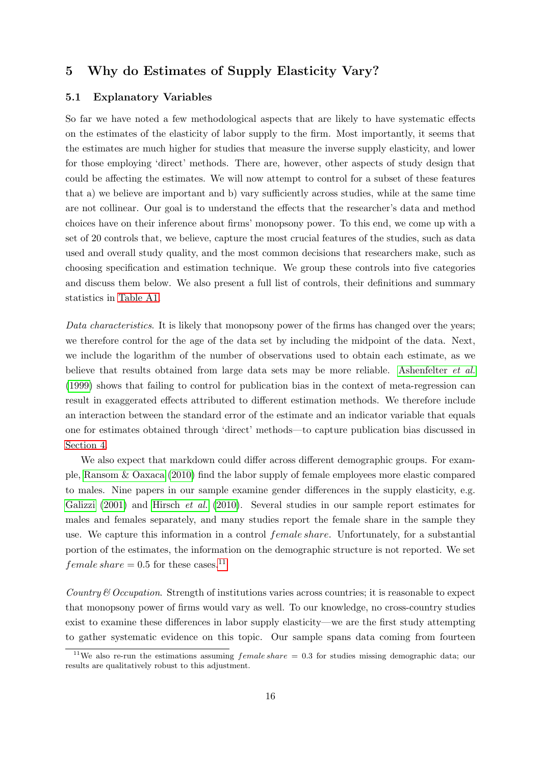## 5 Why do Estimates of Supply Elasticity Vary?

### 5.1 Explanatory Variables

So far we have noted a few methodological aspects that are likely to have systematic effects on the estimates of the elasticity of labor supply to the firm. Most importantly, it seems that the estimates are much higher for studies that measure the inverse supply elasticity, and lower for those employing 'direct' methods. There are, however, other aspects of study design that could be affecting the estimates. We will now attempt to control for a subset of these features that a) we believe are important and b) vary sufficiently across studies, while at the same time are not collinear. Our goal is to understand the effects that the researcher's data and method choices have on their inference about firms' monopsony power. To this end, we come up with a set of 20 controls that, we believe, capture the most crucial features of the studies, such as data used and overall study quality, and the most common decisions that researchers make, such as choosing specification and estimation technique. We group these controls into five categories and discuss them below. We also present a full list of controls, their definitions and summary statistics in Table A1.

*Data characteristics*. It is likely that monopsony power of the firms has changed over the years; we therefore control for the age of the data set by including the midpoint of the data. Next, we include the logarithm of the number of observations used to obtain each estimate, as we believe that results obtained from large data sets may be more reliable. Ashenfelter *et al.* (1999) shows that failing to control for publication bias in the context of meta-regression can result in exaggerated effects attributed to different estimation methods. We therefore include an interaction between the standard error of the estimate and an indicator variable that equals one for estimates obtained through 'direct' methods—to capture publication bias discussed in Section 4.

We also expect that markdown could differ across different demographic groups. For example, Ransom & Oaxaca (2010) find the labor supply of female employees more elastic compared to males. Nine papers in our sample examine gender differences in the supply elasticity, e.g. Galizzi (2001) and Hirsch *et al.* (2010). Several studies in our sample report estimates for males and females separately, and many studies report the female share in the sample they use. We capture this information in a control $female\,share$. Unfortunately, for a substantial portion of the estimates, the information on the demographic structure is not reported. We set $female\,share = 0.5$ for these cases.[11]

*Country & Occupation*. Strength of institutions varies across countries; it is reasonable to expect that monopsony power of firms would vary as well. To our knowledge, no cross-country studies exist to examine these differences in labor supply elasticity—we are the first study attempting to gather systematic evidence on this topic. Our sample spans data coming from fourteen

[11] We also re-run the estimations assuming $female\,share = 0.3$ for studies missing demographic data; our results are qualitatively robust to this adjustment.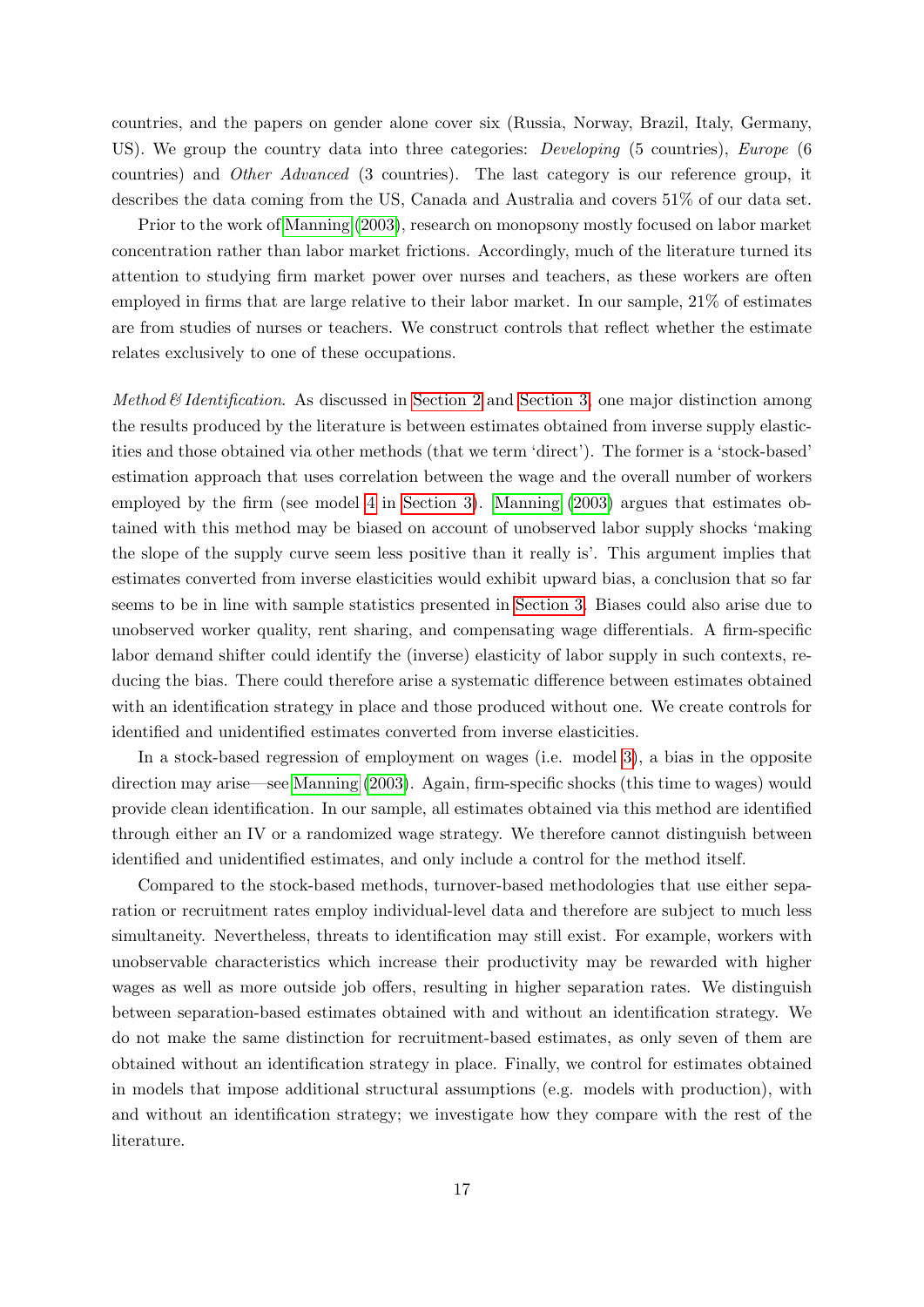countries, and the papers on gender alone cover six (Russia, Norway, Brazil, Italy, Germany, US). We group the country data into three categories: *Developing* (5 countries), *Europe* (6 countries) and *Other Advanced* (3 countries). The last category is our reference group, it describes the data coming from the US, Canada and Australia and covers 51% of our data set.

Prior to the work of Manning (2003), research on monopsony mostly focused on labor market concentration rather than labor market frictions. Accordingly, much of the literature turned its attention to studying firm market power over nurses and teachers, as these workers are often employed in firms that are large relative to their labor market. In our sample, 21% of estimates are from studies of nurses or teachers. We construct controls that reflect whether the estimate relates exclusively to one of these occupations.

*Method & Identification*. As discussed in Section 2 and Section 3, one major distinction among the results produced by the literature is between estimates obtained from inverse supply elasticities and those obtained via other methods (that we term 'direct'). The former is a 'stock-based' estimation approach that uses correlation between the wage and the overall number of workers employed by the firm (see model 4 in Section 3). Manning (2003) argues that estimates obtained with this method may be biased on account of unobserved labor supply shocks 'making the slope of the supply curve seem less positive than it really is'. This argument implies that estimates converted from inverse elasticities would exhibit upward bias, a conclusion that so far seems to be in line with sample statistics presented in Section 3. Biases could also arise due to unobserved worker quality, rent sharing, and compensating wage differentials. A firm-specific labor demand shifter could identify the (inverse) elasticity of labor supply in such contexts, reducing the bias. There could therefore arise a systematic difference between estimates obtained with an identification strategy in place and those produced without one. We create controls for identified and unidentified estimates converted from inverse elasticities.

In a stock-based regression of employment on wages (i.e. model 3), a bias in the opposite direction may arise—see Manning (2003). Again, firm-specific shocks (this time to wages) would provide clean identification. In our sample, all estimates obtained via this method are identified through either an IV or a randomized wage strategy. We therefore cannot distinguish between identified and unidentified estimates, and only include a control for the method itself.

Compared to the stock-based methods, turnover-based methodologies that use either separation or recruitment rates employ individual-level data and therefore are subject to much less simultaneity. Nevertheless, threats to identification may still exist. For example, workers with unobservable characteristics which increase their productivity may be rewarded with higher wages as well as more outside job offers, resulting in higher separation rates. We distinguish between separation-based estimates obtained with and without an identification strategy. We do not make the same distinction for recruitment-based estimates, as only seven of them are obtained without an identification strategy in place. Finally, we control for estimates obtained in models that impose additional structural assumptions (e.g. models with production), with and without an identification strategy; we investigate how they compare with the rest of the literature.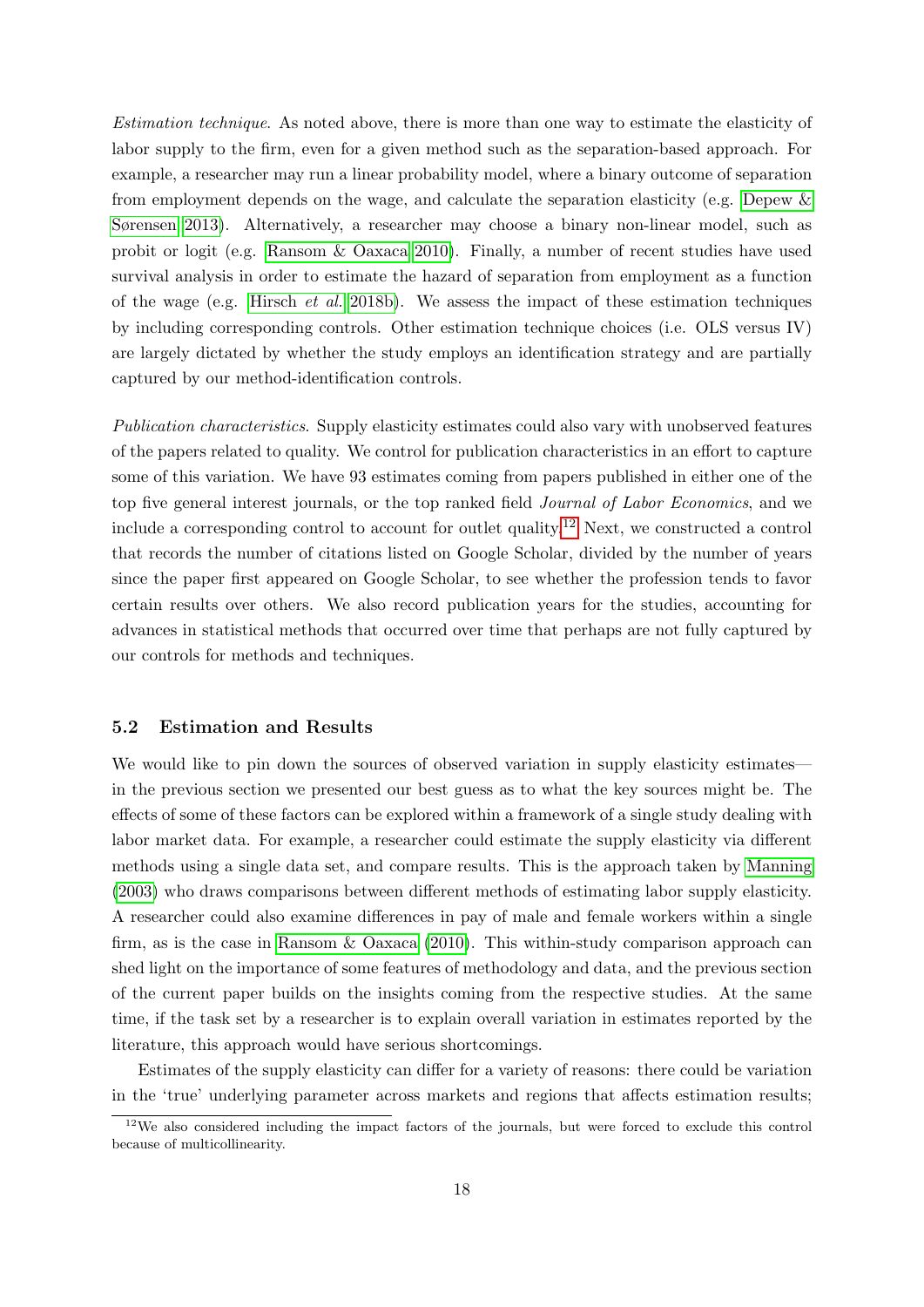*Estimation technique*. As noted above, there is more than one way to estimate the elasticity of labor supply to the firm, even for a given method such as the separation-based approach. For example, a researcher may run a linear probability model, where a binary outcome of separation from employment depends on the wage, and calculate the separation elasticity (e.g. Depew & Sørensen 2013). Alternatively, a researcher may choose a binary non-linear model, such as probit or logit (e.g. Ransom & Oaxaca 2010). Finally, a number of recent studies have used survival analysis in order to estimate the hazard of separation from employment as a function of the wage (e.g. Hirsch *et al.* 2018b). We assess the impact of these estimation techniques by including corresponding controls. Other estimation technique choices (i.e. OLS versus IV) are largely dictated by whether the study employs an identification strategy and are partially captured by our method-identification controls.

*Publication characteristics*. Supply elasticity estimates could also vary with unobserved features of the papers related to quality. We control for publication characteristics in an effort to capture some of this variation. We have 93 estimates coming from papers published in either one of the top five general interest journals, or the top ranked field *Journal of Labor Economics*, and we include a corresponding control to account for outlet quality.[12] Next, we constructed a control that records the number of citations listed on Google Scholar, divided by the number of years since the paper first appeared on Google Scholar, to see whether the profession tends to favor certain results over others. We also record publication years for the studies, accounting for advances in statistical methods that occurred over time that perhaps are not fully captured by our controls for methods and techniques.

### 5.2 Estimation and Results

We would like to pin down the sources of observed variation in supply elasticity estimates—in the previous section we presented our best guess as to what the key sources might be. The effects of some of these factors can be explored within a framework of a single study dealing with labor market data. For example, a researcher could estimate the supply elasticity via different methods using a single data set, and compare results. This is the approach taken by Manning (2003) who draws comparisons between different methods of estimating labor supply elasticity. A researcher could also examine differences in pay of male and female workers within a single firm, as is the case in Ransom & Oaxaca (2010). This within-study comparison approach can shed light on the importance of some features of methodology and data, and the previous section of the current paper builds on the insights coming from the respective studies. At the same time, if the task set by a researcher is to explain overall variation in estimates reported by the literature, this approach would have serious shortcomings.

Estimates of the supply elasticity can differ for a variety of reasons: there could be variation in the 'true' underlying parameter across markets and regions that affects estimation results;

[12] We also considered including the impact factors of the journals, but were forced to exclude this control because of multicollinearity.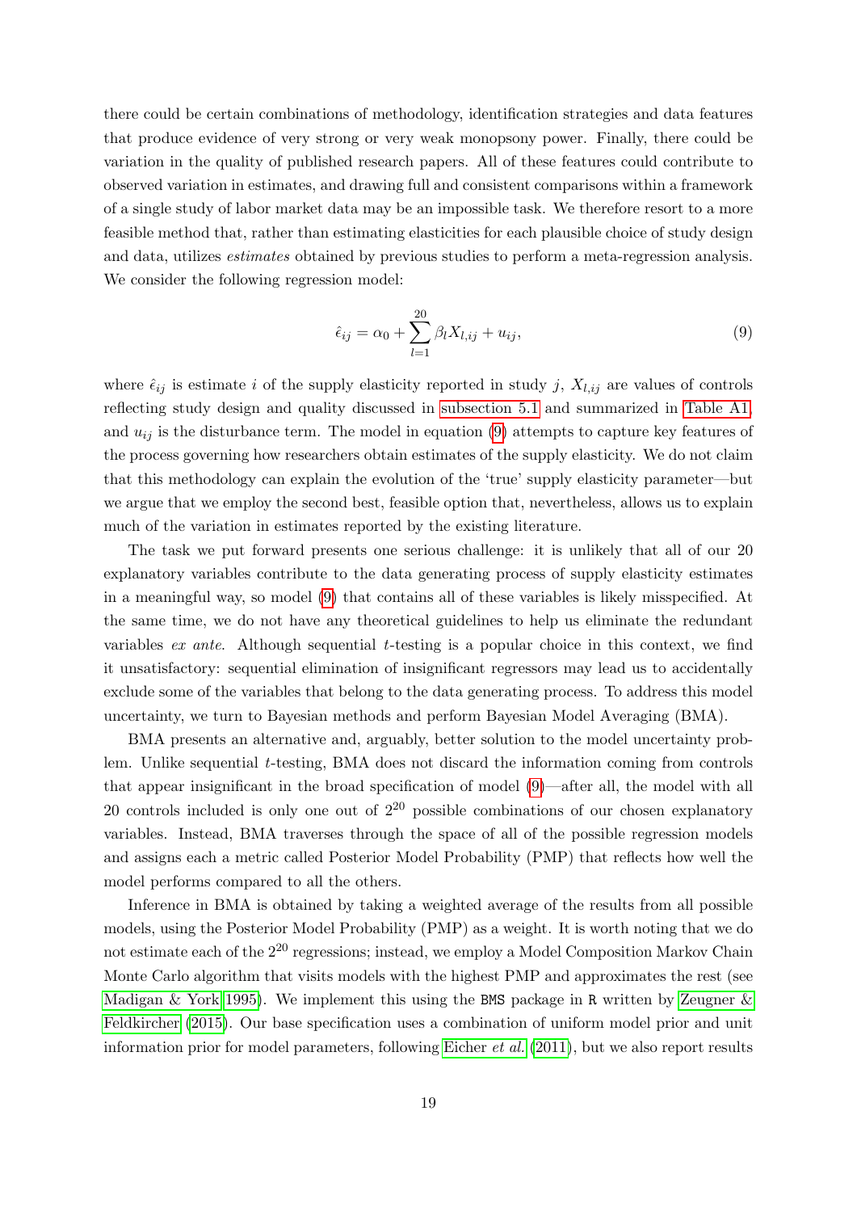there could be certain combinations of methodology, identification strategies and data features that produce evidence of very strong or very weak monopsony power. Finally, there could be variation in the quality of published research papers. All of these features could contribute to observed variation in estimates, and drawing full and consistent comparisons within a framework of a single study of labor market data may be an impossible task. We therefore resort to a more feasible method that, rather than estimating elasticities for each plausible choice of study design and data, utilizes *estimates* obtained by previous studies to perform a meta-regression analysis. We consider the following regression model:

$$\hat{\epsilon}_{ij} = \alpha_0 + \sum_{l=1}^{20} \beta_l X_{l,ij} + u_{ij}, \tag{9}$$

where $\hat{\epsilon}_{ij}$ is estimate $i$ of the supply elasticity reported in study $j$, $X_{l,ij}$ are values of controls reflecting study design and quality discussed in subsection 5.1 and summarized in Table A1, and $u_{ij}$ is the disturbance term. The model in equation (9) attempts to capture key features of the process governing how researchers obtain estimates of the supply elasticity. We do not claim that this methodology can explain the evolution of the 'true' supply elasticity parameter—but we argue that we employ the second best, feasible option that, nevertheless, allows us to explain much of the variation in estimates reported by the existing literature.

The task we put forward presents one serious challenge: it is unlikely that all of our 20 explanatory variables contribute to the data generating process of supply elasticity estimates in a meaningful way, so model (9) that contains all of these variables is likely misspecified. At the same time, we do not have any theoretical guidelines to help us eliminate the redundant variables *ex ante*. Although sequential $t$-testing is a popular choice in this context, we find it unsatisfactory: sequential elimination of insignificant regressors may lead us to accidentally exclude some of the variables that belong to the data generating process. To address this model uncertainty, we turn to Bayesian methods and perform Bayesian Model Averaging (BMA).

BMA presents an alternative and, arguably, better solution to the model uncertainty problem. Unlike sequential $t$-testing, BMA does not discard the information coming from controls that appear insignificant in the broad specification of model (9)—after all, the model with all 20 controls included is only one out of $2^{20}$ possible combinations of our chosen explanatory variables. Instead, BMA traverses through the space of all of the possible regression models and assigns each a metric called Posterior Model Probability (PMP) that reflects how well the model performs compared to all the others.

Inference in BMA is obtained by taking a weighted average of the results from all possible models, using the Posterior Model Probability (PMP) as a weight. It is worth noting that we do not estimate each of the $2^{20}$ regressions; instead, we employ a Model Composition Markov Chain Monte Carlo algorithm that visits models with the highest PMP and approximates the rest (see Madigan & York 1995). We implement this using the `BMS` package in `R` written by Zeugner & Feldkircher (2015). Our base specification uses a combination of uniform model prior and unit information prior for model parameters, following Eicher *et al.* (2011), but we also report results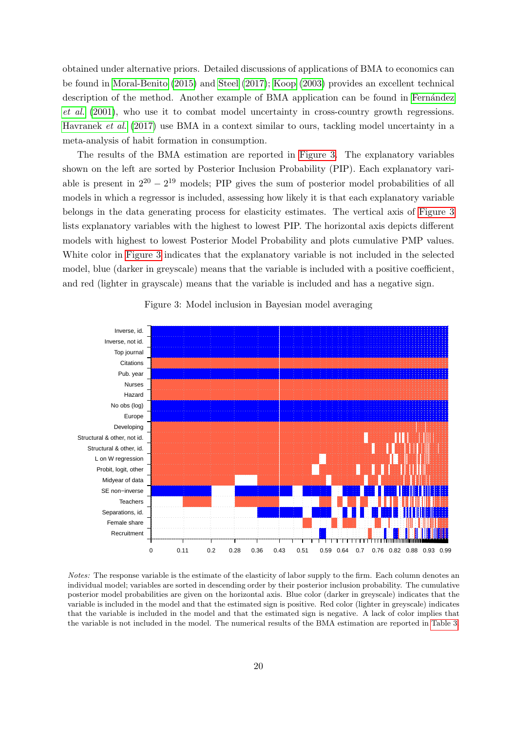obtained under alternative priors. Detailed discussions of applications of BMA to economics can be found in Moral-Benito (2015) and Steel (2017); Koop (2003) provides an excellent technical description of the method. Another example of BMA application can be found in Fernández *et al.* (2001), who use it to combat model uncertainty in cross-country growth regressions. Havranek *et al.* (2017) use BMA in a context similar to ours, tackling model uncertainty in a meta-analysis of habit formation in consumption.

The results of the BMA estimation are reported in Figure 3. The explanatory variables shown on the left are sorted by Posterior Inclusion Probability (PIP). Each explanatory variable is present in $2^{20} - 2^{19}$ models; PIP gives the sum of posterior model probabilities of all models in which a regressor is included, assessing how likely it is that each explanatory variable belongs in the data generating process for elasticity estimates. The vertical axis of Figure 3 lists explanatory variables with the highest to lowest PIP. The horizontal axis depicts different models with highest to lowest Posterior Model Probability and plots cumulative PMP values. White color in Figure 3 indicates that the explanatory variable is not included in the selected model, blue (darker in greyscale) means that the variable is included with a positive coefficient, and red (lighter in grayscale) means that the variable is included and has a negative sign.

Figure 3: Model inclusion in Bayesian model averaging

*Notes:* The response variable is the estimate of the elasticity of labor supply to the firm. Each column denotes an individual model; variables are sorted in descending order by their posterior inclusion probability. The cumulative posterior model probabilities are given on the horizontal axis. Blue color (darker in greyscale) indicates that the variable is included in the model and that the estimated sign is positive. Red color (lighter in greyscale) indicates that the variable is included in the model and that the estimated sign is negative. A lack of color implies that the variable is not included in the model. The numerical results of the BMA estimation are reported in Table 3.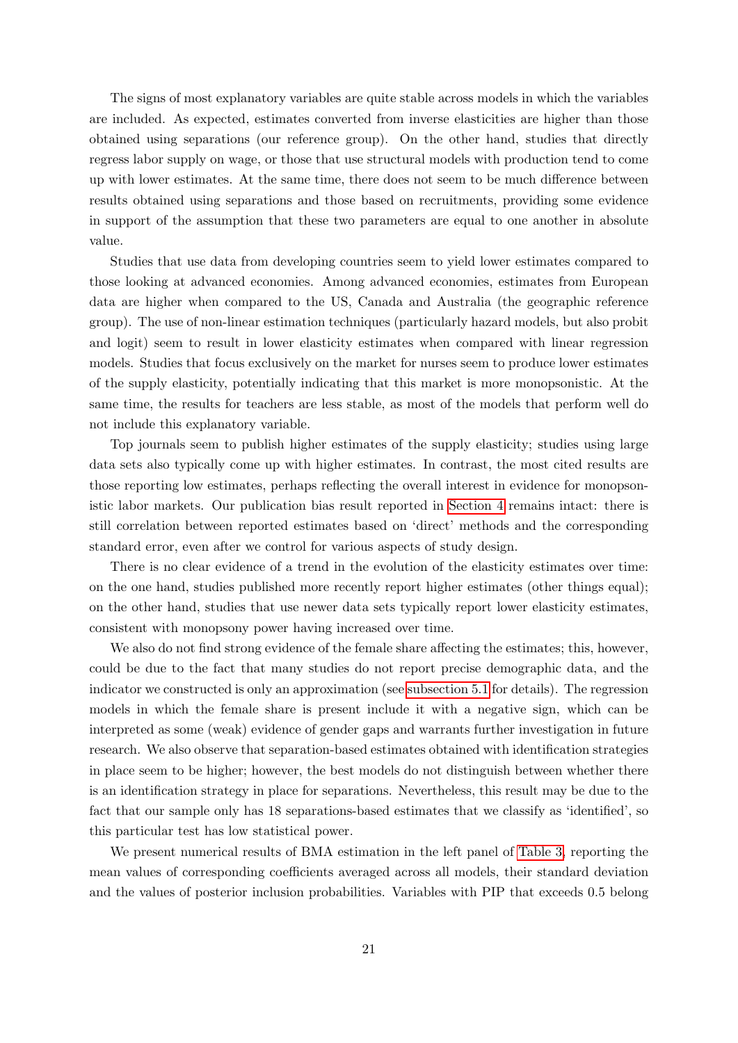The signs of most explanatory variables are quite stable across models in which the variables are included. As expected, estimates converted from inverse elasticities are higher than those obtained using separations (our reference group). On the other hand, studies that directly regress labor supply on wage, or those that use structural models with production tend to come up with lower estimates. At the same time, there does not seem to be much difference between results obtained using separations and those based on recruitments, providing some evidence in support of the assumption that these two parameters are equal to one another in absolute value.

Studies that use data from developing countries seem to yield lower estimates compared to those looking at advanced economies. Among advanced economies, estimates from European data are higher when compared to the US, Canada and Australia (the geographic reference group). The use of non-linear estimation techniques (particularly hazard models, but also probit and logit) seem to result in lower elasticity estimates when compared with linear regression models. Studies that focus exclusively on the market for nurses seem to produce lower estimates of the supply elasticity, potentially indicating that this market is more monopsonistic. At the same time, the results for teachers are less stable, as most of the models that perform well do not include this explanatory variable.

Top journals seem to publish higher estimates of the supply elasticity; studies using large data sets also typically come up with higher estimates. In contrast, the most cited results are those reporting low estimates, perhaps reflecting the overall interest in evidence for monopsonistic labor markets. Our publication bias result reported in Section 4 remains intact: there is still correlation between reported estimates based on 'direct' methods and the corresponding standard error, even after we control for various aspects of study design.

There is no clear evidence of a trend in the evolution of the elasticity estimates over time: on the one hand, studies published more recently report higher estimates (other things equal); on the other hand, studies that use newer data sets typically report lower elasticity estimates, consistent with monopsony power having increased over time.

We also do not find strong evidence of the female share affecting the estimates; this, however, could be due to the fact that many studies do not report precise demographic data, and the indicator we constructed is only an approximation (see subsection 5.1 for details). The regression models in which the female share is present include it with a negative sign, which can be interpreted as some (weak) evidence of gender gaps and warrants further investigation in future research. We also observe that separation-based estimates obtained with identification strategies in place seem to be higher; however, the best models do not distinguish between whether there is an identification strategy in place for separations. Nevertheless, this result may be due to the fact that our sample only has 18 separations-based estimates that we classify as 'identified', so this particular test has low statistical power.

We present numerical results of BMA estimation in the left panel of Table 3, reporting the mean values of corresponding coefficients averaged across all models, their standard deviation and the values of posterior inclusion probabilities. Variables with PIP that exceeds 0.5 belong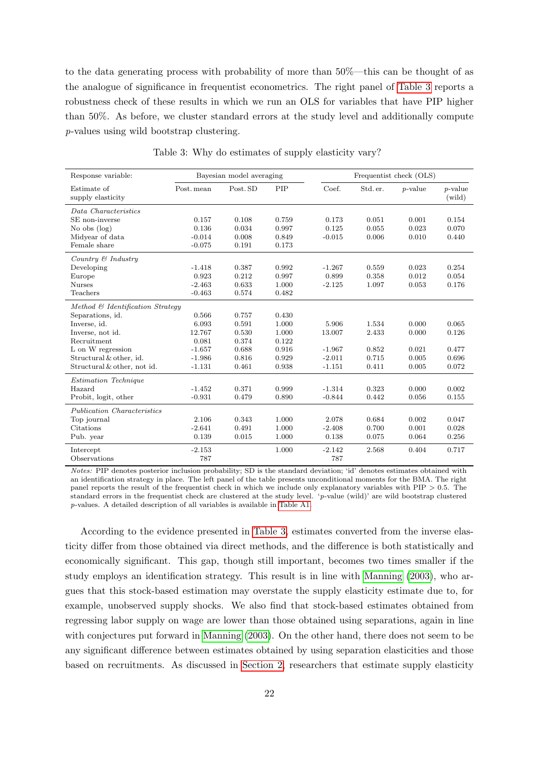to the data generating process with probability of more than 50%—this can be thought of as the analogue of significance in frequentist econometrics. The right panel of Table 3 reports a robustness check of these results in which we run an OLS for variables that have PIP higher than 50%. As before, we cluster standard errors at the study level and additionally compute $p$-values using wild bootstrap clustering.

Table 3: Why do estimates of supply elasticity vary?

| Response variable: | Bayesian model averaging | | | Frequentist check (OLS) | | | |
|---|---|---|---|---|---|---|---|
| Estimate of supply elasticity | Post. mean | Post. SD | PIP | Coef. | Std. er. | $p$-value | $p$-value (wild) |
| *Data Characteristics* | | | | | | | |
| SE non-inverse | 0.157 | 0.108 | 0.759 | 0.173 | 0.051 | 0.001 | 0.154 |
| No obs (log) | 0.136 | 0.034 | 0.997 | 0.125 | 0.055 | 0.023 | 0.070 |
| Midyear of data | -0.014 | 0.008 | 0.849 | -0.015 | 0.006 | 0.010 | 0.440 |
| Female share | -0.075 | 0.191 | 0.173 | | | | |
| *Country & Industry* | | | | | | | |
| Developing | -1.418 | 0.387 | 0.992 | -1.267 | 0.559 | 0.023 | 0.254 |
| Europe | 0.923 | 0.212 | 0.997 | 0.899 | 0.358 | 0.012 | 0.054 |
| Nurses | -2.463 | 0.633 | 1.000 | -2.125 | 1.097 | 0.053 | 0.176 |
| Teachers | -0.463 | 0.574 | 0.482 | | | | |
| *Method & Identification Strategy* | | | | | | | |
| Separations, id. | 0.566 | 0.757 | 0.430 | | | | |
| Inverse, id. | 6.093 | 0.591 | 1.000 | 5.906 | 1.534 | 0.000 | 0.065 |
| Inverse, not id. | 12.767 | 0.530 | 1.000 | 13.007 | 2.433 | 0.000 | 0.126 |
| Recruitment | 0.081 | 0.374 | 0.122 | | | | |
| L on W regression | -1.657 | 0.688 | 0.916 | -1.967 | 0.852 | 0.021 | 0.477 |
| Structural & other, id. | -1.986 | 0.816 | 0.929 | -2.011 | 0.715 | 0.005 | 0.696 |
| Structural & other, not id. | -1.131 | 0.461 | 0.938 | -1.151 | 0.411 | 0.005 | 0.072 |
| *Estimation Technique* | | | | | | | |
| Hazard | -1.452 | 0.371 | 0.999 | -1.314 | 0.323 | 0.000 | 0.002 |
| Probit, logit, other | -0.931 | 0.479 | 0.890 | -0.844 | 0.442 | 0.056 | 0.155 |
| *Publication Characteristics* | | | | | | | |
| Top journal | 2.106 | 0.343 | 1.000 | 2.078 | 0.684 | 0.002 | 0.047 |
| Citations | -2.641 | 0.491 | 1.000 | -2.408 | 0.700 | 0.001 | 0.028 |
| Pub. year | 0.139 | 0.015 | 1.000 | 0.138 | 0.075 | 0.064 | 0.256 |
| Intercept | -2.153 | | 1.000 | -2.142 | 2.568 | 0.404 | 0.717 |
| Observations | 787 | | | 787 | | | |

*Notes:* PIP denotes posterior inclusion probability; SD is the standard deviation; 'id' denotes estimates obtained with an identification strategy in place. The left panel of the table presents unconditional moments for the BMA. The right panel reports the result of the frequentist check in which we include only explanatory variables with PIP > 0.5. The standard errors in the frequentist check are clustered at the study level. '$p$-value (wild)' are wild bootstrap clustered $p$-values. A detailed description of all variables is available in Table A1.

According to the evidence presented in Table 3, estimates converted from the inverse elasticity differ from those obtained via direct methods, and the difference is both statistically and economically significant. This gap, though still important, becomes two times smaller if the study employs an identification strategy. This result is in line with Manning (2003), who argues that this stock-based estimation may overstate the supply elasticity estimate due to, for example, unobserved supply shocks. We also find that stock-based estimates obtained from regressing labor supply on wage are lower than those obtained using separations, again in line with conjectures put forward in Manning (2003). On the other hand, there does not seem to be any significant difference between estimates obtained by using separation elasticities and those based on recruitments. As discussed in Section 2, researchers that estimate supply elasticity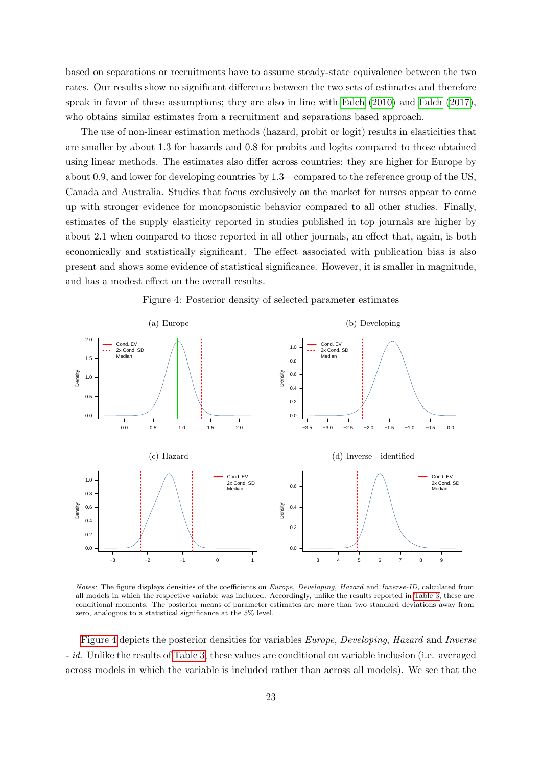based on separations or recruitments have to assume steady-state equivalence between the two rates. Our results show no significant difference between the two sets of estimates and therefore speak in favor of these assumptions; they are also in line with Falch (2010) and Falch (2017), who obtains similar estimates from a recruitment and separations based approach.

The use of non-linear estimation methods (hazard, probit or logit) results in elasticities that are smaller by about 1.3 for hazards and 0.8 for probits and logits compared to those obtained using linear methods. The estimates also differ across countries: they are higher for Europe by about 0.9, and lower for developing countries by 1.3—compared to the reference group of the US, Canada and Australia. Studies that focus exclusively on the market for nurses appear to come up with stronger evidence for monopsonistic behavior compared to all other studies. Finally, estimates of the supply elasticity reported in studies published in top journals are higher by about 2.1 when compared to those reported in all other journals, an effect that, again, is both economically and statistically significant. The effect associated with publication bias is also present and shows some evidence of statistical significance. However, it is smaller in magnitude, and has a modest effect on the overall results.

Figure 4: Posterior density of selected parameter estimates

(a) Europe

(b) Developing

(c) Hazard

(d) Inverse - identified

*Notes:* The figure displays densities of the coefficients on *Europe, Developing, Hazard* and *Inverse-ID*, calculated from all models in which the respective variable was included. Accordingly, unlike the results reported in Table 3, these are conditional moments. The posterior means of parameter estimates are more than two standard deviations away from zero, analogous to a statistical significance at the 5% level.

Figure 4 depicts the posterior densities for variables *Europe*, *Developing*, *Hazard* and *Inverse - id*. Unlike the results of Table 3, these values are conditional on variable inclusion (i.e. averaged across models in which the variable is included rather than across all models). We see that the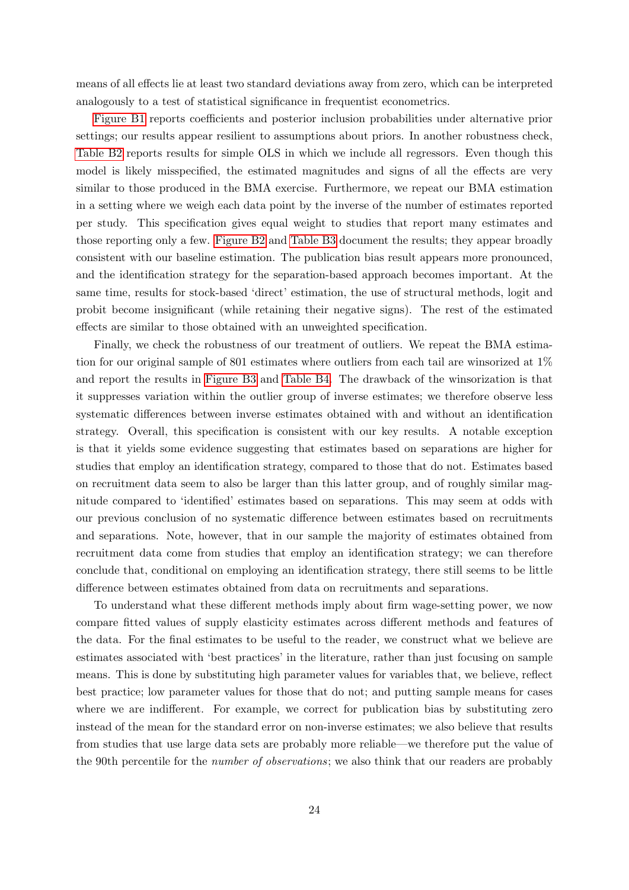means of all effects lie at least two standard deviations away from zero, which can be interpreted analogously to a test of statistical significance in frequentist econometrics.

Figure B1 reports coefficients and posterior inclusion probabilities under alternative prior settings; our results appear resilient to assumptions about priors. In another robustness check, Table B2 reports results for simple OLS in which we include all regressors. Even though this model is likely misspecified, the estimated magnitudes and signs of all the effects are very similar to those produced in the BMA exercise. Furthermore, we repeat our BMA estimation in a setting where we weigh each data point by the inverse of the number of estimates reported per study. This specification gives equal weight to studies that report many estimates and those reporting only a few. Figure B2 and Table B3 document the results; they appear broadly consistent with our baseline estimation. The publication bias result appears more pronounced, and the identification strategy for the separation-based approach becomes important. At the same time, results for stock-based 'direct' estimation, the use of structural methods, logit and probit become insignificant (while retaining their negative signs). The rest of the estimated effects are similar to those obtained with an unweighted specification.

Finally, we check the robustness of our treatment of outliers. We repeat the BMA estimation for our original sample of 801 estimates where outliers from each tail are winsorized at 1% and report the results in Figure B3 and Table B4. The drawback of the winsorization is that it suppresses variation within the outlier group of inverse estimates; we therefore observe less systematic differences between inverse estimates obtained with and without an identification strategy. Overall, this specification is consistent with our key results. A notable exception is that it yields some evidence suggesting that estimates based on separations are higher for studies that employ an identification strategy, compared to those that do not. Estimates based on recruitment data seem to also be larger than this latter group, and of roughly similar magnitude compared to 'identified' estimates based on separations. This may seem at odds with our previous conclusion of no systematic difference between estimates based on recruitments and separations. Note, however, that in our sample the majority of estimates obtained from recruitment data come from studies that employ an identification strategy; we can therefore conclude that, conditional on employing an identification strategy, there still seems to be little difference between estimates obtained from data on recruitments and separations.

To understand what these different methods imply about firm wage-setting power, we now compare fitted values of supply elasticity estimates across different methods and features of the data. For the final estimates to be useful to the reader, we construct what we believe are estimates associated with 'best practices' in the literature, rather than just focusing on sample means. This is done by substituting high parameter values for variables that, we believe, reflect best practice; low parameter values for those that do not; and putting sample means for cases where we are indifferent. For example, we correct for publication bias by substituting zero instead of the mean for the standard error on non-inverse estimates; we also believe that results from studies that use large data sets are probably more reliable—we therefore put the value of the 90th percentile for the *number of observations*; we also think that our readers are probably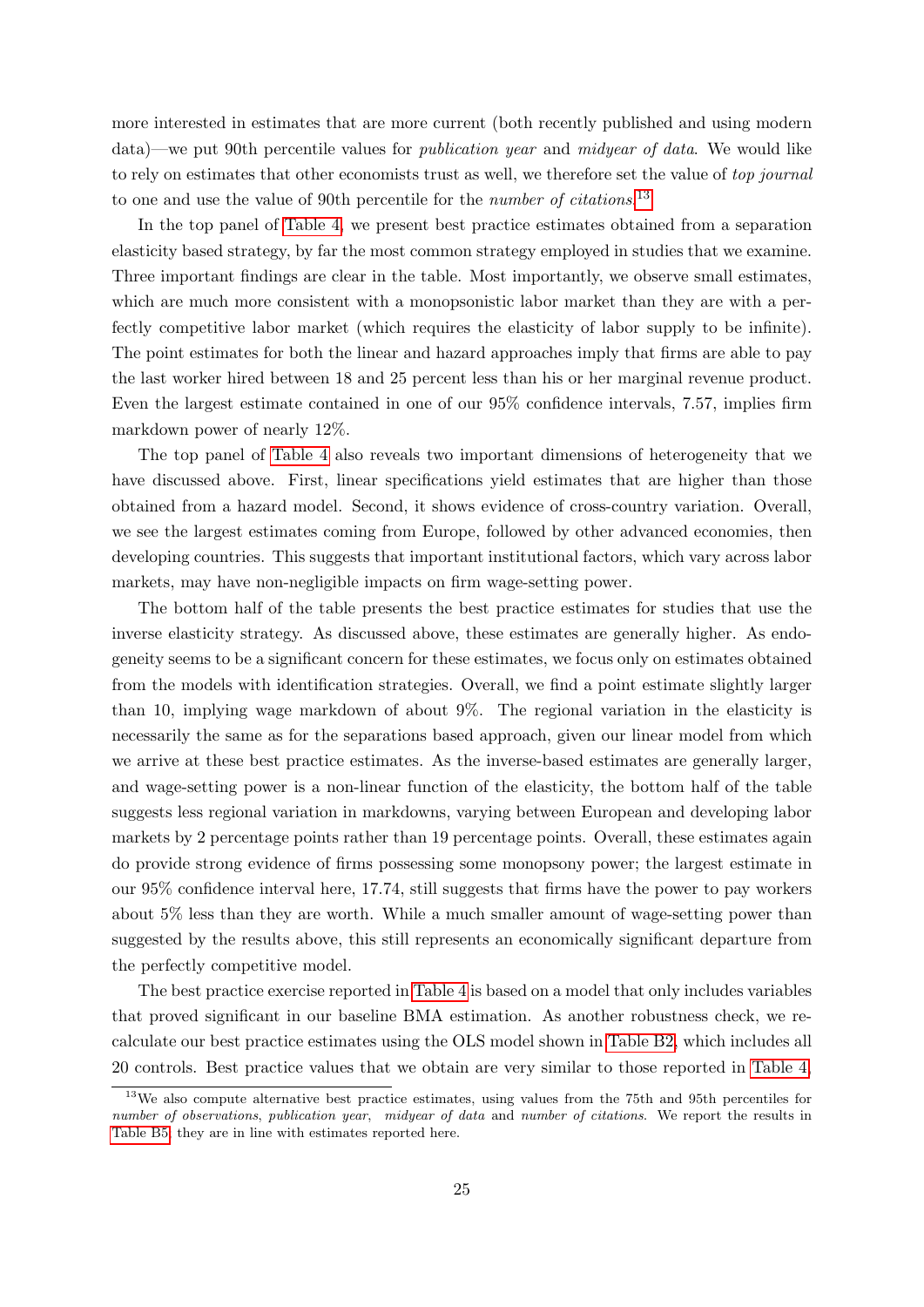more interested in estimates that are more current (both recently published and using modern data)—we put 90th percentile values for *publication year* and *midyear of data*. We would like to rely on estimates that other economists trust as well, we therefore set the value of *top journal* to one and use the value of 90th percentile for the *number of citations*.[13]

In the top panel of Table 4, we present best practice estimates obtained from a separation elasticity based strategy, by far the most common strategy employed in studies that we examine. Three important findings are clear in the table. Most importantly, we observe small estimates, which are much more consistent with a monopsonistic labor market than they are with a perfectly competitive labor market (which requires the elasticity of labor supply to be infinite). The point estimates for both the linear and hazard approaches imply that firms are able to pay the last worker hired between 18 and 25 percent less than his or her marginal revenue product. Even the largest estimate contained in one of our 95% confidence intervals, 7.57, implies firm markdown power of nearly 12%.

The top panel of Table 4 also reveals two important dimensions of heterogeneity that we have discussed above. First, linear specifications yield estimates that are higher than those obtained from a hazard model. Second, it shows evidence of cross-country variation. Overall, we see the largest estimates coming from Europe, followed by other advanced economies, then developing countries. This suggests that important institutional factors, which vary across labor markets, may have non-negligible impacts on firm wage-setting power.

The bottom half of the table presents the best practice estimates for studies that use the inverse elasticity strategy. As discussed above, these estimates are generally higher. As endogeneity seems to be a significant concern for these estimates, we focus only on estimates obtained from the models with identification strategies. Overall, we find a point estimate slightly larger than 10, implying wage markdown of about 9%. The regional variation in the elasticity is necessarily the same as for the separations based approach, given our linear model from which we arrive at these best practice estimates. As the inverse-based estimates are generally larger, and wage-setting power is a non-linear function of the elasticity, the bottom half of the table suggests less regional variation in markdowns, varying between European and developing labor markets by 2 percentage points rather than 19 percentage points. Overall, these estimates again do provide strong evidence of firms possessing some monopsony power; the largest estimate in our 95% confidence interval here, 17.74, still suggests that firms have the power to pay workers about 5% less than they are worth. While a much smaller amount of wage-setting power than suggested by the results above, this still represents an economically significant departure from the perfectly competitive model.

The best practice exercise reported in Table 4 is based on a model that only includes variables that proved significant in our baseline BMA estimation. As another robustness check, we recalculate our best practice estimates using the OLS model shown in Table B2, which includes all 20 controls. Best practice values that we obtain are very similar to those reported in Table 4.

[13] We also compute alternative best practice estimates, using values from the 75th and 95th percentiles for *number of observations*, *publication year*, *midyear of data* and *number of citations*. We report the results in Table B5; they are in line with estimates reported here.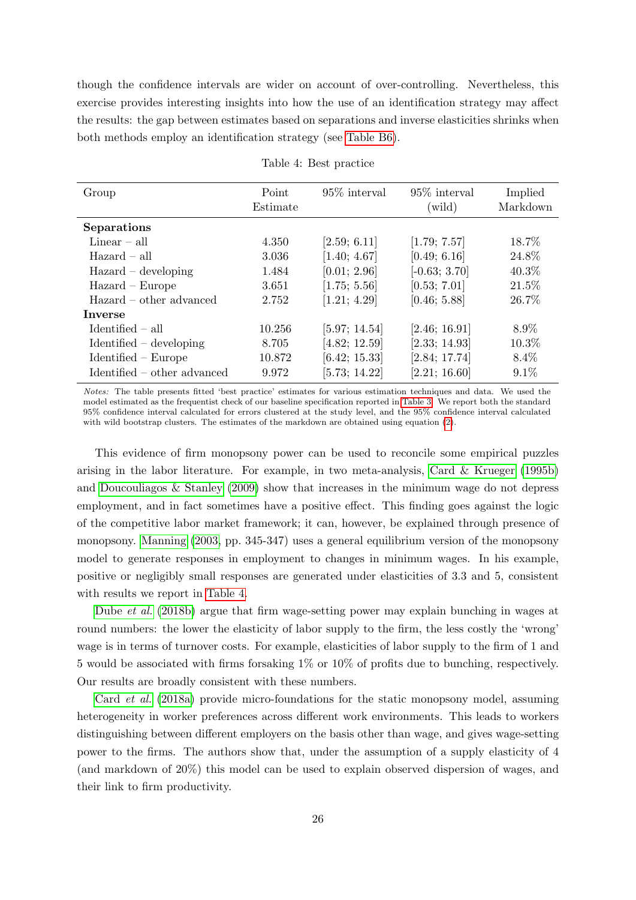though the confidence intervals are wider on account of over-controlling. Nevertheless, this exercise provides interesting insights into how the use of an identification strategy may affect the results: the gap between estimates based on separations and inverse elasticities shrinks when both methods employ an identification strategy (see Table B6).

Table 4: Best practice

| Group | Point Estimate | 95% interval | 95% interval (wild) | Implied Markdown |
|---|---|---|---|---|
| **Separations** | | | | |
| Linear – all | 4.350 | [2.59; 6.11] | [1.79; 7.57] | 18.7% |
| Hazard – all | 3.036 | [1.40; 4.67] | [0.49; 6.16] | 24.8% |
| Hazard – developing | 1.484 | [0.01; 2.96] | [-0.63; 3.70] | 40.3% |
| Hazard – Europe | 3.651 | [1.75; 5.56] | [0.53; 7.01] | 21.5% |
| Hazard – other advanced | 2.752 | [1.21; 4.29] | [0.46; 5.88] | 26.7% |
| **Inverse** | | | | |
| Identified – all | 10.256 | [5.97; 14.54] | [2.46; 16.91] | 8.9% |
| Identified – developing | 8.705 | [4.82; 12.59] | [2.33; 14.93] | 10.3% |
| Identified – Europe | 10.872 | [6.42; 15.33] | [2.84; 17.74] | 8.4% |
| Identified – other advanced | 9.972 | [5.73; 14.22] | [2.21; 16.60] | 9.1% |

*Notes:* The table presents fitted 'best practice' estimates for various estimation techniques and data. We used the model estimated as the frequentist check of our baseline specification reported in Table 3. We report both the standard 95% confidence interval calculated for errors clustered at the study level, and the 95% confidence interval calculated with wild bootstrap clusters. The estimates of the markdown are obtained using equation (2).

This evidence of firm monopsony power can be used to reconcile some empirical puzzles arising in the labor literature. For example, in two meta-analysis, Card & Krueger (1995b) and Doucouliagos & Stanley (2009) show that increases in the minimum wage do not depress employment, and in fact sometimes have a positive effect. This finding goes against the logic of the competitive labor market framework; it can, however, be explained through presence of monopsony. Manning (2003, pp. 345-347) uses a general equilibrium version of the monopsony model to generate responses in employment to changes in minimum wages. In his example, positive or negligibly small responses are generated under elasticities of 3.3 and 5, consistent with results we report in Table 4.

Dube *et al.* (2018b) argue that firm wage-setting power may explain bunching in wages at round numbers: the lower the elasticity of labor supply to the firm, the less costly the 'wrong' wage is in terms of turnover costs. For example, elasticities of labor supply to the firm of 1 and 5 would be associated with firms forsaking 1% or 10% of profits due to bunching, respectively. Our results are broadly consistent with these numbers.

Card *et al.* (2018a) provide micro-foundations for the static monopsony model, assuming heterogeneity in worker preferences across different work environments. This leads to workers distinguishing between different employers on the basis other than wage, and gives wage-setting power to the firms. The authors show that, under the assumption of a supply elasticity of 4 (and markdown of 20%) this model can be used to explain observed dispersion of wages, and their link to firm productivity.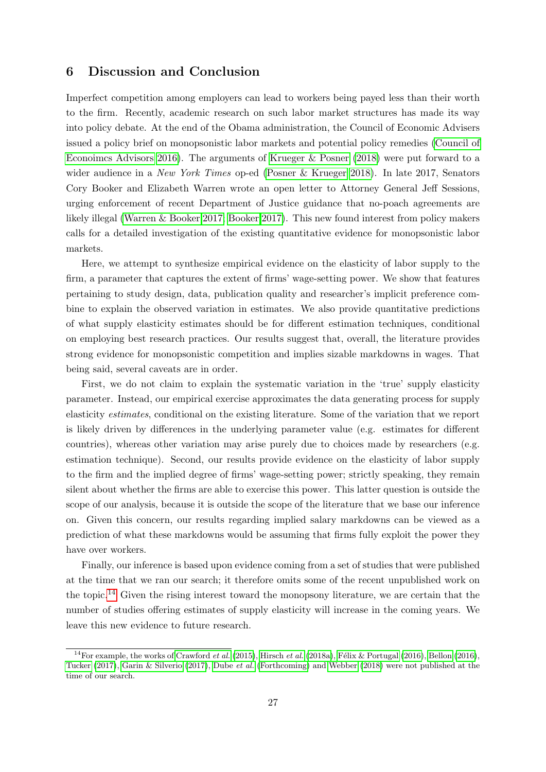## 6 Discussion and Conclusion

Imperfect competition among employers can lead to workers being payed less than their worth to the firm. Recently, academic research on such labor market structures has made its way into policy debate. At the end of the Obama administration, the Council of Economic Advisers issued a policy brief on monopsonistic labor markets and potential policy remedies (Council of Econoimcs Advisors 2016). The arguments of Krueger & Posner (2018) were put forward to a wider audience in a *New York Times* op-ed (Posner & Krueger 2018). In late 2017, Senators Cory Booker and Elizabeth Warren wrote an open letter to Attorney General Jeff Sessions, urging enforcement of recent Department of Justice guidance that no-poach agreements are likely illegal (Warren & Booker 2017, Booker 2017). This new found interest from policy makers calls for a detailed investigation of the existing quantitative evidence for monopsonistic labor markets.

Here, we attempt to synthesize empirical evidence on the elasticity of labor supply to the firm, a parameter that captures the extent of firms' wage-setting power. We show that features pertaining to study design, data, publication quality and researcher's implicit preference combine to explain the observed variation in estimates. We also provide quantitative predictions of what supply elasticity estimates should be for different estimation techniques, conditional on employing best research practices. Our results suggest that, overall, the literature provides strong evidence for monopsonistic competition and implies sizable markdowns in wages. That being said, several caveats are in order.

First, we do not claim to explain the systematic variation in the 'true' supply elasticity parameter. Instead, our empirical exercise approximates the data generating process for supply elasticity *estimates*, conditional on the existing literature. Some of the variation that we report is likely driven by differences in the underlying parameter value (e.g. estimates for different countries), whereas other variation may arise purely due to choices made by researchers (e.g. estimation technique). Second, our results provide evidence on the elasticity of labor supply to the firm and the implied degree of firms' wage-setting power; strictly speaking, they remain silent about whether the firms are able to exercise this power. This latter question is outside the scope of our analysis, because it is outside the scope of the literature that we base our inference on. Given this concern, our results regarding implied salary markdowns can be viewed as a prediction of what these markdowns would be assuming that firms fully exploit the power they have over workers.

Finally, our inference is based upon evidence coming from a set of studies that were published at the time that we ran our search; it therefore omits some of the recent unpublished work on the topic.[14] Given the rising interest toward the monopsony literature, we are certain that the number of studies offering estimates of supply elasticity will increase in the coming years. We leave this new evidence to future research.

[14] For example, the works of Crawford *et al.* (2015), Hirsch *et al.* (2018a), Félix & Portugal (2016), Bellon (2016), Tucker (2017), Garin & Silverio (2017), Dube *et al.* (Forthcoming) and Webber (2018) were not published at the time of our search.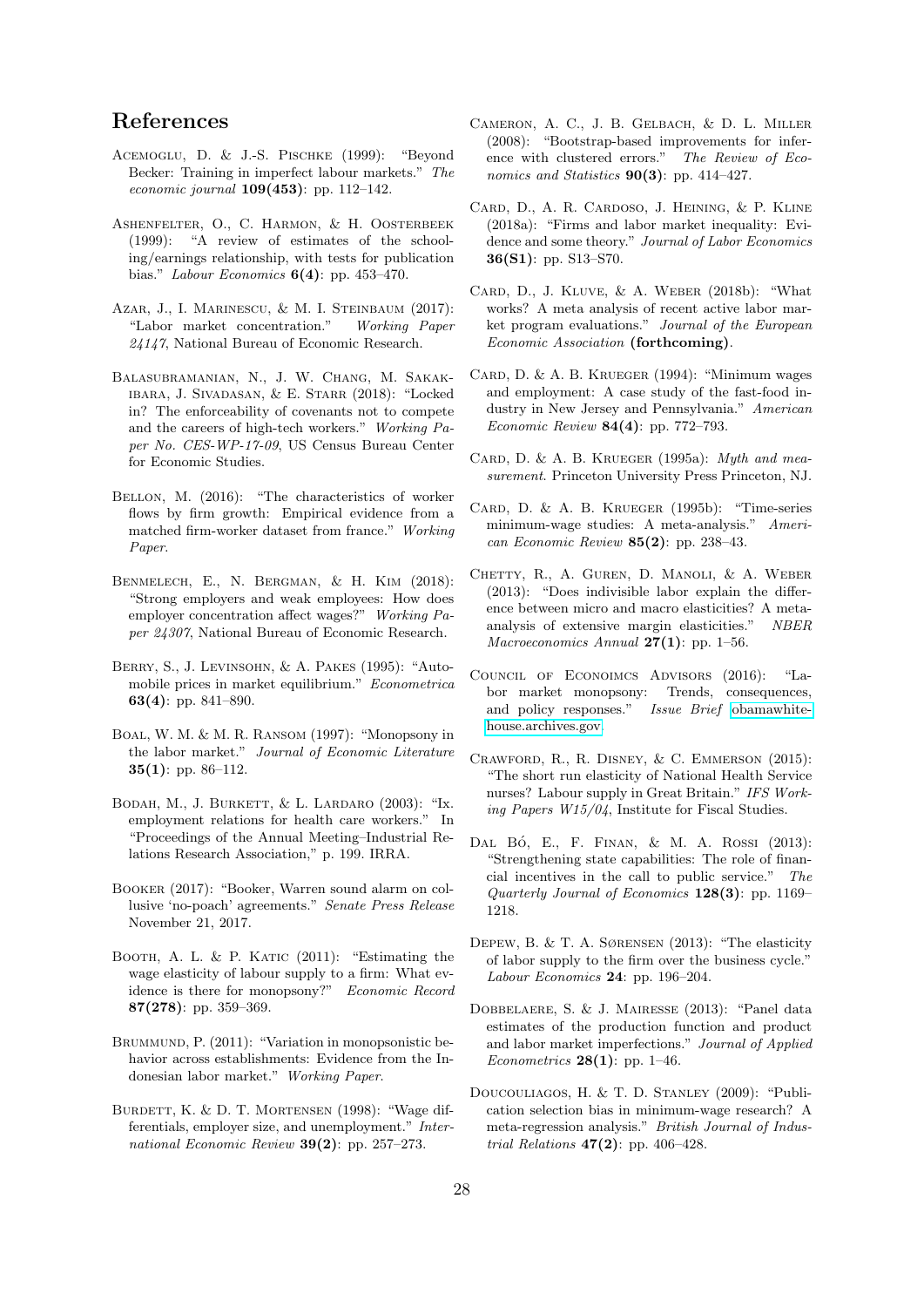# References

Acemoglu, D. & J.-S. Pischke (1999): "Beyond Becker: Training in imperfect labour markets." *The economic journal* **109(453)**: pp. 112–142.

Ashenfelter, O., C. Harmon, & H. Oosterbeek (1999): "A review of estimates of the schooling/earnings relationship, with tests for publication bias." *Labour Economics* **6(4)**: pp. 453–470.

Azar, J., I. Marinescu, & M. I. Steinbaum (2017): "Labor market concentration." *Working Paper 24147*, National Bureau of Economic Research.

Balasubramanian, N., J. W. Chang, M. Sakakibara, J. Sivadasan, & E. Starr (2018): "Locked in? The enforceability of covenants not to compete and the careers of high-tech workers." *Working Paper No. CES-WP-17-09*, US Census Bureau Center for Economic Studies.

Bellon, M. (2016): "The characteristics of worker flows by firm growth: Empirical evidence from a matched firm-worker dataset from france." *Working Paper*.

Benmelech, E., N. Bergman, & H. Kim (2018): "Strong employers and weak employees: How does employer concentration affect wages?" *Working Paper 24307*, National Bureau of Economic Research.

Berry, S., J. Levinsohn, & A. Pakes (1995): "Automobile prices in market equilibrium." *Econometrica* **63(4)**: pp. 841–890.

Boal, W. M. & M. R. Ransom (1997): "Monopsony in the labor market." *Journal of Economic Literature* **35(1)**: pp. 86–112.

Bodah, M., J. Burkett, & L. Lardaro (2003): "Ix. employment relations for health care workers." In "Proceedings of the Annual Meeting–Industrial Relations Research Association," p. 199. IRRA.

Booker (2017): "Booker, Warren sound alarm on collusive 'no-poach' agreements." *Senate Press Release* November 21, 2017.

Booth, A. L. & P. Katic (2011): "Estimating the wage elasticity of labour supply to a firm: What evidence is there for monopsony?" *Economic Record* **87(278)**: pp. 359–369.

Brummund, P. (2011): "Variation in monopsonistic behavior across establishments: Evidence from the Indonesian labor market." *Working Paper*.

Burdett, K. & D. T. Mortensen (1998): "Wage differentials, employer size, and unemployment." *International Economic Review* **39(2)**: pp. 257–273.

Cameron, A. C., J. B. Gelbach, & D. L. Miller (2008): "Bootstrap-based improvements for inference with clustered errors." *The Review of Economics and Statistics* **90(3)**: pp. 414–427.

Card, D., A. R. Cardoso, J. Heining, & P. Kline (2018a): "Firms and labor market inequality: Evidence and some theory." *Journal of Labor Economics* **36(S1)**: pp. S13–S70.

Card, D., J. Kluve, & A. Weber (2018b): "What works? A meta analysis of recent active labor market program evaluations." *Journal of the European Economic Association* **(forthcoming)**.

Card, D. & A. B. Krueger (1994): "Minimum wages and employment: A case study of the fast-food industry in New Jersey and Pennsylvania." *American Economic Review* **84(4)**: pp. 772–793.

Card, D. & A. B. Krueger (1995a): *Myth and measurement*. Princeton University Press Princeton, NJ.

Card, D. & A. B. Krueger (1995b): "Time-series minimum-wage studies: A meta-analysis." *American Economic Review* **85(2)**: pp. 238–43.

Chetty, R., A. Guren, D. Manoli, & A. Weber (2013): "Does indivisible labor explain the difference between micro and macro elasticities? A meta-analysis of extensive margin elasticities." *NBER Macroeconomics Annual* **27(1)**: pp. 1–56.

Council of Econoimcs Advisors (2016): "Labor market monopsony: Trends, consequences, and policy responses." *Issue Brief* obamawhitehouse.archives.gov.

Crawford, R., R. Disney, & C. Emmerson (2015): "The short run elasticity of National Health Service nurses? Labour supply in Great Britain." *IFS Working Papers W15/04*, Institute for Fiscal Studies.

Dal Bó, E., F. Finan, & M. A. Rossi (2013): "Strengthening state capabilities: The role of financial incentives in the call to public service." *The Quarterly Journal of Economics* **128(3)**: pp. 1169–1218.

Depew, B. & T. A. Sørensen (2013): "The elasticity of labor supply to the firm over the business cycle." *Labour Economics* **24**: pp. 196–204.

Dobbelaere, S. & J. Mairesse (2013): "Panel data estimates of the production function and product and labor market imperfections." *Journal of Applied Econometrics* **28(1)**: pp. 1–46.

Doucouliagos, H. & T. D. Stanley (2009): "Publication selection bias in minimum-wage research? A meta-regression analysis." *British Journal of Industrial Relations* **47(2)**: pp. 406–428.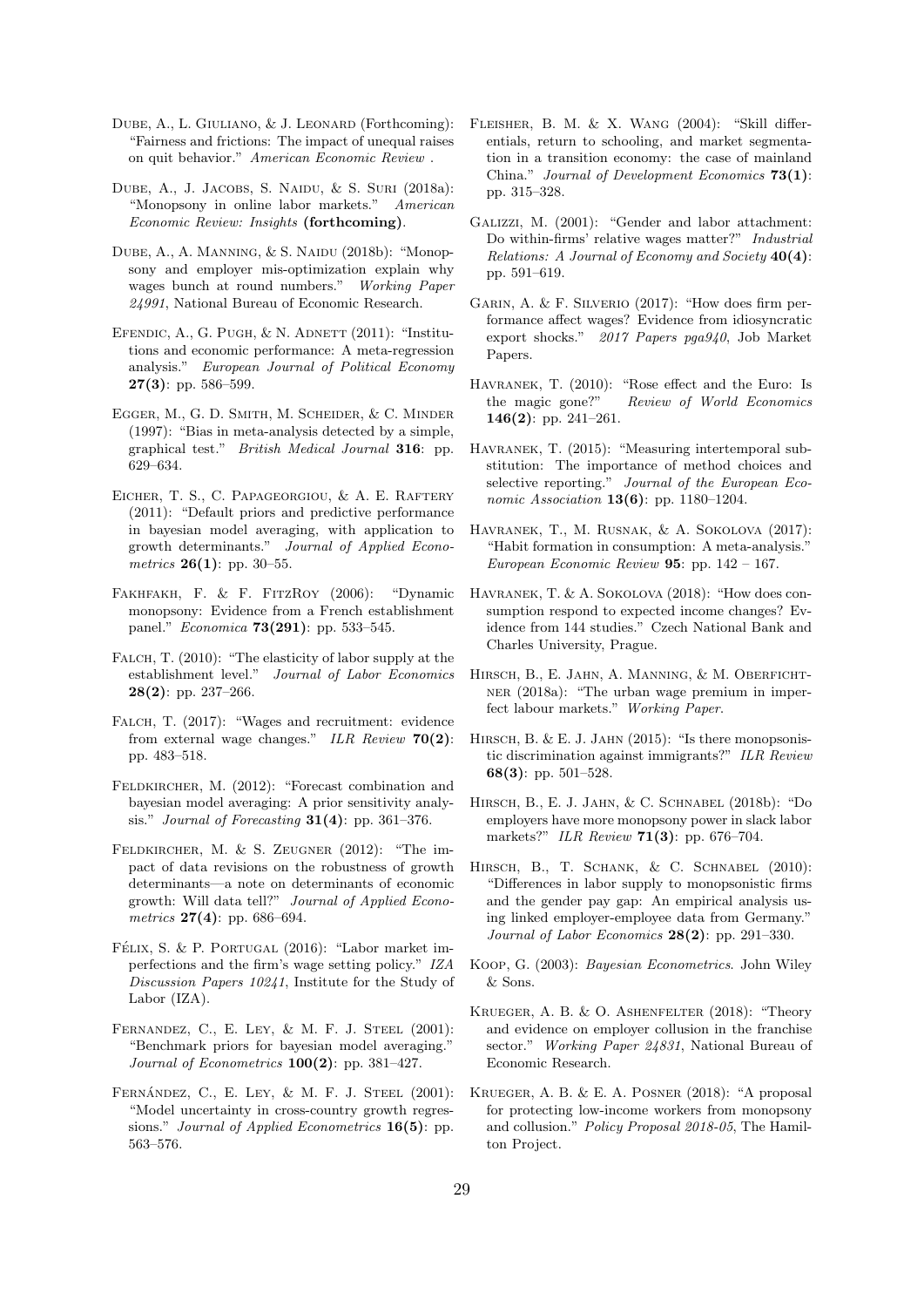Dube, A., L. Giuliano, & J. Leonard (Forthcoming): "Fairness and frictions: The impact of unequal raises on quit behavior." *American Economic Review* .

Dube, A., J. Jacobs, S. Naidu, & S. Suri (2018a): "Monopsony in online labor markets." *American Economic Review: Insights* **(forthcoming)**.

Dube, A., A. Manning, & S. Naidu (2018b): "Monopsony and employer mis-optimization explain why wages bunch at round numbers." *Working Paper 24991*, National Bureau of Economic Research.

Efendic, A., G. Pugh, & N. Adnett (2011): "Institutions and economic performance: A meta-regression analysis." *European Journal of Political Economy* **27(3)**: pp. 586–599.

Egger, M., G. D. Smith, M. Scheider, & C. Minder (1997): "Bias in meta-analysis detected by a simple, graphical test." *British Medical Journal* **316**: pp. 629–634.

Eicher, T. S., C. Papageorgiou, & A. E. Raftery (2011): "Default priors and predictive performance in bayesian model averaging, with application to growth determinants." *Journal of Applied Econometrics* **26(1)**: pp. 30–55.

Fakhfakh, F. & F. FitzRoy (2006): "Dynamic monopsony: Evidence from a French establishment panel." *Economica* **73(291)**: pp. 533–545.

Falch, T. (2010): "The elasticity of labor supply at the establishment level." *Journal of Labor Economics* **28(2)**: pp. 237–266.

Falch, T. (2017): "Wages and recruitment: evidence from external wage changes." *ILR Review* **70(2)**: pp. 483–518.

Feldkircher, M. (2012): "Forecast combination and bayesian model averaging: A prior sensitivity analysis." *Journal of Forecasting* **31(4)**: pp. 361–376.

Feldkircher, M. & S. Zeugner (2012): "The impact of data revisions on the robustness of growth determinants—a note on determinants of economic growth: Will data tell?" *Journal of Applied Econometrics* **27(4)**: pp. 686–694.

Félix, S. & P. Portugal (2016): "Labor market imperfections and the firm's wage setting policy." *IZA Discussion Papers 10241*, Institute for the Study of Labor (IZA).

Fernandez, C., E. Ley, & M. F. J. Steel (2001): "Benchmark priors for bayesian model averaging." *Journal of Econometrics* **100(2)**: pp. 381–427.

Fernández, C., E. Ley, & M. F. J. Steel (2001): "Model uncertainty in cross-country growth regressions." *Journal of Applied Econometrics* **16(5)**: pp. 563–576.

Fleisher, B. M. & X. Wang (2004): "Skill differentials, return to schooling, and market segmentation in a transition economy: the case of mainland China." *Journal of Development Economics* **73(1)**: pp. 315–328.

Galizzi, M. (2001): "Gender and labor attachment: Do within-firms' relative wages matter?" *Industrial Relations: A Journal of Economy and Society* **40(4)**: pp. 591–619.

Garin, A. & F. Silverio (2017): "How does firm performance affect wages? Evidence from idiosyncratic export shocks." *2017 Papers pga940*, Job Market Papers.

Havranek, T. (2010): "Rose effect and the Euro: Is the magic gone?" *Review of World Economics* **146(2)**: pp. 241–261.

Havranek, T. (2015): "Measuring intertemporal substitution: The importance of method choices and selective reporting." *Journal of the European Economic Association* **13(6)**: pp. 1180–1204.

Havranek, T., M. Rusnak, & A. Sokolova (2017): "Habit formation in consumption: A meta-analysis." *European Economic Review* **95**: pp. 142 – 167.

Havranek, T. & A. Sokolova (2018): "How does consumption respond to expected income changes? Evidence from 144 studies." Czech National Bank and Charles University, Prague.

Hirsch, B., E. Jahn, A. Manning, & M. Oberfichtner (2018a): "The urban wage premium in imperfect labour markets." *Working Paper.*

Hirsch, B. & E. J. Jahn (2015): "Is there monopsonistic discrimination against immigrants?" *ILR Review* **68(3)**: pp. 501–528.

Hirsch, B., E. J. Jahn, & C. Schnabel (2018b): "Do employers have more monopsony power in slack labor markets?" *ILR Review* **71(3)**: pp. 676–704.

Hirsch, B., T. Schank, & C. Schnabel (2010): "Differences in labor supply to monopsonistic firms and the gender pay gap: An empirical analysis using linked employer-employee data from Germany." *Journal of Labor Economics* **28(2)**: pp. 291–330.

Koop, G. (2003): *Bayesian Econometrics*. John Wiley & Sons.

Krueger, A. B. & O. Ashenfelter (2018): "Theory and evidence on employer collusion in the franchise sector." *Working Paper 24831*, National Bureau of Economic Research.

Krueger, A. B. & E. A. Posner (2018): "A proposal for protecting low-income workers from monopsony and collusion." *Policy Proposal 2018-05*, The Hamilton Project.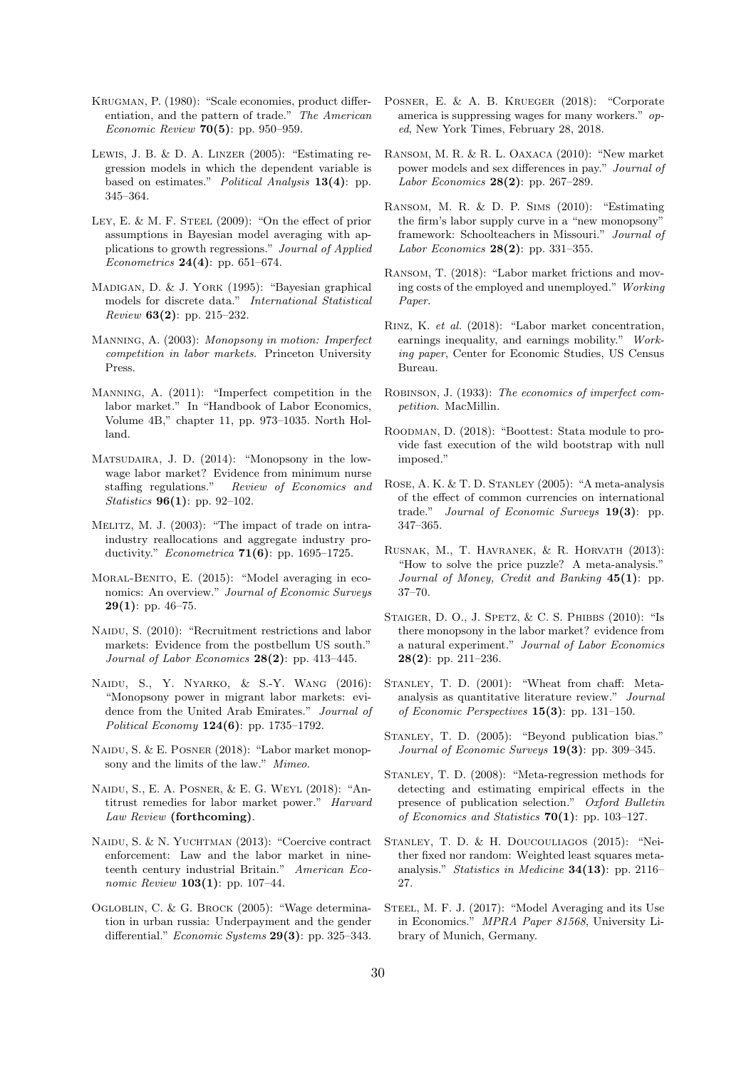Krugman, P. (1980): "Scale economies, product differentiation, and the pattern of trade." *The American Economic Review* **70(5)**: pp. 950–959.

Lewis, J. B. & D. A. Linzer (2005): "Estimating regression models in which the dependent variable is based on estimates." *Political Analysis* **13(4)**: pp. 345–364.

Ley, E. & M. F. Steel (2009): "On the effect of prior assumptions in Bayesian model averaging with applications to growth regressions." *Journal of Applied Econometrics* **24(4)**: pp. 651–674.

Madigan, D. & J. York (1995): "Bayesian graphical models for discrete data." *International Statistical Review* **63(2)**: pp. 215–232.

Manning, A. (2003): *Monopsony in motion: Imperfect competition in labor markets*. Princeton University Press.

Manning, A. (2011): "Imperfect competition in the labor market." In "Handbook of Labor Economics, Volume 4B," chapter 11, pp. 973–1035. North Holland.

Matsudaira, J. D. (2014): "Monopsony in the low-wage labor market? Evidence from minimum nurse staffing regulations." *Review of Economics and Statistics* **96(1)**: pp. 92–102.

Melitz, M. J. (2003): "The impact of trade on intra-industry reallocations and aggregate industry productivity." *Econometrica* **71(6)**: pp. 1695–1725.

Moral-Benito, E. (2015): "Model averaging in economics: An overview." *Journal of Economic Surveys* **29(1)**: pp. 46–75.

Naidu, S. (2010): "Recruitment restrictions and labor markets: Evidence from the postbellum US south." *Journal of Labor Economics* **28(2)**: pp. 413–445.

Naidu, S., Y. Nyarko, & S.-Y. Wang (2016): "Monopsony power in migrant labor markets: evidence from the United Arab Emirates." *Journal of Political Economy* **124(6)**: pp. 1735–1792.

Naidu, S. & E. Posner (2018): "Labor market monopsony and the limits of the law." *Mimeo*.

Naidu, S., E. A. Posner, & E. G. Weyl (2018): "Antitrust remedies for labor market power." *Harvard Law Review* **(forthcoming)**.

Naidu, S. & N. Yuchtman (2013): "Coercive contract enforcement: Law and the labor market in nineteenth century industrial Britain." *American Economic Review* **103(1)**: pp. 107–44.

Ogloblin, C. & G. Brock (2005): "Wage determination in urban russia: Underpayment and the gender differential." *Economic Systems* **29(3)**: pp. 325–343.

Posner, E. & A. B. Krueger (2018): "Corporate america is suppressing wages for many workers." *op-ed*, New York Times, February 28, 2018.

Ransom, M. R. & R. L. Oaxaca (2010): "New market power models and sex differences in pay." *Journal of Labor Economics* **28(2)**: pp. 267–289.

Ransom, M. R. & D. P. Sims (2010): "Estimating the firm's labor supply curve in a "new monopsony" framework: Schoolteachers in Missouri." *Journal of Labor Economics* **28(2)**: pp. 331–355.

Ransom, T. (2018): "Labor market frictions and moving costs of the employed and unemployed." *Working Paper*.

Rinz, K. *et al.* (2018): "Labor market concentration, earnings inequality, and earnings mobility." *Working paper*, Center for Economic Studies, US Census Bureau.

Robinson, J. (1933): *The economics of imperfect competition*. MacMillin.

Roodman, D. (2018): "Boottest: Stata module to provide fast execution of the wild bootstrap with null imposed."

Rose, A. K. & T. D. Stanley (2005): "A meta-analysis of the effect of common currencies on international trade." *Journal of Economic Surveys* **19(3)**: pp. 347–365.

Rusnak, M., T. Havranek, & R. Horvath (2013): "How to solve the price puzzle? A meta-analysis." *Journal of Money, Credit and Banking* **45(1)**: pp. 37–70.

Staiger, D. O., J. Spetz, & C. S. Phibbs (2010): "Is there monopsony in the labor market? evidence from a natural experiment." *Journal of Labor Economics* **28(2)**: pp. 211–236.

Stanley, T. D. (2001): "Wheat from chaff: Meta-analysis as quantitative literature review." *Journal of Economic Perspectives* **15(3)**: pp. 131–150.

Stanley, T. D. (2005): "Beyond publication bias." *Journal of Economic Surveys* **19(3)**: pp. 309–345.

Stanley, T. D. (2008): "Meta-regression methods for detecting and estimating empirical effects in the presence of publication selection." *Oxford Bulletin of Economics and Statistics* **70(1)**: pp. 103–127.

Stanley, T. D. & H. Doucouliagos (2015): "Neither fixed nor random: Weighted least squares meta-analysis." *Statistics in Medicine* **34(13)**: pp. 2116–27.

Steel, M. F. J. (2017): "Model Averaging and its Use in Economics." *MPRA Paper 81568*, University Library of Munich, Germany.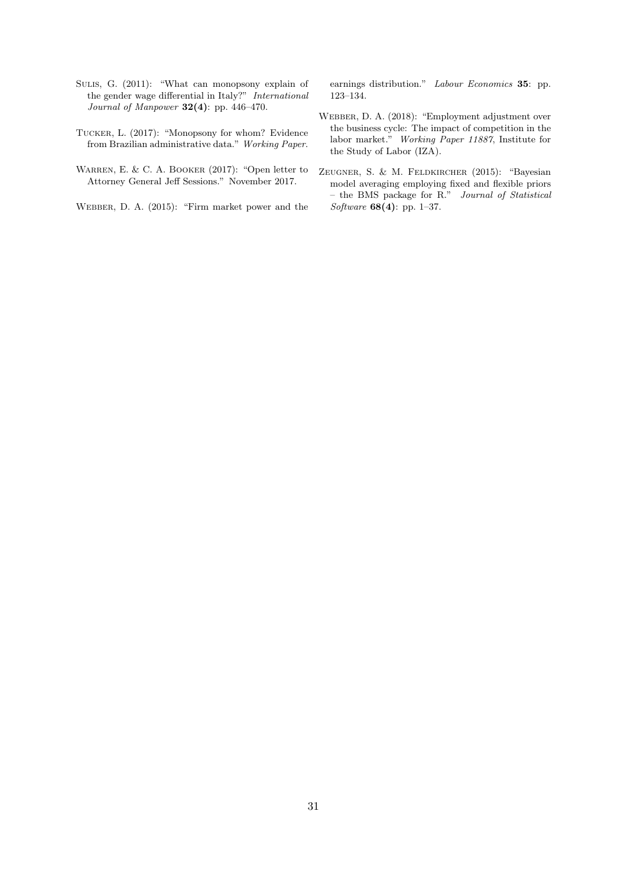Sulis, G. (2011): "What can monopsony explain of the gender wage differential in Italy?" *International Journal of Manpower* **32(4)**: pp. 446–470.

Tucker, L. (2017): "Monopsony for whom? Evidence from Brazilian administrative data." *Working Paper*.

Warren, E. & C. A. Booker (2017): "Open letter to Attorney General Jeff Sessions." November 2017.

Webber, D. A. (2015): "Firm market power and the earnings distribution." *Labour Economics* **35**: pp. 123–134.

Webber, D. A. (2018): "Employment adjustment over the business cycle: The impact of competition in the labor market." *Working Paper 11887*, Institute for the Study of Labor (IZA).

Zeugner, S. & M. Feldkircher (2015): "Bayesian model averaging employing fixed and flexible priors – the BMS package for R." *Journal of Statistical Software* **68(4)**: pp. 1–37.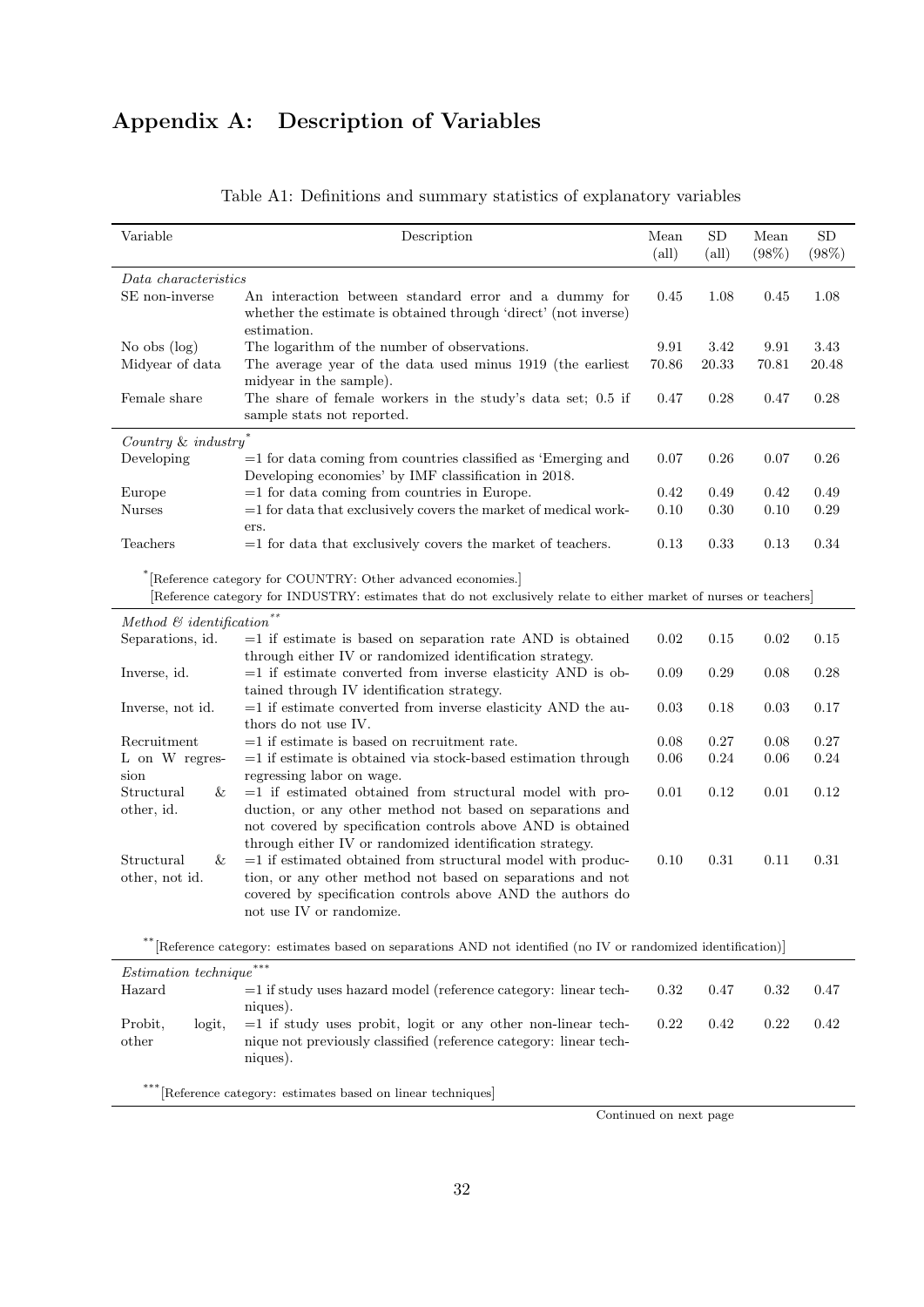## Appendix A: Description of Variables

Table A1: Definitions and summary statistics of explanatory variables

| Variable | Description | Mean (all) | SD (all) | Mean (98%) | SD (98%) |
|---|---|---|---|---|---|
| *Data characteristics* | | | | | |
| SE non-inverse | An interaction between standard error and a dummy for whether the estimate is obtained through 'direct' (not inverse) estimation. | 0.45 | 1.08 | 0.45 | 1.08 |
| No obs (log) | The logarithm of the number of observations. | 9.91 | 3.42 | 9.91 | 3.43 |
| Midyear of data | The average year of the data used minus 1919 (the earliest midyear in the sample). | 70.86 | 20.33 | 70.81 | 20.48 |
| Female share | The share of female workers in the study's data set; 0.5 if sample stats not reported. | 0.47 | 0.28 | 0.47 | 0.28 |
| *Country & industry** | | | | | |
| Developing | =1 for data coming from countries classified as 'Emerging and Developing economies' by IMF classification in 2018. | 0.07 | 0.26 | 0.07 | 0.26 |
| Europe | =1 for data coming from countries in Europe. | 0.42 | 0.49 | 0.42 | 0.49 |
| Nurses | =1 for data that exclusively covers the market of medical workers. | 0.10 | 0.30 | 0.10 | 0.29 |
| Teachers | =1 for data that exclusively covers the market of teachers. | 0.13 | 0.33 | 0.13 | 0.34 |
| *[Reference category for COUNTRY: Other advanced economies.] [Reference category for INDUSTRY: estimates that do not exclusively relate to either market of nurses or teachers] | | | | | |
| *Method & identification*** | | | | | |
| Separations, id. | =1 if estimate is based on separation rate AND is obtained through either IV or randomized identification strategy. | 0.02 | 0.15 | 0.02 | 0.15 |
| Inverse, id. | =1 if estimate converted from inverse elasticity AND is obtained through IV identification strategy. | 0.09 | 0.29 | 0.08 | 0.28 |
| Inverse, not id. | =1 if estimate converted from inverse elasticity AND the authors do not use IV. | 0.03 | 0.18 | 0.03 | 0.17 |
| Recruitment | =1 if estimate is based on recruitment rate. | 0.08 | 0.27 | 0.08 | 0.27 |
| L on W regression | =1 if estimate is obtained via stock-based estimation through regressing labor on wage. | 0.06 | 0.24 | 0.06 | 0.24 |
| Structural & other, id. | =1 if estimated obtained from structural model with production, or any other method not based on separations and not covered by specification controls above AND is obtained through either IV or randomized identification strategy. | 0.01 | 0.12 | 0.01 | 0.12 |
| Structural & other, not id. | =1 if estimated obtained from structural model with production, or any other method not based on separations and not covered by specification controls above AND the authors do not use IV or randomize. | 0.10 | 0.31 | 0.11 | 0.31 |
| **[Reference category: estimates based on separations AND not identified (no IV or randomized identification)] | | | | | |
| *Estimation technique**** | | | | | |
| Hazard | =1 if study uses hazard model (reference category: linear techniques). | 0.32 | 0.47 | 0.32 | 0.47 |
| Probit, logit, other | =1 if study uses probit, logit or any other non-linear technique not previously classified (reference category: linear techniques). | 0.22 | 0.42 | 0.22 | 0.42 |
| ***[Reference category: estimates based on linear techniques] | | | | | |

Continued on next page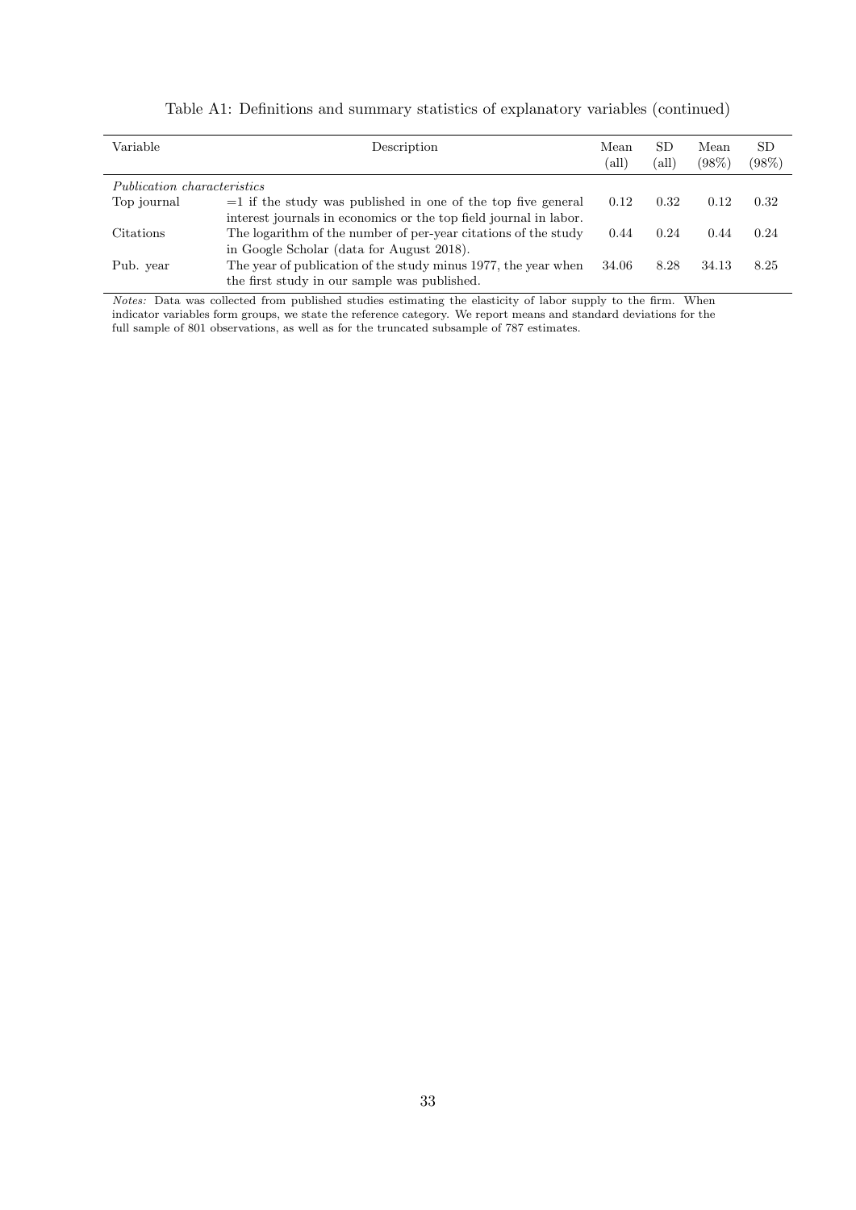Table A1: Definitions and summary statistics of explanatory variables (continued)

| Variable | Description | Mean (all) | SD (all) | Mean (98%) | SD (98%) |
|---|---|---|---|---|---|
| *Publication characteristics* | | | | | |
| Top journal | =1 if the study was published in one of the top five general interest journals in economics or the top field journal in labor. | 0.12 | 0.32 | 0.12 | 0.32 |
| Citations | The logarithm of the number of per-year citations of the study in Google Scholar (data for August 2018). | 0.44 | 0.24 | 0.44 | 0.24 |
| Pub. year | The year of publication of the study minus 1977, the year when the first study in our sample was published. | 34.06 | 8.28 | 34.13 | 8.25 |

*Notes:* Data was collected from published studies estimating the elasticity of labor supply to the firm. When indicator variables form groups, we state the reference category. We report means and standard deviations for the full sample of 801 observations, as well as for the truncated subsample of 787 estimates.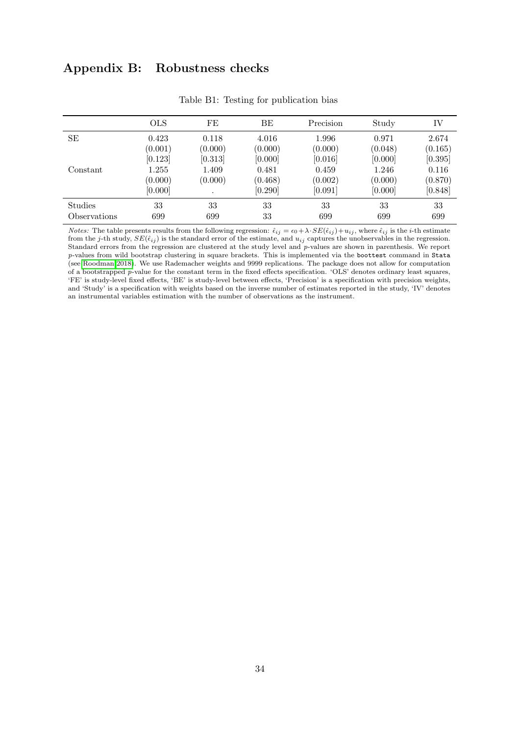## Appendix B: Robustness checks

Table B1: Testing for publication bias

| | OLS | FE | BE | Precision | Study | IV |
|---|---|---|---|---|---|---|
| SE | 0.423 | 0.118 | 4.016 | 1.996 | 0.971 | 2.674 |
| | (0.001) | (0.000) | (0.000) | (0.000) | (0.048) | (0.165) |
| | [0.123] | [0.313] | [0.000] | [0.016] | [0.000] | [0.395] |
| Constant | 1.255 | 1.409 | 0.481 | 0.459 | 1.246 | 0.116 |
| | (0.000) | (0.000) | (0.468) | (0.002) | (0.000) | (0.870) |
| | [0.000] | . | [0.290] | [0.091] | [0.000] | [0.848] |
| Studies | 33 | 33 | 33 | 33 | 33 | 33 |
| Observations | 699 | 699 | 33 | 699 | 699 | 699 |

*Notes:* The table presents results from the following regression: $\hat{\epsilon}_{ij} = \epsilon_0 + \lambda \cdot SE(\hat{\epsilon}_{ij}) + u_{ij}$, where $\hat{\epsilon}_{ij}$ is the $i$-th estimate from the $j$-th study, $SE(\hat{\epsilon}_{ij})$ is the standard error of the estimate, and $u_{ij}$ captures the unobservables in the regression. Standard errors from the regression are clustered at the study level and $p$-values are shown in parenthesis. We report $p$-values from wild bootstrap clustering in square brackets. This is implemented via the `boottest` command in `Stata` (see Roodman 2018). We use Rademacher weights and 9999 replications. The package does not allow for computation of a bootstrapped $p$-value for the constant term in the fixed effects specification. 'OLS' denotes ordinary least squares, 'FE' is study-level fixed effects, 'BE' is study-level between effects, 'Precision' is a specification with precision weights, and 'Study' is a specification with weights based on the inverse number of estimates reported in the study, 'IV' denotes an instrumental variables estimation with the number of observations as the instrument.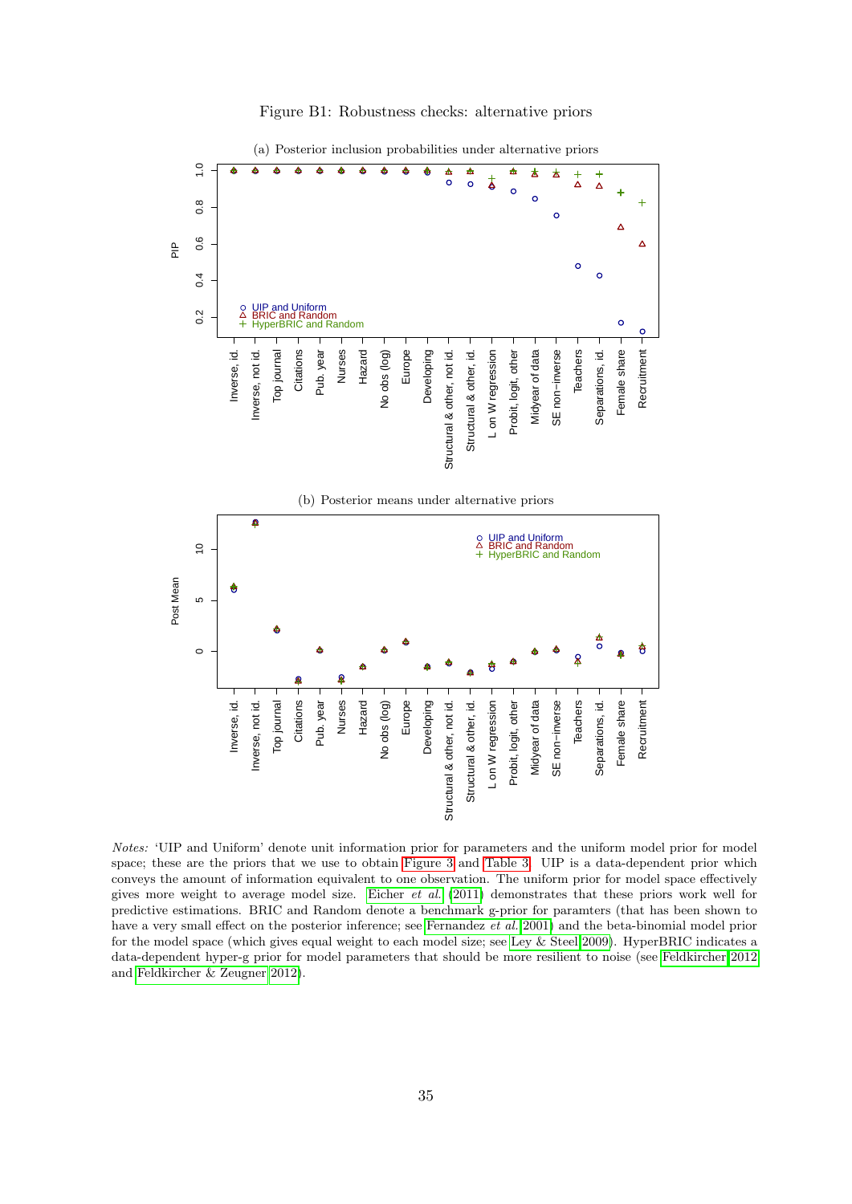Figure B1: Robustness checks: alternative priors

(a) Posterior inclusion probabilities under alternative priors

(b) Posterior means under alternative priors

*Notes:* 'UIP and Uniform' denote unit information prior for parameters and the uniform model prior for model space; these are the priors that we use to obtain Figure 3 and Table 3. UIP is a data-dependent prior which conveys the amount of information equivalent to one observation. The uniform prior for model space effectively gives more weight to average model size. Eicher *et al.* (2011) demonstrates that these priors work well for predictive estimations. BRIC and Random denote a benchmark g-prior for paramters (that has been shown to have a very small effect on the posterior inference; see Fernandez *et al.* 2001) and the beta-binomial model prior for the model space (which gives equal weight to each model size; see Ley & Steel 2009). HyperBRIC indicates a data-dependent hyper-g prior for model parameters that should be more resilient to noise (see Feldkircher 2012 and Feldkircher & Zeugner 2012).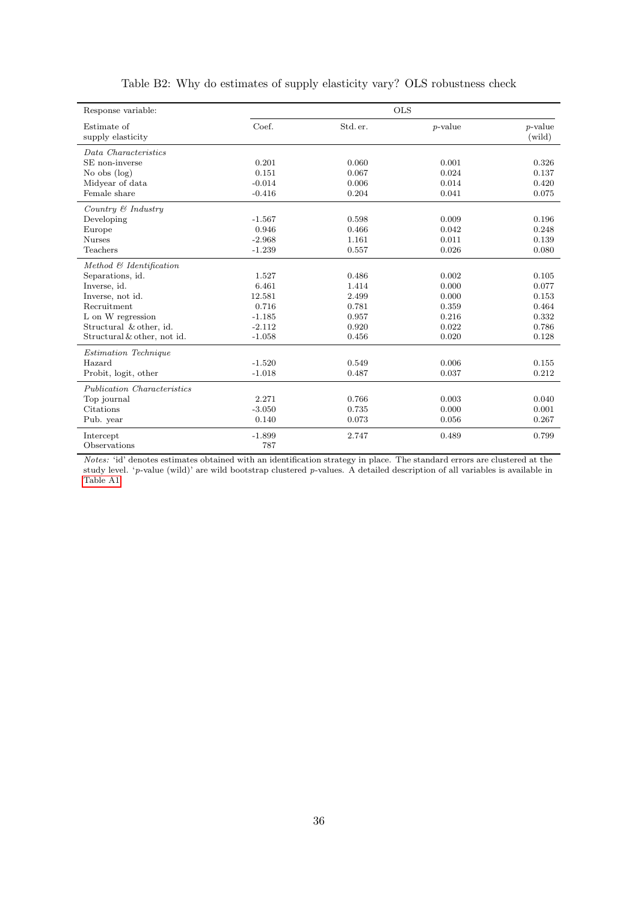Table B2: Why do estimates of supply elasticity vary? OLS robustness check

| Response variable: | OLS | | | |
|---|---|---|---|---|
| Estimate of supply elasticity | Coef. | Std. er. | *p*-value | *p*-value (wild) |
| *Data Characteristics* | | | | |
| SE non-inverse | 0.201 | 0.060 | 0.001 | 0.326 |
| No obs (log) | 0.151 | 0.067 | 0.024 | 0.137 |
| Midyear of data | -0.014 | 0.006 | 0.014 | 0.420 |
| Female share | -0.416 | 0.204 | 0.041 | 0.075 |
| *Country & Industry* | | | | |
| Developing | -1.567 | 0.598 | 0.009 | 0.196 |
| Europe | 0.946 | 0.466 | 0.042 | 0.248 |
| Nurses | -2.968 | 1.161 | 0.011 | 0.139 |
| Teachers | -1.239 | 0.557 | 0.026 | 0.080 |
| *Method & Identification* | | | | |
| Separations, id. | 1.527 | 0.486 | 0.002 | 0.105 |
| Inverse, id. | 6.461 | 1.414 | 0.000 | 0.077 |
| Inverse, not id. | 12.581 | 2.499 | 0.000 | 0.153 |
| Recruitment | 0.716 | 0.781 | 0.359 | 0.464 |
| L on W regression | -1.185 | 0.957 | 0.216 | 0.332 |
| Structural & other, id. | -2.112 | 0.920 | 0.022 | 0.786 |
| Structural & other, not id. | -1.058 | 0.456 | 0.020 | 0.128 |
| *Estimation Technique* | | | | |
| Hazard | -1.520 | 0.549 | 0.006 | 0.155 |
| Probit, logit, other | -1.018 | 0.487 | 0.037 | 0.212 |
| *Publication Characteristics* | | | | |
| Top journal | 2.271 | 0.766 | 0.003 | 0.040 |
| Citations | -3.050 | 0.735 | 0.000 | 0.001 |
| Pub. year | 0.140 | 0.073 | 0.056 | 0.267 |
| Intercept | -1.899 | 2.747 | 0.489 | 0.799 |
| Observations | 787 | | | |

*Notes:* 'id' denotes estimates obtained with an identification strategy in place. The standard errors are clustered at the study level. '*p*-value (wild)' are wild bootstrap clustered *p*-values. A detailed description of all variables is available in Table A1.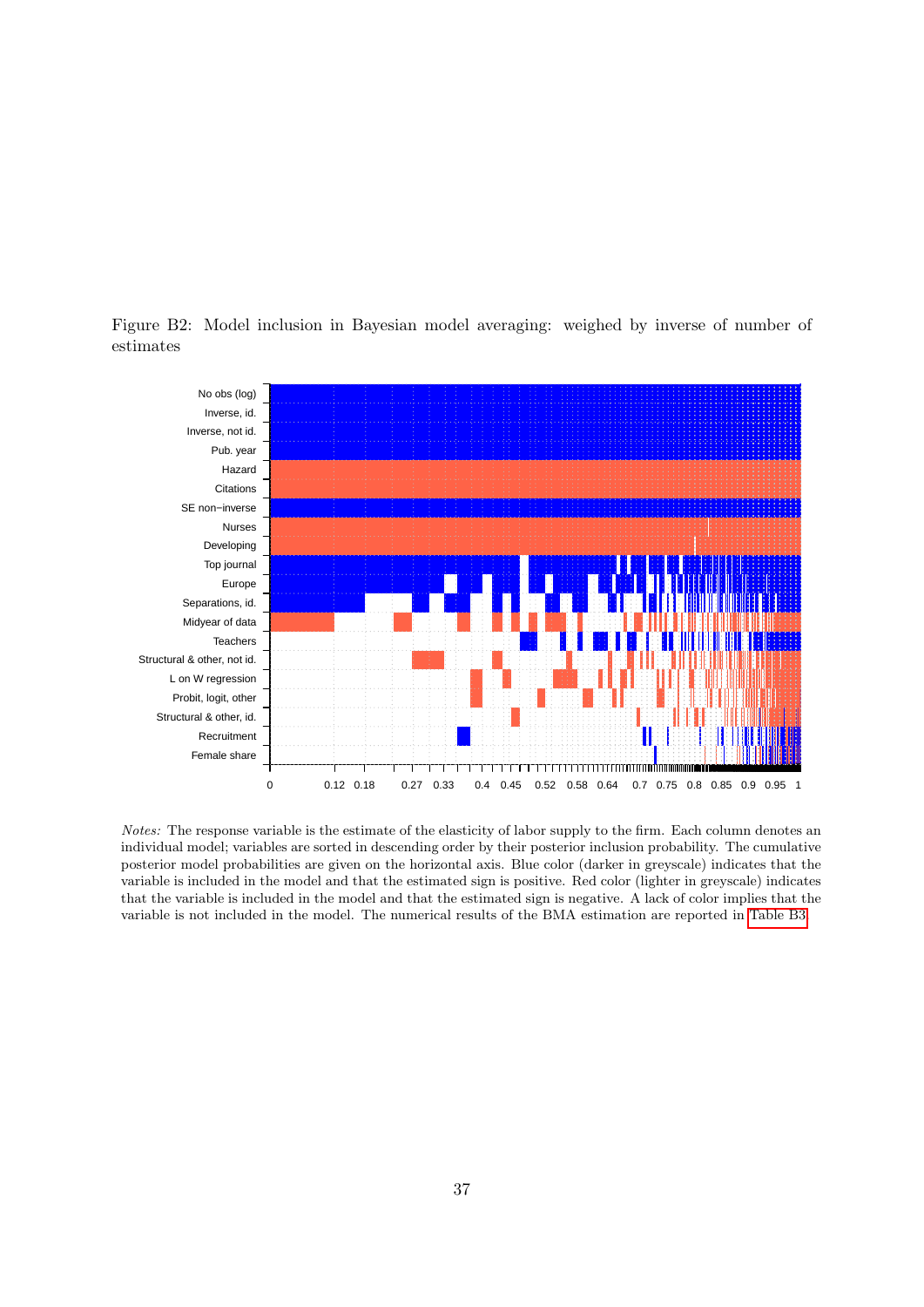Figure B2: Model inclusion in Bayesian model averaging: weighed by inverse of number of estimates

*Notes:* The response variable is the estimate of the elasticity of labor supply to the firm. Each column denotes an individual model; variables are sorted in descending order by their posterior inclusion probability. The cumulative posterior model probabilities are given on the horizontal axis. Blue color (darker in greyscale) indicates that the variable is included in the model and that the estimated sign is positive. Red color (lighter in greyscale) indicates that the variable is included in the model and that the estimated sign is negative. A lack of color implies that the variable is not included in the model. The numerical results of the BMA estimation are reported in Table B3.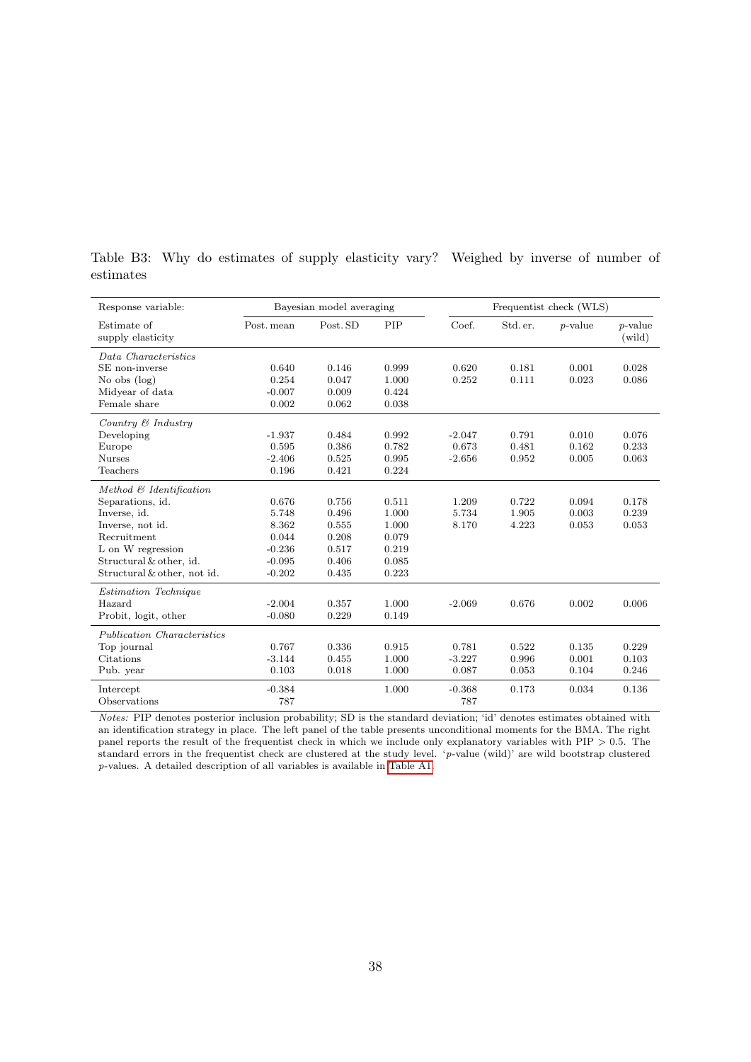Table B3: Why do estimates of supply elasticity vary? Weighed by inverse of number of estimates

| Response variable: | Bayesian model averaging | | | Frequentist check (WLS) | | | |
|---|---|---|---|---|---|---|---|
| Estimate of supply elasticity | Post. mean | Post. SD | PIP | Coef. | Std. er. | $p$-value | $p$-value (wild) |
| *Data Characteristics* | | | | | | | |
| SE non-inverse | 0.640 | 0.146 | 0.999 | 0.620 | 0.181 | 0.001 | 0.028 |
| No obs (log) | 0.254 | 0.047 | 1.000 | 0.252 | 0.111 | 0.023 | 0.086 |
| Midyear of data | -0.007 | 0.009 | 0.424 | | | | |
| Female share | 0.002 | 0.062 | 0.038 | | | | |
| *Country & Industry* | | | | | | | |
| Developing | -1.937 | 0.484 | 0.992 | -2.047 | 0.791 | 0.010 | 0.076 |
| Europe | 0.595 | 0.386 | 0.782 | 0.673 | 0.481 | 0.162 | 0.233 |
| Nurses | -2.406 | 0.525 | 0.995 | -2.656 | 0.952 | 0.005 | 0.063 |
| Teachers | 0.196 | 0.421 | 0.224 | | | | |
| *Method & Identification* | | | | | | | |
| Separations, id. | 0.676 | 0.756 | 0.511 | 1.209 | 0.722 | 0.094 | 0.178 |
| Inverse, id. | 5.748 | 0.496 | 1.000 | 5.734 | 1.905 | 0.003 | 0.239 |
| Inverse, not id. | 8.362 | 0.555 | 1.000 | 8.170 | 4.223 | 0.053 | 0.053 |
| Recruitment | 0.044 | 0.208 | 0.079 | | | | |
| L on W regression | -0.236 | 0.517 | 0.219 | | | | |
| Structural & other, id. | -0.095 | 0.406 | 0.085 | | | | |
| Structural & other, not id. | -0.202 | 0.435 | 0.223 | | | | |
| *Estimation Technique* | | | | | | | |
| Hazard | -2.004 | 0.357 | 1.000 | -2.069 | 0.676 | 0.002 | 0.006 |
| Probit, logit, other | -0.080 | 0.229 | 0.149 | | | | |
| *Publication Characteristics* | | | | | | | |
| Top journal | 0.767 | 0.336 | 0.915 | 0.781 | 0.522 | 0.135 | 0.229 |
| Citations | -3.144 | 0.455 | 1.000 | -3.227 | 0.996 | 0.001 | 0.103 |
| Pub. year | 0.103 | 0.018 | 1.000 | 0.087 | 0.053 | 0.104 | 0.246 |
| Intercept | -0.384 | | 1.000 | -0.368 | 0.173 | 0.034 | 0.136 |
| Observations | 787 | | | 787 | | | |

*Notes:* PIP denotes posterior inclusion probability; SD is the standard deviation; 'id' denotes estimates obtained with an identification strategy in place. The left panel of the table presents unconditional moments for the BMA. The right panel reports the result of the frequentist check in which we include only explanatory variables with PIP $> 0.5$. The standard errors in the frequentist check are clustered at the study level. '$p$-value (wild)' are wild bootstrap clustered $p$-values. A detailed description of all variables is available in Table A1.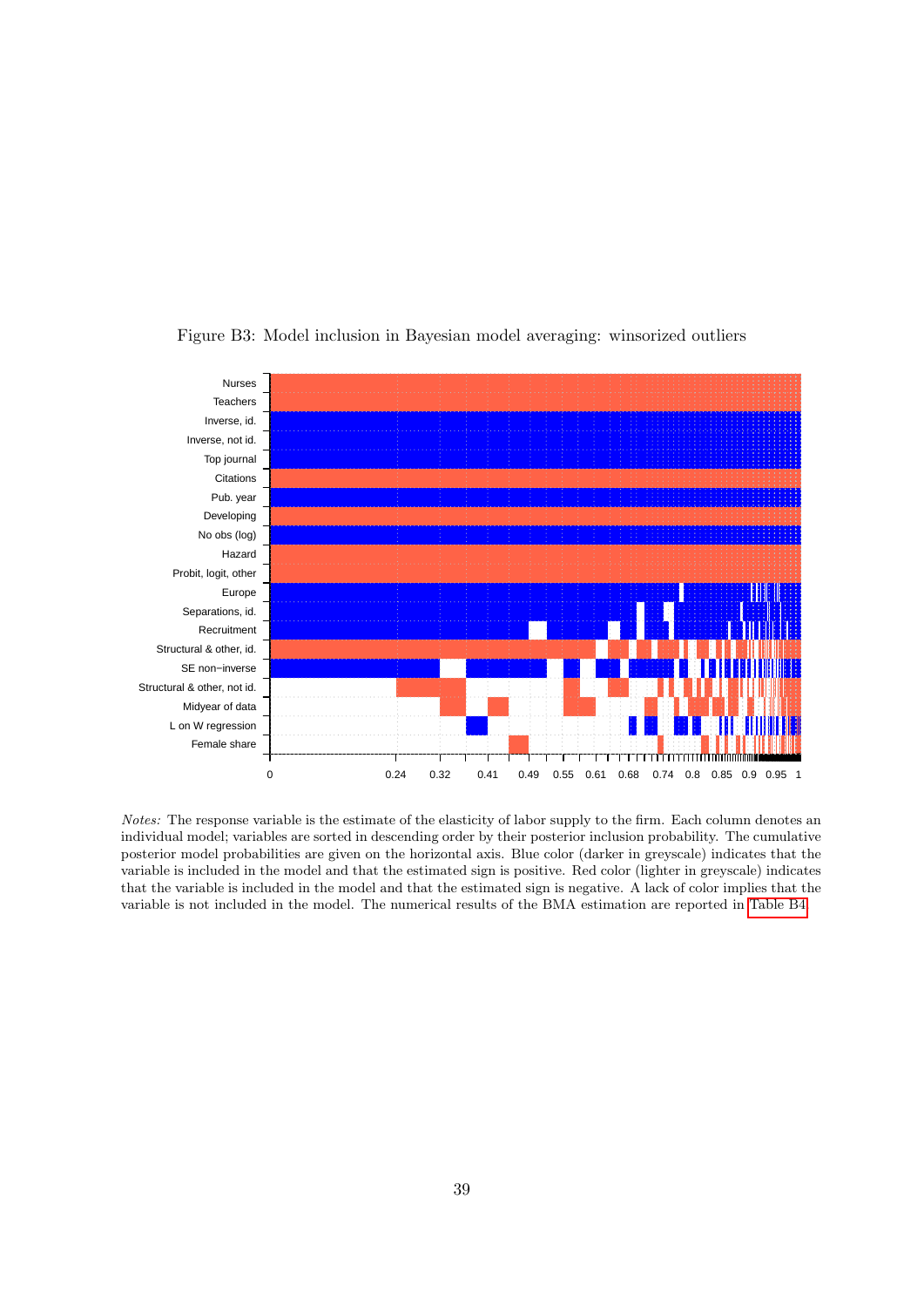Figure B3: Model inclusion in Bayesian model averaging: winsorized outliers

*Notes:* The response variable is the estimate of the elasticity of labor supply to the firm. Each column denotes an individual model; variables are sorted in descending order by their posterior inclusion probability. The cumulative posterior model probabilities are given on the horizontal axis. Blue color (darker in greyscale) indicates that the variable is included in the model and that the estimated sign is positive. Red color (lighter in greyscale) indicates that the variable is included in the model and that the estimated sign is negative. A lack of color implies that the variable is not included in the model. The numerical results of the BMA estimation are reported in Table B4.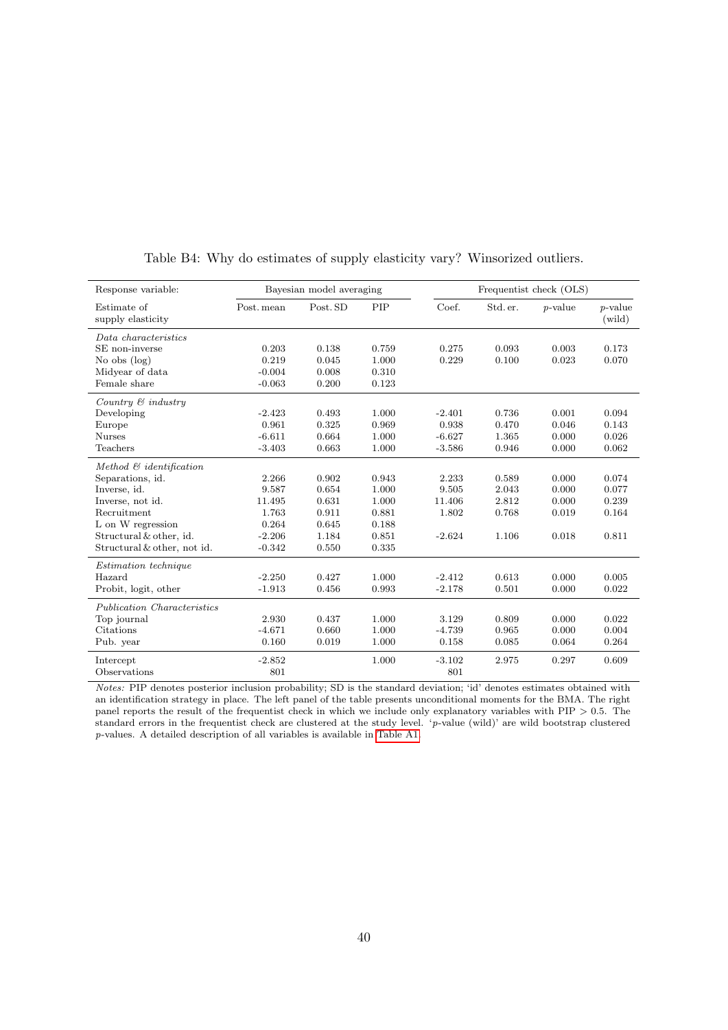Table B4: Why do estimates of supply elasticity vary? Winsorized outliers.

| Response variable: | Bayesian model averaging | | | Frequentist check (OLS) | | | |
|---|---|---|---|---|---|---|---|
| Estimate of supply elasticity | Post. mean | Post. SD | PIP | Coef. | Std. er. | $p$-value | $p$-value (wild) |
| *Data characteristics* | | | | | | | |
| SE non-inverse | 0.203 | 0.138 | 0.759 | 0.275 | 0.093 | 0.003 | 0.173 |
| No obs (log) | 0.219 | 0.045 | 1.000 | 0.229 | 0.100 | 0.023 | 0.070 |
| Midyear of data | -0.004 | 0.008 | 0.310 | | | | |
| Female share | -0.063 | 0.200 | 0.123 | | | | |
| *Country & industry* | | | | | | | |
| Developing | -2.423 | 0.493 | 1.000 | -2.401 | 0.736 | 0.001 | 0.094 |
| Europe | 0.961 | 0.325 | 0.969 | 0.938 | 0.470 | 0.046 | 0.143 |
| Nurses | -6.611 | 0.664 | 1.000 | -6.627 | 1.365 | 0.000 | 0.026 |
| Teachers | -3.403 | 0.663 | 1.000 | -3.586 | 0.946 | 0.000 | 0.062 |
| *Method & identification* | | | | | | | |
| Separations, id. | 2.266 | 0.902 | 0.943 | 2.233 | 0.589 | 0.000 | 0.074 |
| Inverse, id. | 9.587 | 0.654 | 1.000 | 9.505 | 2.043 | 0.000 | 0.077 |
| Inverse, not id. | 11.495 | 0.631 | 1.000 | 11.406 | 2.812 | 0.000 | 0.239 |
| Recruitment | 1.763 | 0.911 | 0.881 | 1.802 | 0.768 | 0.019 | 0.164 |
| L on W regression | 0.264 | 0.645 | 0.188 | | | | |
| Structural & other, id. | -2.206 | 1.184 | 0.851 | -2.624 | 1.106 | 0.018 | 0.811 |
| Structural & other, not id. | -0.342 | 0.550 | 0.335 | | | | |
| *Estimation technique* | | | | | | | |
| Hazard | -2.250 | 0.427 | 1.000 | -2.412 | 0.613 | 0.000 | 0.005 |
| Probit, logit, other | -1.913 | 0.456 | 0.993 | -2.178 | 0.501 | 0.000 | 0.022 |
| *Publication Characteristics* | | | | | | | |
| Top journal | 2.930 | 0.437 | 1.000 | 3.129 | 0.809 | 0.000 | 0.022 |
| Citations | -4.671 | 0.660 | 1.000 | -4.739 | 0.965 | 0.000 | 0.004 |
| Pub. year | 0.160 | 0.019 | 1.000 | 0.158 | 0.085 | 0.064 | 0.264 |
| Intercept | -2.852 | | 1.000 | -3.102 | 2.975 | 0.297 | 0.609 |
| Observations | 801 | | | 801 | | | |

*Notes:* PIP denotes posterior inclusion probability; SD is the standard deviation; 'id' denotes estimates obtained with an identification strategy in place. The left panel of the table presents unconditional moments for the BMA. The right panel reports the result of the frequentist check in which we include only explanatory variables with PIP $> 0.5$. The standard errors in the frequentist check are clustered at the study level. '$p$-value (wild)' are wild bootstrap clustered $p$-values. A detailed description of all variables is available in Table A1.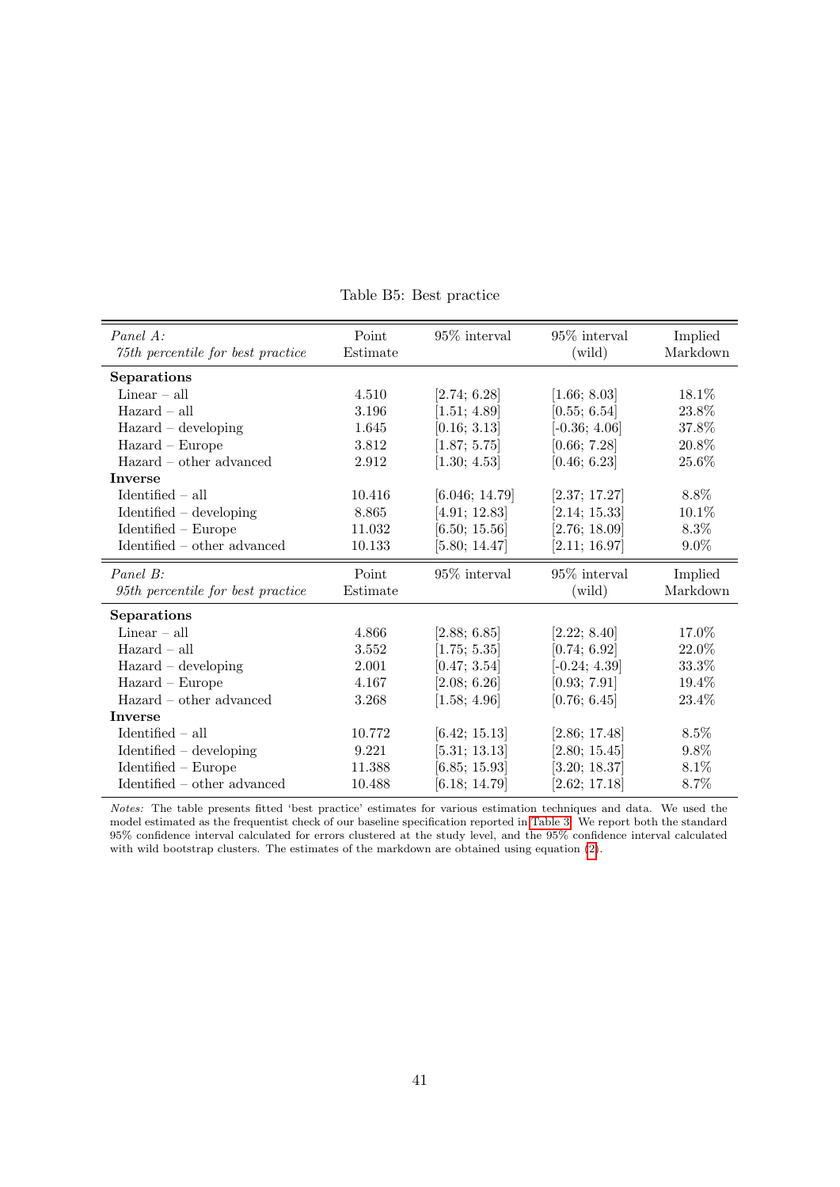Table B5: Best practice

| *Panel A:* *75th percentile for best practice* | Point Estimate | 95% interval | 95% interval (wild) | Implied Markdown |
|---|---|---|---|---|
| **Separations** | | | | |
| Linear – all | 4.510 | [2.74; 6.28] | [1.66; 8.03] | 18.1% |
| Hazard – all | 3.196 | [1.51; 4.89] | [0.55; 6.54] | 23.8% |
| Hazard – developing | 1.645 | [0.16; 3.13] | [-0.36; 4.06] | 37.8% |
| Hazard – Europe | 3.812 | [1.87; 5.75] | [0.66; 7.28] | 20.8% |
| Hazard – other advanced | 2.912 | [1.30; 4.53] | [0.46; 6.23] | 25.6% |
| **Inverse** | | | | |
| Identified – all | 10.416 | [6.046; 14.79] | [2.37; 17.27] | 8.8% |
| Identified – developing | 8.865 | [4.91; 12.83] | [2.14; 15.33] | 10.1% |
| Identified – Europe | 11.032 | [6.50; 15.56] | [2.76; 18.09] | 8.3% |
| Identified – other advanced | 10.133 | [5.80; 14.47] | [2.11; 16.97] | 9.0% |
| *Panel B:* *95th percentile for best practice* | Point Estimate | 95% interval | 95% interval (wild) | Implied Markdown |
| **Separations** | | | | |
| Linear – all | 4.866 | [2.88; 6.85] | [2.22; 8.40] | 17.0% |
| Hazard – all | 3.552 | [1.75; 5.35] | [0.74; 6.92] | 22.0% |
| Hazard – developing | 2.001 | [0.47; 3.54] | [-0.24; 4.39] | 33.3% |
| Hazard – Europe | 4.167 | [2.08; 6.26] | [0.93; 7.91] | 19.4% |
| Hazard – other advanced | 3.268 | [1.58; 4.96] | [0.76; 6.45] | 23.4% |
| **Inverse** | | | | |
| Identified – all | 10.772 | [6.42; 15.13] | [2.86; 17.48] | 8.5% |
| Identified – developing | 9.221 | [5.31; 13.13] | [2.80; 15.45] | 9.8% |
| Identified – Europe | 11.388 | [6.85; 15.93] | [3.20; 18.37] | 8.1% |
| Identified – other advanced | 10.488 | [6.18; 14.79] | [2.62; 17.18] | 8.7% |

*Notes:* The table presents fitted 'best practice' estimates for various estimation techniques and data. We used the model estimated as the frequentist check of our baseline specification reported in Table 3. We report both the standard 95% confidence interval calculated for errors clustered at the study level, and the 95% confidence interval calculated with wild bootstrap clusters. The estimates of the markdown are obtained using equation (2).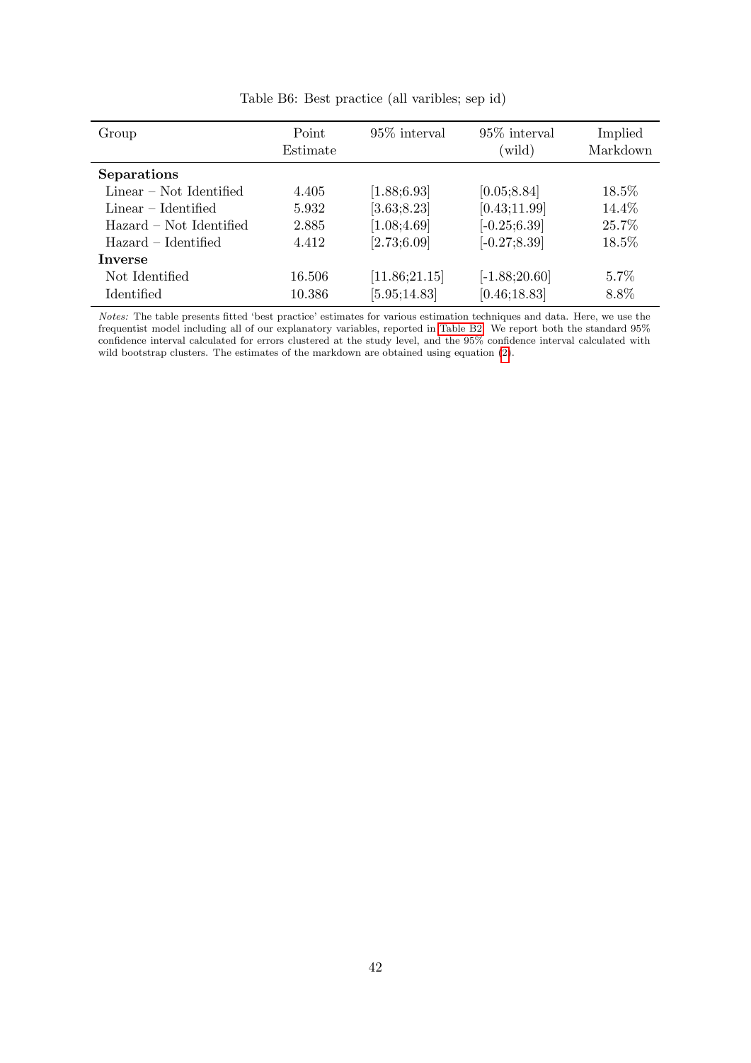Table B6: Best practice (all varibles; sep id)

| Group | Point Estimate | 95% interval | 95% interval (wild) | Implied Markdown |
|---|---|---|---|---|
| **Separations** | | | | |
| Linear – Not Identified | 4.405 | [1.88;6.93] | [0.05;8.84] | 18.5% |
| Linear – Identified | 5.932 | [3.63;8.23] | [0.43;11.99] | 14.4% |
| Hazard – Not Identified | 2.885 | [1.08;4.69] | [-0.25;6.39] | 25.7% |
| Hazard – Identified | 4.412 | [2.73;6.09] | [-0.27;8.39] | 18.5% |
| **Inverse** | | | | |
| Not Identified | 16.506 | [11.86;21.15] | [-1.88;20.60] | 5.7% |
| Identified | 10.386 | [5.95;14.83] | [0.46;18.83] | 8.8% |

*Notes:* The table presents fitted 'best practice' estimates for various estimation techniques and data. Here, we use the frequentist model including all of our explanatory variables, reported in Table B2. We report both the standard 95% confidence interval calculated for errors clustered at the study level, and the 95% confidence interval calculated with wild bootstrap clusters. The estimates of the markdown are obtained using equation (2).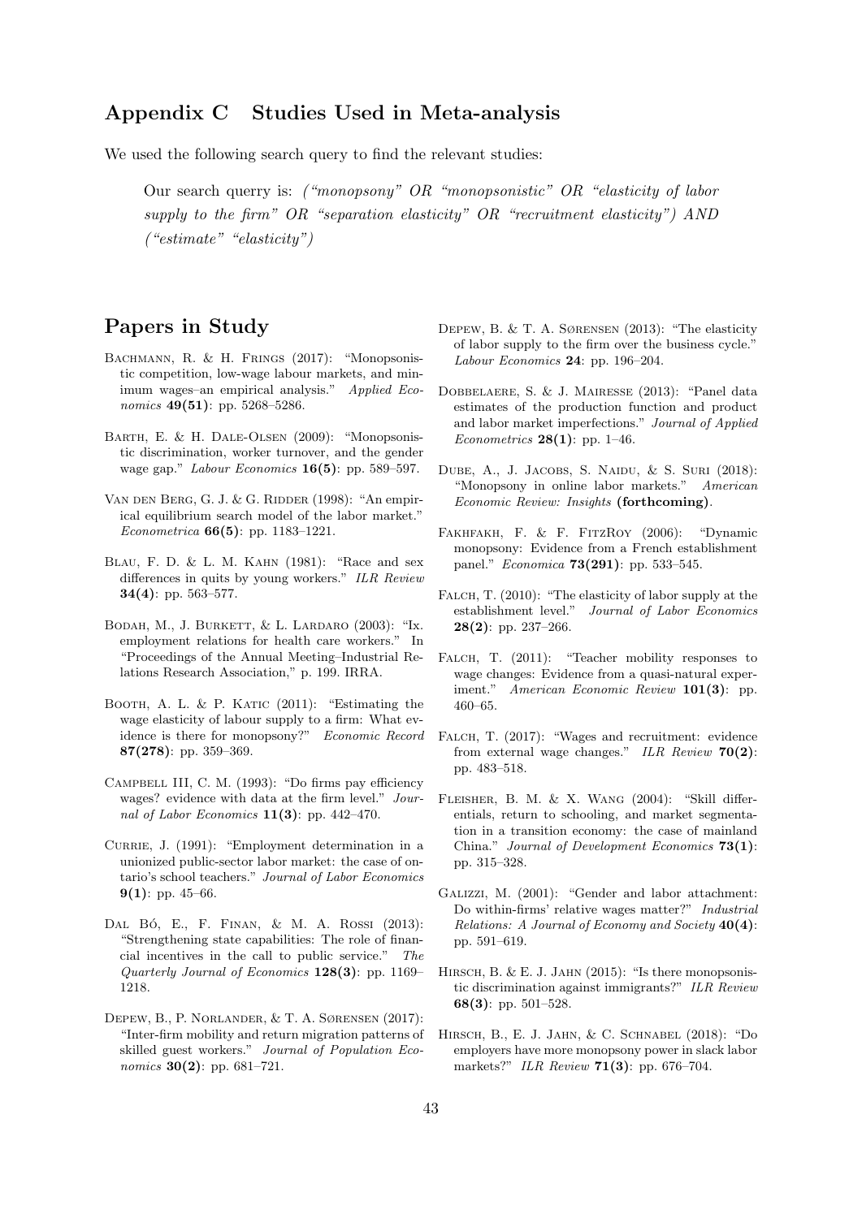## Appendix C Studies Used in Meta-analysis

We used the following search query to find the relevant studies:

> Our search querry is: *("monopsony" OR "monopsonistic" OR "elasticity of labor supply to the firm" OR "separation elasticity" OR "recruitment elasticity") AND ("estimate" "elasticity")*

## Papers in Study

Bachmann, R. & H. Frings (2017): "Monopsonistic competition, low-wage labour markets, and minimum wages–an empirical analysis." *Applied Economics* **49(51)**: pp. 5268–5286.

Barth, E. & H. Dale-Olsen (2009): "Monopsonistic discrimination, worker turnover, and the gender wage gap." *Labour Economics* **16(5)**: pp. 589–597.

van den Berg, G. J. & G. Ridder (1998): "An empirical equilibrium search model of the labor market." *Econometrica* **66(5)**: pp. 1183–1221.

Blau, F. D. & L. M. Kahn (1981): "Race and sex differences in quits by young workers." *ILR Review* **34(4)**: pp. 563–577.

Bodah, M., J. Burkett, & L. Lardaro (2003): "Ix. employment relations for health care workers." In "Proceedings of the Annual Meeting–Industrial Relations Research Association," p. 199. IRRA.

Booth, A. L. & P. Katic (2011): "Estimating the wage elasticity of labour supply to a firm: What evidence is there for monopsony?" *Economic Record* **87(278)**: pp. 359–369.

Campbell III, C. M. (1993): "Do firms pay efficiency wages? evidence with data at the firm level." *Journal of Labor Economics* **11(3)**: pp. 442–470.

Currie, J. (1991): "Employment determination in a unionized public-sector labor market: the case of ontario's school teachers." *Journal of Labor Economics* **9(1)**: pp. 45–66.

Dal Bó, E., F. Finan, & M. A. Rossi (2013): "Strengthening state capabilities: The role of financial incentives in the call to public service." *The Quarterly Journal of Economics* **128(3)**: pp. 1169–1218.

Depew, B., P. Norlander, & T. A. Sørensen (2017): "Inter-firm mobility and return migration patterns of skilled guest workers." *Journal of Population Economics* **30(2)**: pp. 681–721.

Depew, B. & T. A. Sørensen (2013): "The elasticity of labor supply to the firm over the business cycle." *Labour Economics* **24**: pp. 196–204.

Dobbelaere, S. & J. Mairesse (2013): "Panel data estimates of the production function and product and labor market imperfections." *Journal of Applied Econometrics* **28(1)**: pp. 1–46.

Dube, A., J. Jacobs, S. Naidu, & S. Suri (2018): "Monopsony in online labor markets." *American Economic Review: Insights* **(forthcoming)**.

Fakhfakh, F. & F. FitzRoy (2006): "Dynamic monopsony: Evidence from a French establishment panel." *Economica* **73(291)**: pp. 533–545.

Falch, T. (2010): "The elasticity of labor supply at the establishment level." *Journal of Labor Economics* **28(2)**: pp. 237–266.

Falch, T. (2011): "Teacher mobility responses to wage changes: Evidence from a quasi-natural experiment." *American Economic Review* **101(3)**: pp. 460–65.

Falch, T. (2017): "Wages and recruitment: evidence from external wage changes." *ILR Review* **70(2)**: pp. 483–518.

Fleisher, B. M. & X. Wang (2004): "Skill differentials, return to schooling, and market segmentation in a transition economy: the case of mainland China." *Journal of Development Economics* **73(1)**: pp. 315–328.

Galizzi, M. (2001): "Gender and labor attachment: Do within-firms' relative wages matter?" *Industrial Relations: A Journal of Economy and Society* **40(4)**: pp. 591–619.

Hirsch, B. & E. J. Jahn (2015): "Is there monopsonistic discrimination against immigrants?" *ILR Review* **68(3)**: pp. 501–528.

Hirsch, B., E. J. Jahn, & C. Schnabel (2018): "Do employers have more monopsony power in slack labor markets?" *ILR Review* **71(3)**: pp. 676–704.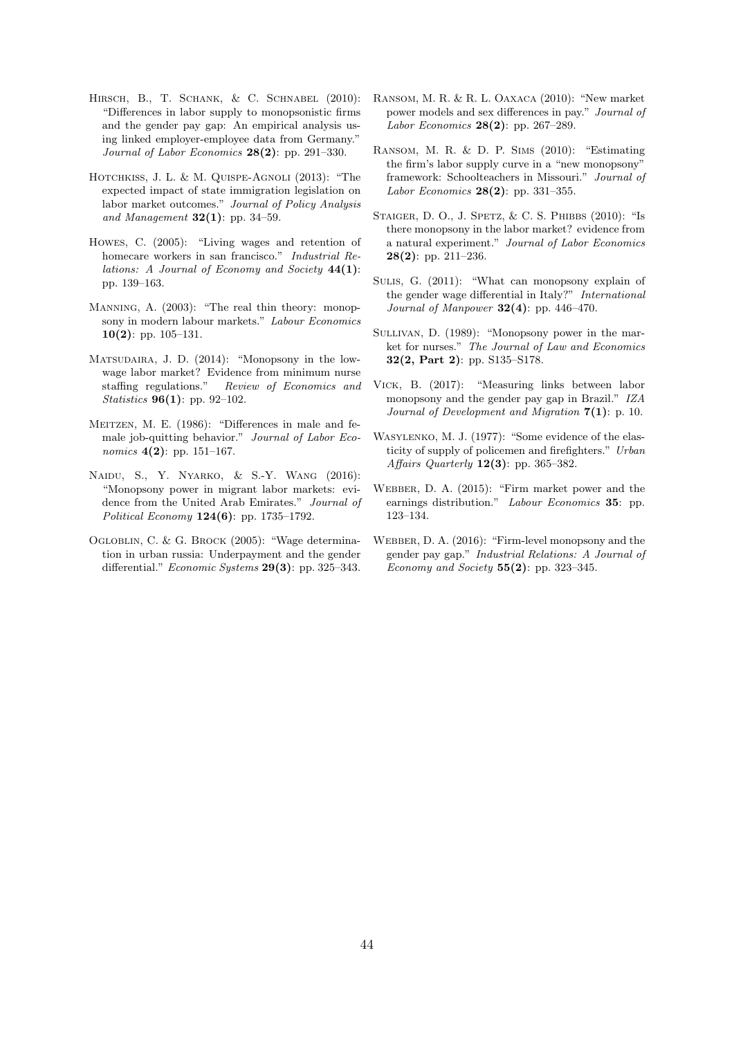Hirsch, B., T. Schank, & C. Schnabel (2010): "Differences in labor supply to monopsonistic firms and the gender pay gap: An empirical analysis using linked employer-employee data from Germany." *Journal of Labor Economics* **28(2)**: pp. 291–330.

Hotchkiss, J. L. & M. Quispe-Agnoli (2013): "The expected impact of state immigration legislation on labor market outcomes." *Journal of Policy Analysis and Management* **32(1)**: pp. 34–59.

Howes, C. (2005): "Living wages and retention of homecare workers in san francisco." *Industrial Relations: A Journal of Economy and Society* **44(1)**: pp. 139–163.

Manning, A. (2003): "The real thin theory: monopsony in modern labour markets." *Labour Economics* **10(2)**: pp. 105–131.

Matsudaira, J. D. (2014): "Monopsony in the low-wage labor market? Evidence from minimum nurse staffing regulations." *Review of Economics and Statistics* **96(1)**: pp. 92–102.

Meitzen, M. E. (1986): "Differences in male and female job-quitting behavior." *Journal of Labor Economics* **4(2)**: pp. 151–167.

Naidu, S., Y. Nyarko, & S.-Y. Wang (2016): "Monopsony power in migrant labor markets: evidence from the United Arab Emirates." *Journal of Political Economy* **124(6)**: pp. 1735–1792.

Ogloblin, C. & G. Brock (2005): "Wage determination in urban russia: Underpayment and the gender differential." *Economic Systems* **29(3)**: pp. 325–343.

Ransom, M. R. & R. L. Oaxaca (2010): "New market power models and sex differences in pay." *Journal of Labor Economics* **28(2)**: pp. 267–289.

Ransom, M. R. & D. P. Sims (2010): "Estimating the firm's labor supply curve in a "new monopsony" framework: Schoolteachers in Missouri." *Journal of Labor Economics* **28(2)**: pp. 331–355.

Staiger, D. O., J. Spetz, & C. S. Phibbs (2010): "Is there monopsony in the labor market? evidence from a natural experiment." *Journal of Labor Economics* **28(2)**: pp. 211–236.

Sulis, G. (2011): "What can monopsony explain of the gender wage differential in Italy?" *International Journal of Manpower* **32(4)**: pp. 446–470.

Sullivan, D. (1989): "Monopsony power in the market for nurses." *The Journal of Law and Economics* **32(2, Part 2)**: pp. S135–S178.

Vick, B. (2017): "Measuring links between labor monopsony and the gender pay gap in Brazil." *IZA Journal of Development and Migration* **7(1)**: p. 10.

Wasylenko, M. J. (1977): "Some evidence of the elasticity of supply of policemen and firefighters." *Urban Affairs Quarterly* **12(3)**: pp. 365–382.

Webber, D. A. (2015): "Firm market power and the earnings distribution." *Labour Economics* **35**: pp. 123–134.

Webber, D. A. (2016): "Firm-level monopsony and the gender pay gap." *Industrial Relations: A Journal of Economy and Society* **55(2)**: pp. 323–345.